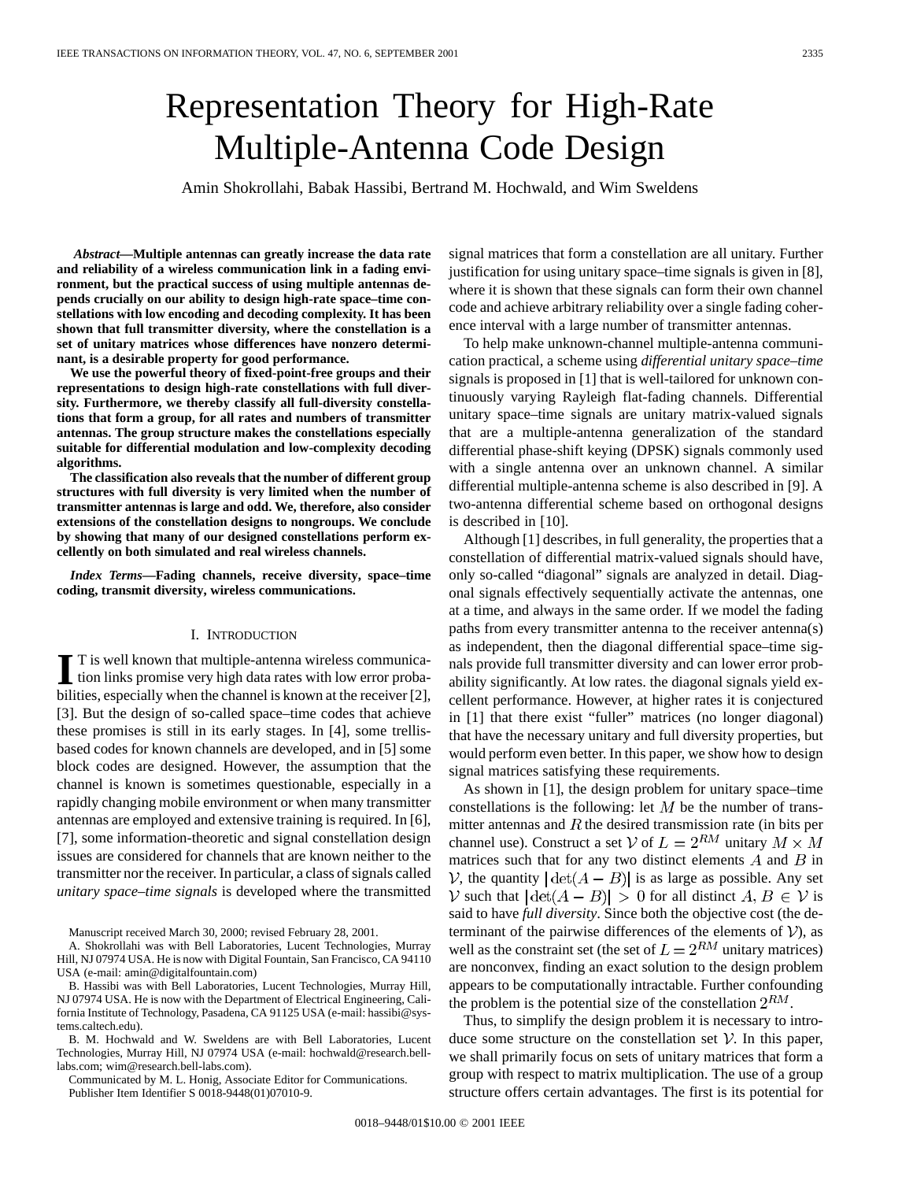# Representation Theory for High-Rate Multiple-Antenna Code Design

Amin Shokrollahi, Babak Hassibi, Bertrand M. Hochwald, and Wim Sweldens

***Abstract*—Multiple antennas can greatly increase the data rate and reliability of a wireless communication link in a fading environment, but the practical success of using multiple antennas depends crucially on our ability to design high-rate space–time constellations with low encoding and decoding complexity. It has been shown that full transmitter diversity, where the constellation is a set of unitary matrices whose differences have nonzero determinant, is a desirable property for good performance.**

**We use the powerful theory of fixed-point-free groups and their representations to design high-rate constellations with full diversity. Furthermore, we thereby classify all full-diversity constellations that form a group, for all rates and numbers of transmitter antennas. The group structure makes the constellations especially suitable for differential modulation and low-complexity decoding algorithms.**

**The classification also reveals that the number of different group structures with full diversity is very limited when the number of transmitter antennas is large and odd. We, therefore, also consider extensions of the constellation designs to nongroups. We conclude by showing that many of our designed constellations perform excellently on both simulated and real wireless channels.**

***Index Terms*—Fading channels, receive diversity, space–time coding, transmit diversity, wireless communications.**

## I. Introduction

It is well known that multiple-antenna wireless communication links promise very high data rates with low error probabilities, especially when the channel is known at the receiver [2], [3]. But the design of so-called space–time codes that achieve these promises is still in its early stages. In [4], some trellis-based codes for known channels are developed, and in [5] some block codes are designed. However, the assumption that the channel is known is sometimes questionable, especially in a rapidly changing mobile environment or when many transmitter antennas are employed and extensive training is required. In [6], [7], some information-theoretic and signal constellation design issues are considered for channels that are known neither to the transmitter nor the receiver. In particular, a class of signals called *unitary space–time signals* is developed where the transmitted signal matrices that form a constellation are all unitary. Further justification for using unitary space–time signals is given in [8], where it is shown that these signals can form their own channel code and achieve arbitrary reliability over a single fading coherence interval with a large number of transmitter antennas.

To help make unknown-channel multiple-antenna communication practical, a scheme using *differential unitary space–time* signals is proposed in [1] that is well-tailored for unknown continuously varying Rayleigh flat-fading channels. Differential unitary space–time signals are unitary matrix-valued signals that are a multiple-antenna generalization of the standard differential phase-shift keying (DPSK) signals commonly used with a single antenna over an unknown channel. A similar differential multiple-antenna scheme is also described in [9]. A two-antenna differential scheme based on orthogonal designs is described in [10].

Although [1] describes, in full generality, the properties that a constellation of differential matrix-valued signals should have, only so-called "diagonal" signals are analyzed in detail. Diagonal signals effectively sequentially activate the antennas, one at a time, and always in the same order. If we model the fading paths from every transmitter antenna to the receiver antenna(s) as independent, then the diagonal differential space–time signals provide full transmitter diversity and can lower error probability significantly. At low rates. the diagonal signals yield excellent performance. However, at higher rates it is conjectured in [1] that there exist "fuller" matrices (no longer diagonal) that have the necessary unitary and full diversity properties, but would perform even better. In this paper, we show how to design signal matrices satisfying these requirements.

As shown in [1], the design problem for unitary space–time constellations is the following: let $M$ be the number of transmitter antennas and $R$ the desired transmission rate (in bits per channel use). Construct a set $\mathcal{V}$ of $L = 2^{RM}$ unitary $M \times M$ matrices such that for any two distinct elements $A$ and $B$ in $\mathcal{V}$, the quantity $|\det(A - B)|$ is as large as possible. Any set $\mathcal{V}$ such that $|\det(A - B)| > 0$ for all distinct $A, B \in \mathcal{V}$ is said to have *full diversity*. Since both the objective cost (the determinant of the pairwise differences of the elements of $\mathcal{V}$), as well as the constraint set (the set of $L = 2^{RM}$ unitary matrices) are nonconvex, finding an exact solution to the design problem appears to be computationally intractable. Further confounding the problem is the potential size of the constellation $2^{RM}$.

Thus, to simplify the design problem it is necessary to introduce some structure on the constellation set $\mathcal{V}$. In this paper, we shall primarily focus on sets of unitary matrices that form a group with respect to matrix multiplication. The use of a group structure offers certain advantages. The first is its potential for

Manuscript received March 30, 2000; revised February 28, 2001.

A. Shokrollahi was with Bell Laboratories, Lucent Technologies, Murray Hill, NJ 07974 USA. He is now with Digital Fountain, San Francisco, CA 94110 USA (e-mail: amin@digitalfountain.com)

B. Hassibi was with Bell Laboratories, Lucent Technologies, Murray Hill, NJ 07974 USA. He is now with the Department of Electrical Engineering, California Institute of Technology, Pasadena, CA 91125 USA (e-mail: hassibi@systems.caltech.edu).

B. M. Hochwald and W. Sweldens are with Bell Laboratories, Lucent Technologies, Murray Hill, NJ 07974 USA (e-mail: hochwald@research.bell-labs.com; wim@research.bell-labs.com).

Communicated by M. L. Honig, Associate Editor for Communications.

Publisher Item Identifier S 0018-9448(01)07010-9.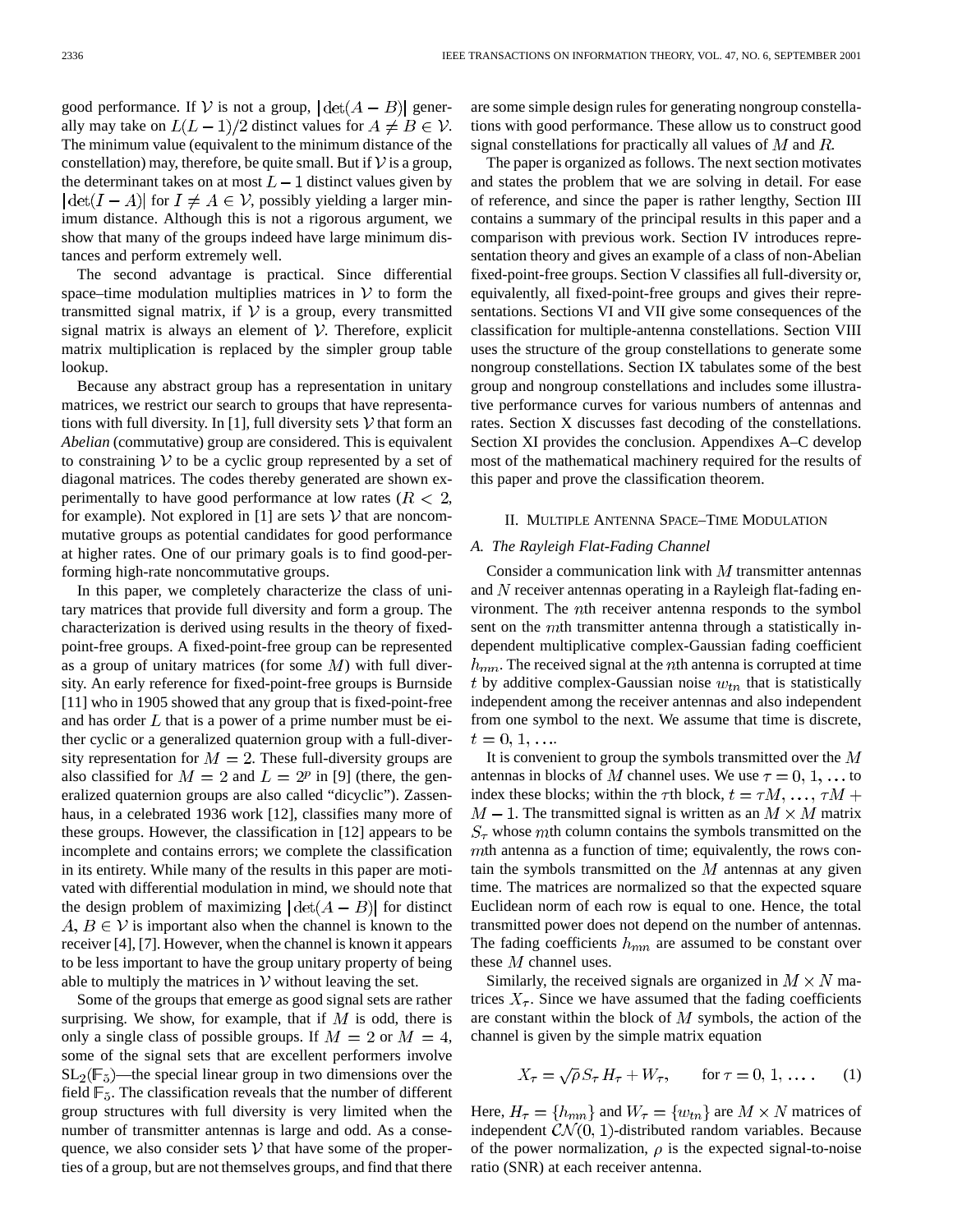good performance. If $\mathcal{V}$ is not a group, $|\det(A-B)|$ generally may take on $L(L-1)/2$ distinct values for $A \neq B \in \mathcal{V}$. The minimum value (equivalent to the minimum distance of the constellation) may, therefore, be quite small. But if $\mathcal{V}$ is a group, the determinant takes on at most $L-1$ distinct values given by $|\det(I-A)|$ for $I \neq A \in \mathcal{V}$, possibly yielding a larger minimum distance. Although this is not a rigorous argument, we show that many of the groups indeed have large minimum distances and perform extremely well.

The second advantage is practical. Since differential space–time modulation multiplies matrices in $\mathcal{V}$ to form the transmitted signal matrix, if $\mathcal{V}$ is a group, every transmitted signal matrix is always an element of $\mathcal{V}$. Therefore, explicit matrix multiplication is replaced by the simpler group table lookup.

Because any abstract group has a representation in unitary matrices, we restrict our search to groups that have representations with full diversity. In [1], full diversity sets $\mathcal{V}$ that form an *Abelian* (commutative) group are considered. This is equivalent to constraining $\mathcal{V}$ to be a cyclic group represented by a set of diagonal matrices. The codes thereby generated are shown experimentally to have good performance at low rates ($R < 2$, for example). Not explored in [1] are sets $\mathcal{V}$ that are noncommutative groups as potential candidates for good performance at higher rates. One of our primary goals is to find good-performing high-rate noncommutative groups.

In this paper, we completely characterize the class of unitary matrices that provide full diversity and form a group. The characterization is derived using results in the theory of fixed-point-free groups. A fixed-point-free group can be represented as a group of unitary matrices (for some $M$) with full diversity. An early reference for fixed-point-free groups is Burnside [11] who in 1905 showed that any group that is fixed-point-free and has order $L$ that is a power of a prime number must be either cyclic or a generalized quaternion group with a full-diversity representation for $M = 2$. These full-diversity groups are also classified for $M = 2$ and $L = 2^p$ in [9] (there, the generalized quaternion groups are also called "dicyclic"). Zassenhaus, in a celebrated 1936 work [12], classifies many more of these groups. However, the classification in [12] appears to be incomplete and contains errors; we complete the classification in its entirety. While many of the results in this paper are motivated with differential modulation in mind, we should note that the design problem of maximizing $|\det(A-B)|$ for distinct $A, B \in \mathcal{V}$ is important also when the channel is known to the receiver [4], [7]. However, when the channel is known it appears to be less important to have the group unitary property of being able to multiply the matrices in $\mathcal{V}$ without leaving the set.

Some of the groups that emerge as good signal sets are rather surprising. We show, for example, that if $M$ is odd, there is only a single class of possible groups. If $M = 2$ or $M = 4$, some of the signal sets that are excellent performers involve $\mathrm{SL}_2(\mathbb{F}_5)$—the special linear group in two dimensions over the field $\mathbb{F}_5$. The classification reveals that the number of different group structures with full diversity is very limited when the number of transmitter antennas is large and odd. As a consequence, we also consider sets $\mathcal{V}$ that have some of the properties of a group, but are not themselves groups, and find that there are some simple design rules for generating nongroup constellations with good performance. These allow us to construct good signal constellations for practically all values of $M$ and $R$.

The paper is organized as follows. The next section motivates and states the problem that we are solving in detail. For ease of reference, and since the paper is rather lengthy, Section III contains a summary of the principal results in this paper and a comparison with previous work. Section IV introduces representation theory and gives an example of a class of non-Abelian fixed-point-free groups. Section V classifies all full-diversity or, equivalently, all fixed-point-free groups and gives their representations. Sections VI and VII give some consequences of the classification for multiple-antenna constellations. Section VIII uses the structure of the group constellations to generate some nongroup constellations. Section IX tabulates some of the best group and nongroup constellations and includes some illustrative performance curves for various numbers of antennas and rates. Section X discusses fast decoding of the constellations. Section XI provides the conclusion. Appendixes A–C develop most of the mathematical machinery required for the results of this paper and prove the classification theorem.

## II. Multiple Antenna Space–Time Modulation

### A. The Rayleigh Flat-Fading Channel

Consider a communication link with $M$ transmitter antennas and $N$ receiver antennas operating in a Rayleigh flat-fading environment. The $n$th receiver antenna responds to the symbol sent on the $m$th transmitter antenna through a statistically independent multiplicative complex-Gaussian fading coefficient $h_{mn}$. The received signal at the $n$th antenna is corrupted at time $t$ by additive complex-Gaussian noise $w_{tn}$ that is statistically independent among the receiver antennas and also independent from one symbol to the next. We assume that time is discrete, $t = 0, 1, \ldots$.

It is convenient to group the symbols transmitted over the $M$ antennas in blocks of $M$ channel uses. We use $\tau = 0, 1, \ldots$ to index these blocks; within the $\tau$th block, $t = \tau M, \ldots, \tau M + M - 1$. The transmitted signal is written as an $M \times M$ matrix $S_\tau$ whose $m$th column contains the symbols transmitted on the $m$th antenna as a function of time; equivalently, the rows contain the symbols transmitted on the $M$ antennas at any given time. The matrices are normalized so that the expected square Euclidean norm of each row is equal to one. Hence, the total transmitted power does not depend on the number of antennas. The fading coefficients $h_{mn}$ are assumed to be constant over these $M$ channel uses.

Similarly, the received signals are organized in $M \times N$ matrices $X_\tau$. Since we have assumed that the fading coefficients are constant within the block of $M$ symbols, the action of the channel is given by the simple matrix equation

$$X_\tau = \sqrt{\rho}\, S_\tau H_\tau + W_\tau, \qquad \text{for } \tau = 0, 1, \ldots. \tag{1}$$

Here, $H_\tau = \{h_{mn}\}$ and $W_\tau = \{w_{tn}\}$ are $M \times N$ matrices of independent $\mathcal{CN}(0,1)$-distributed random variables. Because of the power normalization, $\rho$ is the expected signal-to-noise ratio (SNR) at each receiver antenna.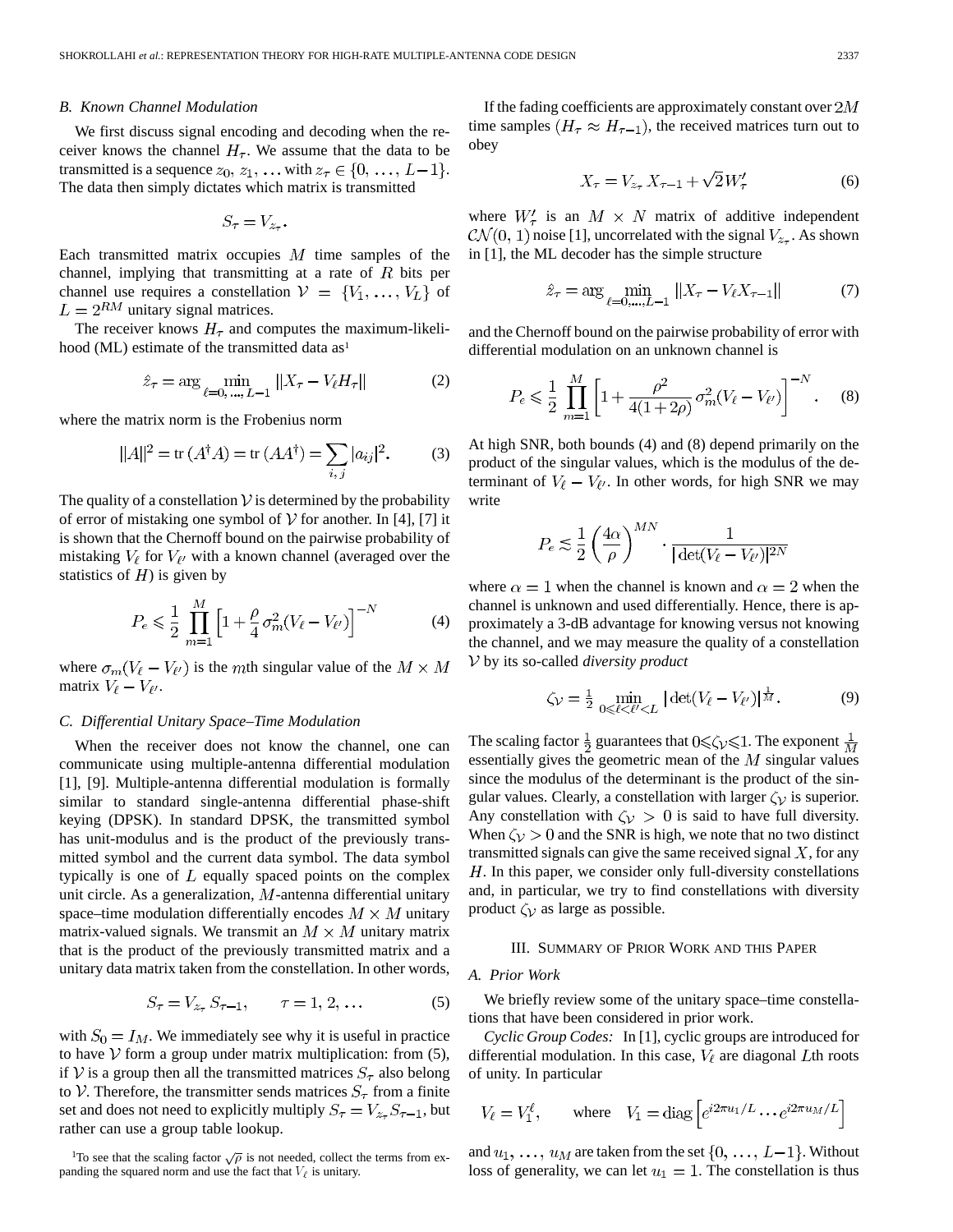### B. Known Channel Modulation

We first discuss signal encoding and decoding when the receiver knows the channel $H_\tau$. We assume that the data to be transmitted is a sequence $z_0, z_1, \ldots$ with $z_\tau \in \{0, \ldots, L-1\}$. The data then simply dictates which matrix is transmitted

$$S_\tau = V_{z_\tau}.$$

Each transmitted matrix occupies $M$ time samples of the channel, implying that transmitting at a rate of $R$ bits per channel use requires a constellation $\mathcal{V} = \{V_1, \ldots, V_L\}$ of $L = 2^{RM}$ unitary signal matrices.

The receiver knows $H_\tau$ and computes the maximum-likelihood (ML) estimate of the transmitted data as[1]

$$\hat{z}_\tau = \arg \min_{\ell=0,\ldots,L-1} \|X_\tau - V_\ell H_\tau\| \tag{2}$$

where the matrix norm is the Frobenius norm

$$\|A\|^2 = \operatorname{tr}(A^\dagger A) = \operatorname{tr}(AA^\dagger) = \sum_{i,j} |a_{ij}|^2. \tag{3}$$

The quality of a constellation $\mathcal{V}$ is determined by the probability of error of mistaking one symbol of $\mathcal{V}$ for another. In [4], [7] it is shown that the Chernoff bound on the pairwise probability of mistaking $V_\ell$ for $V_{\ell'}$ with a known channel (averaged over the statistics of $H$) is given by

$$P_e \leqslant \frac{1}{2} \prod_{m=1}^{M} \left[1 + \frac{\rho}{4} \sigma_m^2 (V_\ell - V_{\ell'})\right]^{-N} \tag{4}$$

where $\sigma_m(V_\ell - V_{\ell'})$ is the $m$th singular value of the $M \times M$ matrix $V_\ell - V_{\ell'}$.

### C. Differential Unitary Space–Time Modulation

When the receiver does not know the channel, one can communicate using multiple-antenna differential modulation [1], [9]. Multiple-antenna differential modulation is formally similar to standard single-antenna differential phase-shift keying (DPSK). In standard DPSK, the transmitted symbol has unit-modulus and is the product of the previously transmitted symbol and the current data symbol. The data symbol typically is one of $L$ equally spaced points on the complex unit circle. As a generalization, $M$-antenna differential unitary space–time modulation differentially encodes $M \times M$ unitary matrix-valued signals. We transmit an $M \times M$ unitary matrix that is the product of the previously transmitted matrix and a unitary data matrix taken from the constellation. In other words,

$$S_\tau = V_{z_\tau} S_{\tau-1}, \qquad \tau = 1, 2, \ldots \tag{5}$$

with $S_0 = I_M$. We immediately see why it is useful in practice to have $\mathcal{V}$ form a group under matrix multiplication: from (5), if $\mathcal{V}$ is a group then all the transmitted matrices $S_\tau$ also belong to $\mathcal{V}$. Therefore, the transmitter sends matrices $S_\tau$ from a finite set and does not need to explicitly multiply $S_\tau = V_{z_\tau} S_{\tau-1}$, but rather can use a group table lookup.

[1]To see that the scaling factor $\sqrt{\rho}$ is not needed, collect the terms from expanding the squared norm and use the fact that $V_\ell$ is unitary.

If the fading coefficients are approximately constant over $2M$ time samples ($H_\tau \approx H_{\tau-1}$), the received matrices turn out to obey

$$X_\tau = V_{z_\tau} X_{\tau-1} + \sqrt{2} W'_\tau \tag{6}$$

where $W'_\tau$ is an $M \times N$ matrix of additive independent $\mathcal{CN}(0,1)$ noise [1], uncorrelated with the signal $V_{z_\tau}$. As shown in [1], the ML decoder has the simple structure

$$\hat{z}_\tau = \arg \min_{\ell=0,\ldots,L-1} \|X_\tau - V_\ell X_{\tau-1}\| \tag{7}$$

and the Chernoff bound on the pairwise probability of error with differential modulation on an unknown channel is

$$P_e \leqslant \frac{1}{2} \prod_{m=1}^{M} \left[1 + \frac{\rho^2}{4(1+2\rho)} \sigma_m^2 (V_\ell - V_{\ell'})\right]^{-N}. \tag{8}$$

At high SNR, both bounds (4) and (8) depend primarily on the product of the singular values, which is the modulus of the determinant of $V_\ell - V_{\ell'}$. In other words, for high SNR we may write

$$P_e \lesssim \frac{1}{2} \left(\frac{4\alpha}{\rho}\right)^{MN} \cdot \frac{1}{|\det(V_\ell - V_{\ell'})|^{2N}}$$

where $\alpha = 1$ when the channel is known and $\alpha = 2$ when the channel is unknown and used differentially. Hence, there is approximately a 3-dB advantage for knowing versus not knowing the channel, and we may measure the quality of a constellation $\mathcal{V}$ by its so-called *diversity product*

$$\zeta_{\mathcal{V}} = \frac{1}{2} \min_{0 \leqslant \ell < \ell' < L} |\det(V_\ell - V_{\ell'})|^{\frac{1}{M}}. \tag{9}$$

The scaling factor $\frac{1}{2}$ guarantees that $0 \leqslant \zeta_{\mathcal{V}} \leqslant 1$. The exponent $\frac{1}{M}$ essentially gives the geometric mean of the $M$ singular values since the modulus of the determinant is the product of the singular values. Clearly, a constellation with larger $\zeta_{\mathcal{V}}$ is superior. Any constellation with $\zeta_{\mathcal{V}} > 0$ is said to have full diversity. When $\zeta_{\mathcal{V}} > 0$ and the SNR is high, we note that no two distinct transmitted signals can give the same received signal $X$, for any $H$. In this paper, we consider only full-diversity constellations and, in particular, we try to find constellations with diversity product $\zeta_{\mathcal{V}}$ as large as possible.

## III. Summary of Prior Work and this Paper

### A. Prior Work

We briefly review some of the unitary space–time constellations that have been considered in prior work.

*Cyclic Group Codes:* In [1], cyclic groups are introduced for differential modulation. In this case, $V_\ell$ are diagonal $L$th roots of unity. In particular

$$V_\ell = V_1^\ell, \qquad \text{where} \quad V_1 = \operatorname{diag}\left[e^{i2\pi u_1/L} \cdots e^{i2\pi u_M/L}\right]$$

and $u_1, \ldots, u_M$ are taken from the set $\{0, \ldots, L-1\}$. Without loss of generality, we can let $u_1 = 1$. The constellation is thus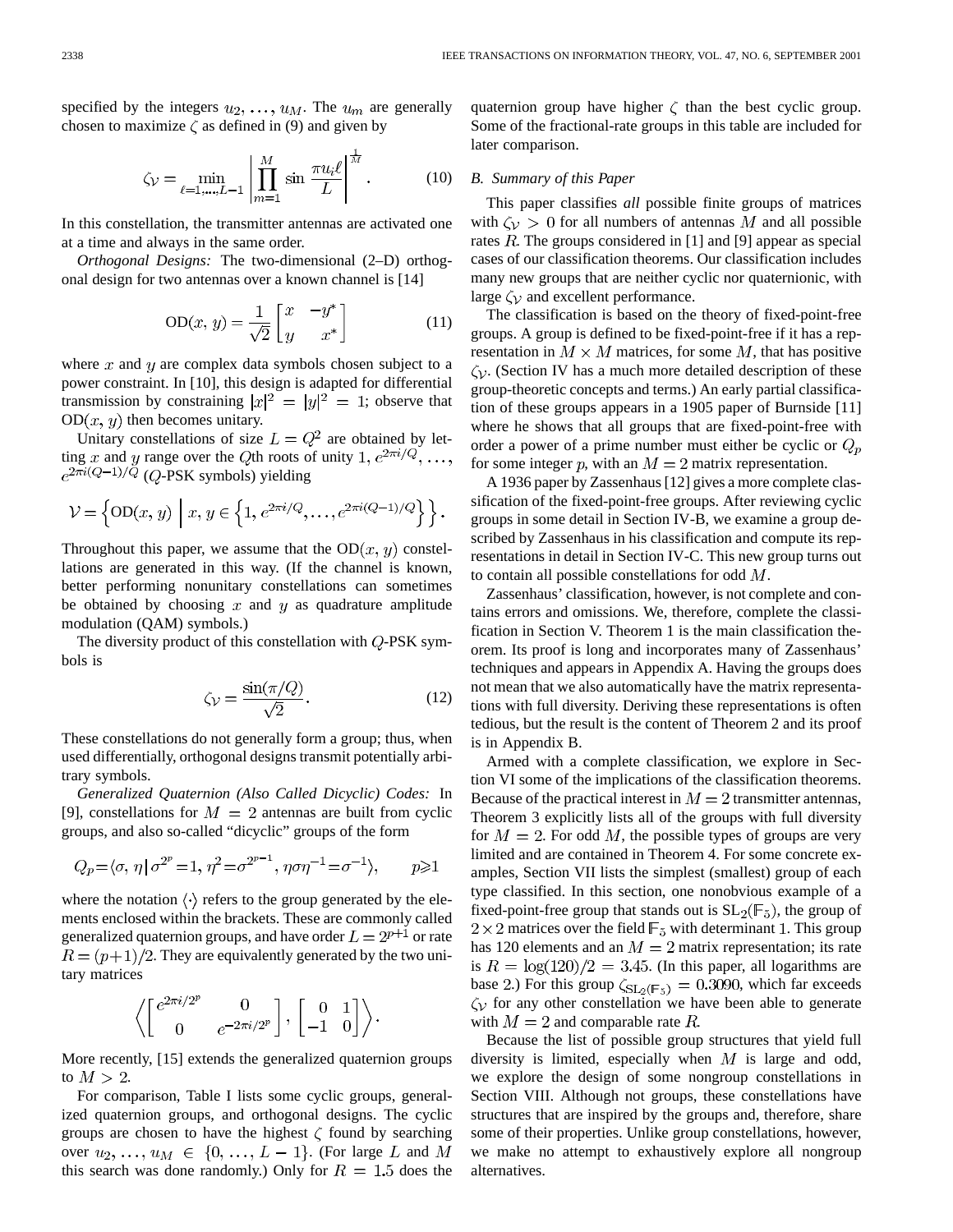specified by the integers $u_2, \ldots, u_M$. The $u_m$ are generally chosen to maximize $\zeta$ as defined in (9) and given by

$$\zeta_{\mathcal{V}} = \min_{\ell=1,\ldots,L-1} \left| \prod_{m=1}^{M} \sin \frac{\pi u_i \ell}{L} \right|^{\frac{1}{M}}. \tag{10}$$

In this constellation, the transmitter antennas are activated one at a time and always in the same order.

*Orthogonal Designs:* The two-dimensional (2–D) orthogonal design for two antennas over a known channel is [14]

$$\mathrm{OD}(x, y) = \frac{1}{\sqrt{2}} \begin{bmatrix} x & -y^* \\ y & x^* \end{bmatrix} \tag{11}$$

where $x$ and $y$ are complex data symbols chosen subject to a power constraint. In [10], this design is adapted for differential transmission by constraining $|x|^2 = |y|^2 = 1$; observe that $\mathrm{OD}(x, y)$ then becomes unitary.

Unitary constellations of size $L = Q^2$ are obtained by letting $x$ and $y$ range over the $Q$th roots of unity $1, e^{2\pi i/Q}, \ldots, e^{2\pi i(Q-1)/Q}$ ($Q$-PSK symbols) yielding

$$\mathcal{V} = \left\{ \mathrm{OD}(x, y) \;\middle|\; x, y \in \left\{1, e^{2\pi i/Q}, \ldots, e^{2\pi i(Q-1)/Q}\right\} \right\}.$$

Throughout this paper, we assume that the $\mathrm{OD}(x, y)$ constellations are generated in this way. (If the channel is known, better performing nonunitary constellations can sometimes be obtained by choosing $x$ and $y$ as quadrature amplitude modulation (QAM) symbols.)

The diversity product of this constellation with $Q$-PSK symbols is

$$\zeta_{\mathcal{V}} = \frac{\sin(\pi/Q)}{\sqrt{2}}. \tag{12}$$

These constellations do not generally form a group; thus, when used differentially, orthogonal designs transmit potentially arbitrary symbols.

*Generalized Quaternion (Also Called Dicyclic) Codes:* In [9], constellations for $M = 2$ antennas are built from cyclic groups, and also so-called "dicyclic" groups of the form

$$Q_p = \langle \sigma, \eta \mid \sigma^{2^p} = 1, \eta^2 = \sigma^{2^{p-1}}, \eta\sigma\eta^{-1} = \sigma^{-1} \rangle, \qquad p \geqslant 1$$

where the notation $\langle \cdot \rangle$ refers to the group generated by the elements enclosed within the brackets. These are commonly called generalized quaternion groups, and have order $L = 2^{p+1}$ or rate $R = (p+1)/2$. They are equivalently generated by the two unitary matrices

$$\left\langle \begin{bmatrix} e^{2\pi i/2^p} & 0 \\ 0 & e^{-2\pi i/2^p} \end{bmatrix}, \begin{bmatrix} 0 & 1 \\ -1 & 0 \end{bmatrix} \right\rangle.$$

More recently, [15] extends the generalized quaternion groups to $M > 2$.

For comparison, Table I lists some cyclic groups, generalized quaternion groups, and orthogonal designs. The cyclic groups are chosen to have the highest $\zeta$ found by searching over $u_2, \ldots, u_M \in \{0, \ldots, L-1\}$. (For large $L$ and $M$ this search was done randomly.) Only for $R = 1.5$ does the quaternion group have higher $\zeta$ than the best cyclic group. Some of the fractional-rate groups in this table are included for later comparison.

### B. Summary of this Paper

This paper classifies *all* possible finite groups of matrices with $\zeta_{\mathcal{V}} > 0$ for all numbers of antennas $M$ and all possible rates $R$. The groups considered in [1] and [9] appear as special cases of our classification theorems. Our classification includes many new groups that are neither cyclic nor quaternionic, with large $\zeta_{\mathcal{V}}$ and excellent performance.

The classification is based on the theory of fixed-point-free groups. A group is defined to be fixed-point-free if it has a representation in $M \times M$ matrices, for some $M$, that has positive $\zeta_{\mathcal{V}}$. (Section IV has a much more detailed description of these group-theoretic concepts and terms.) An early partial classification of these groups appears in a 1905 paper of Burnside [11] where he shows that all groups that are fixed-point-free with order a power of a prime number must either be cyclic or $Q_p$ for some integer $p$, with an $M = 2$ matrix representation.

A 1936 paper by Zassenhaus [12] gives a more complete classification of the fixed-point-free groups. After reviewing cyclic groups in some detail in Section IV-B, we examine a group described by Zassenhaus in his classification and compute its representations in detail in Section IV-C. This new group turns out to contain all possible constellations for odd $M$.

Zassenhaus' classification, however, is not complete and contains errors and omissions. We, therefore, complete the classification in Section V. Theorem 1 is the main classification theorem. Its proof is long and incorporates many of Zassenhaus' techniques and appears in Appendix A. Having the groups does not mean that we also automatically have the matrix representations with full diversity. Deriving these representations is often tedious, but the result is the content of Theorem 2 and its proof is in Appendix B.

Armed with a complete classification, we explore in Section VI some of the implications of the classification theorems. Because of the practical interest in $M = 2$ transmitter antennas, Theorem 3 explicitly lists all of the groups with full diversity for $M = 2$. For odd $M$, the possible types of groups are very limited and are contained in Theorem 4. For some concrete examples, Section VII lists the simplest (smallest) group of each type classified. In this section, one nonobvious example of a fixed-point-free group that stands out is $\mathrm{SL}_2(\mathbb{F}_5)$, the group of $2 \times 2$ matrices over the field $\mathbb{F}_5$ with determinant 1. This group has 120 elements and an $M = 2$ matrix representation; its rate is $R = \log(120)/2 = 3.45$. (In this paper, all logarithms are base 2.) For this group $\zeta_{\mathrm{SL}_2(\mathbb{F}_5)} = 0.3090$, which far exceeds $\zeta_{\mathcal{V}}$ for any other constellation we have been able to generate with $M = 2$ and comparable rate $R$.

Because the list of possible group structures that yield full diversity is limited, especially when $M$ is large and odd, we explore the design of some nongroup constellations in Section VIII. Although not groups, these constellations have structures that are inspired by the groups and, therefore, share some of their properties. Unlike group constellations, however, we make no attempt to exhaustively explore all nongroup alternatives.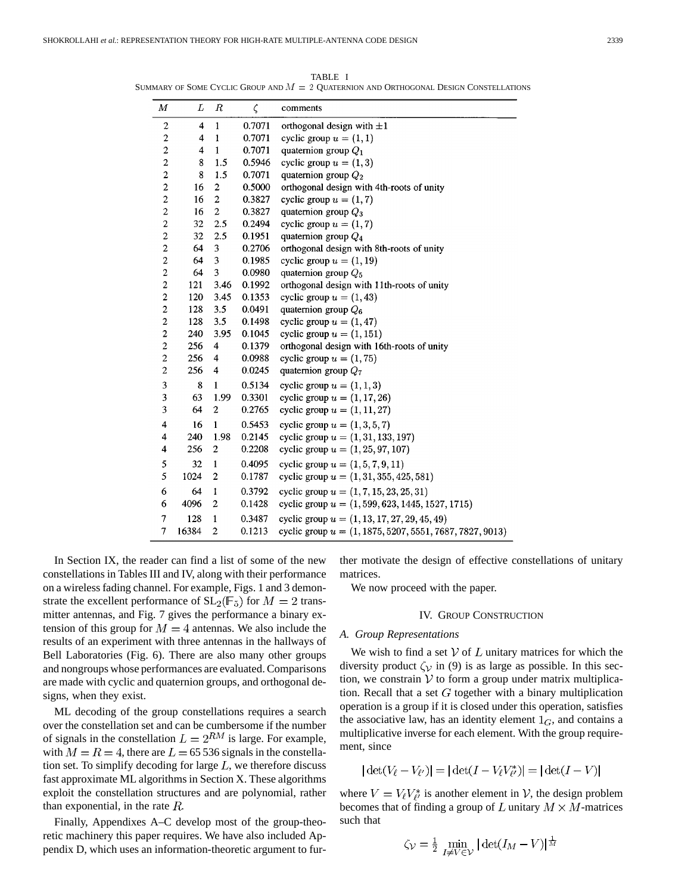TABLE I
SUMMARY OF SOME CYCLIC GROUP AND $M = 2$ QUATERNION AND ORTHOGONAL DESIGN CONSTELLATIONS

| $M$ | $L$ | $R$ | $\zeta$ | comments |
|---|---|---|---|---|
| 2 | 4 | 1 | 0.7071 | orthogonal design with $\pm 1$ |
| 2 | 4 | 1 | 0.7071 | cyclic group $u = (1, 1)$ |
| 2 | 4 | 1 | 0.7071 | quaternion group $Q_1$ |
| 2 | 8 | 1.5 | 0.5946 | cyclic group $u = (1, 3)$ |
| 2 | 8 | 1.5 | 0.7071 | quaternion group $Q_2$ |
| 2 | 16 | 2 | 0.5000 | orthogonal design with 4th-roots of unity |
| 2 | 16 | 2 | 0.3827 | cyclic group $u = (1, 7)$ |
| 2 | 16 | 2 | 0.3827 | quaternion group $Q_3$ |
| 2 | 32 | 2.5 | 0.2494 | cyclic group $u = (1, 7)$ |
| 2 | 32 | 2.5 | 0.1951 | quaternion group $Q_4$ |
| 2 | 64 | 3 | 0.2706 | orthogonal design with 8th-roots of unity |
| 2 | 64 | 3 | 0.1985 | cyclic group $u = (1, 19)$ |
| 2 | 64 | 3 | 0.0980 | quaternion group $Q_5$ |
| 2 | 121 | 3.46 | 0.1992 | orthogonal design with 11th-roots of unity |
| 2 | 120 | 3.45 | 0.1353 | cyclic group $u = (1, 43)$ |
| 2 | 128 | 3.5 | 0.0491 | quaternion group $Q_6$ |
| 2 | 128 | 3.5 | 0.1498 | cyclic group $u = (1, 47)$ |
| 2 | 240 | 3.95 | 0.1045 | cyclic group $u = (1, 151)$ |
| 2 | 256 | 4 | 0.1379 | orthogonal design with 16th-roots of unity |
| 2 | 256 | 4 | 0.0988 | cyclic group $u = (1, 75)$ |
| 2 | 256 | 4 | 0.0245 | quaternion group $Q_7$ |
| 3 | 8 | 1 | 0.5134 | cyclic group $u = (1, 1, 3)$ |
| 3 | 63 | 1.99 | 0.3301 | cyclic group $u = (1, 17, 26)$ |
| 3 | 64 | 2 | 0.2765 | cyclic group $u = (1, 11, 27)$ |
| 4 | 16 | 1 | 0.5453 | cyclic group $u = (1, 3, 5, 7)$ |
| 4 | 240 | 1.98 | 0.2145 | cyclic group $u = (1, 31, 133, 197)$ |
| 4 | 256 | 2 | 0.2208 | cyclic group $u = (1, 25, 97, 107)$ |
| 5 | 32 | 1 | 0.4095 | cyclic group $u = (1, 5, 7, 9, 11)$ |
| 5 | 1024 | 2 | 0.1787 | cyclic group $u = (1, 31, 355, 425, 581)$ |
| 6 | 64 | 1 | 0.3792 | cyclic group $u = (1, 7, 15, 23, 25, 31)$ |
| 6 | 4096 | 2 | 0.1428 | cyclic group $u = (1, 599, 623, 1445, 1527, 1715)$ |
| 7 | 128 | 1 | 0.3487 | cyclic group $u = (1, 13, 17, 27, 29, 45, 49)$ |
| 7 | 16384 | 2 | 0.1213 | cyclic group $u = (1, 1875, 5207, 5551, 7687, 7827, 9013)$ |

In Section IX, the reader can find a list of some of the new constellations in Tables III and IV, along with their performance on a wireless fading channel. For example, Figs. 1 and 3 demonstrate the excellent performance of $\mathrm{SL}_2(\mathbb{F}_5)$ for $M = 2$ transmitter antennas, and Fig. 7 gives the performance a binary extension of this group for $M = 4$ antennas. We also include the results of an experiment with three antennas in the hallways of Bell Laboratories (Fig. 6). There are also many other groups and nongroups whose performances are evaluated. Comparisons are made with cyclic and quaternion groups, and orthogonal designs, when they exist.

ML decoding of the group constellations requires a search over the constellation set and can be cumbersome if the number of signals in the constellation $L = 2^{RM}$ is large. For example, with $M = R = 4$, there are $L = 65\,536$ signals in the constellation set. To simplify decoding for large $L$, we therefore discuss fast approximate ML algorithms in Section X. These algorithms exploit the constellation structures and are polynomial, rather than exponential, in the rate $R$.

Finally, Appendixes A–C develop most of the group-theoretic machinery this paper requires. We have also included Appendix D, which uses an information-theoretic argument to further motivate the design of effective constellations of unitary matrices.

We now proceed with the paper.

## IV. Group Construction

### A. Group Representations

We wish to find a set $\mathcal{V}$ of $L$ unitary matrices for which the diversity product $\zeta_{\mathcal{V}}$ in (9) is as large as possible. In this section, we constrain $\mathcal{V}$ to form a group under matrix multiplication. Recall that a set $G$ together with a binary multiplication operation is a group if it is closed under this operation, satisfies the associative law, has an identity element $1_G$, and contains a multiplicative inverse for each element. With the group requirement, since

$$|\det(V_\ell - V_{\ell'})| = |\det(I - V_\ell V_{\ell'}^*)| = |\det(I - V)|$$

where $V = V_\ell V_{\ell'}^*$ is another element in $\mathcal{V}$, the design problem becomes that of finding a group of $L$ unitary $M \times M$-matrices such that

$$\zeta_{\mathcal{V}} = \tfrac{1}{2} \min_{I \neq V \in \mathcal{V}} |\det(I_M - V)|^{\frac{1}{M}}$$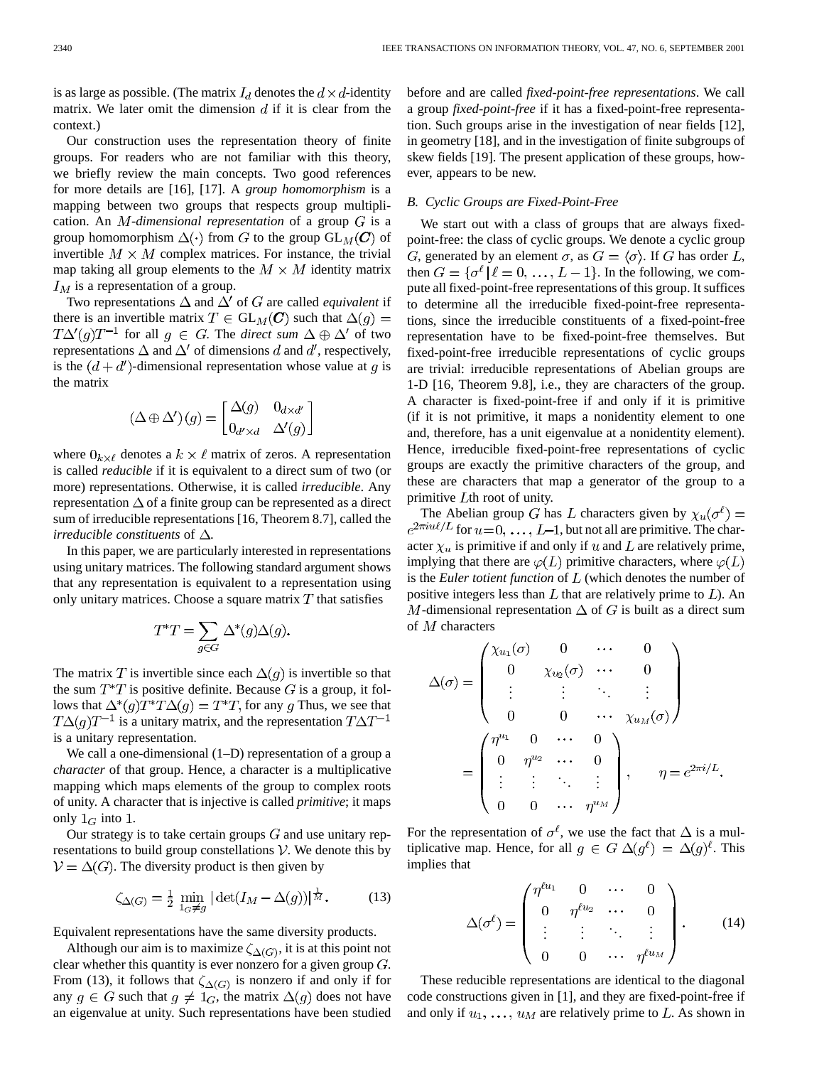is as large as possible. (The matrix $I_d$ denotes the $d \times d$-identity matrix. We later omit the dimension $d$ if it is clear from the context.)

Our construction uses the representation theory of finite groups. For readers who are not familiar with this theory, we briefly review the main concepts. Two good references for more details are [16], [17]. A *group homomorphism* is a mapping between two groups that respects group multiplication. An $M$*-dimensional representation* of a group $G$ is a group homomorphism $\Delta(\cdot)$ from $G$ to the group $\mathrm{GL}_M(\boldsymbol{C})$ of invertible $M \times M$ complex matrices. For instance, the trivial map taking all group elements to the $M \times M$ identity matrix $I_M$ is a representation of a group.

Two representations $\Delta$ and $\Delta'$ of $G$ are called *equivalent* if there is an invertible matrix $T \in \mathrm{GL}_M(\boldsymbol{C})$ such that $\Delta(g) = T\Delta'(g)T^{-1}$ for all $g \in G$. The *direct sum* $\Delta \oplus \Delta'$ of two representations $\Delta$ and $\Delta'$ of dimensions $d$ and $d'$, respectively, is the $(d+d')$-dimensional representation whose value at $g$ is the matrix

$$(\Delta \oplus \Delta')(g) = \begin{bmatrix} \Delta(g) & 0_{d\times d'} \\ 0_{d'\times d} & \Delta'(g) \end{bmatrix}$$

where $0_{k\times \ell}$ denotes a $k \times \ell$ matrix of zeros. A representation is called *reducible* if it is equivalent to a direct sum of two (or more) representations. Otherwise, it is called *irreducible*. Any representation $\Delta$ of a finite group can be represented as a direct sum of irreducible representations [16, Theorem 8.7], called the *irreducible constituents* of $\Delta$.

In this paper, we are particularly interested in representations using unitary matrices. The following standard argument shows that any representation is equivalent to a representation using only unitary matrices. Choose a square matrix $T$ that satisfies

$$T^*T = \sum_{g\in G} \Delta^*(g)\Delta(g).$$

The matrix $T$ is invertible since each $\Delta(g)$ is invertible so that the sum $T^*T$ is positive definite. Because $G$ is a group, it follows that $\Delta^*(g)T^*T\Delta(g) = T^*T$, for any $g$ Thus, we see that $T\Delta(g)T^{-1}$ is a unitary matrix, and the representation $T\Delta T^{-1}$ is a unitary representation.

We call a one-dimensional (1–D) representation of a group a *character* of that group. Hence, a character is a multiplicative mapping which maps elements of the group to complex roots of unity. A character that is injective is called *primitive*; it maps only $1_G$ into 1.

Our strategy is to take certain groups $G$ and use unitary representations to build group constellations $\mathcal{V}$. We denote this by $\mathcal{V} = \Delta(G)$. The diversity product is then given by

$$\zeta_{\Delta(G)} = \frac{1}{2} \min_{1_G \neq g} |\det(I_M - \Delta(g))|^{\frac{1}{M}}. \tag{13}$$

Equivalent representations have the same diversity products.

Although our aim is to maximize $\zeta_{\Delta(G)}$, it is at this point not clear whether this quantity is ever nonzero for a given group $G$. From (13), it follows that $\zeta_{\Delta(G)}$ is nonzero if and only if for any $g \in G$ such that $g \neq 1_G$, the matrix $\Delta(g)$ does not have an eigenvalue at unity. Such representations have been studied before and are called *fixed-point-free representations*. We call a group *fixed-point-free* if it has a fixed-point-free representation. Such groups arise in the investigation of near fields [12], in geometry [18], and in the investigation of finite subgroups of skew fields [19]. The present application of these groups, however, appears to be new.

### *B. Cyclic Groups are Fixed-Point-Free*

We start out with a class of groups that are always fixed-point-free: the class of cyclic groups. We denote a cyclic group $G$, generated by an element $\sigma$, as $G = \langle\sigma\rangle$. If $G$ has order $L$, then $G = \{\sigma^\ell \mid \ell = 0, \ldots, L-1\}$. In the following, we compute all fixed-point-free representations of this group. It suffices to determine all the irreducible fixed-point-free representations, since the irreducible constituents of a fixed-point-free representation have to be fixed-point-free themselves. But fixed-point-free irreducible representations of cyclic groups are trivial: irreducible representations of Abelian groups are 1-D [16, Theorem 9.8], i.e., they are characters of the group. A character is fixed-point-free if and only if it is primitive (if it is not primitive, it maps a nonidentity element to one and, therefore, has a unit eigenvalue at a nonidentity element). Hence, irreducible fixed-point-free representations of cyclic groups are exactly the primitive characters of the group, and these are characters that map a generator of the group to a primitive $L$th root of unity.

The Abelian group $G$ has $L$ characters given by $\chi_u(\sigma^\ell) = e^{2\pi i u\ell/L}$ for $u=0, \ldots, L-1$, but not all are primitive. The character $\chi_u$ is primitive if and only if $u$ and $L$ are relatively prime, implying that there are $\varphi(L)$ primitive characters, where $\varphi(L)$ is the *Euler totient function* of $L$ (which denotes the number of positive integers less than $L$ that are relatively prime to $L$). An $M$-dimensional representation $\Delta$ of $G$ is built as a direct sum of $M$ characters

$$\Delta(\sigma) = \begin{pmatrix} \chi_{u_1}(\sigma) & 0 & \cdots & 0 \\ 0 & \chi_{u_2}(\sigma) & \cdots & 0 \\ \vdots & \vdots & \ddots & \vdots \\ 0 & 0 & \cdots & \chi_{u_M}(\sigma) \end{pmatrix} = \begin{pmatrix} \eta^{u_1} & 0 & \cdots & 0 \\ 0 & \eta^{u_2} & \cdots & 0 \\ \vdots & \vdots & \ddots & \vdots \\ 0 & 0 & \cdots & \eta^{u_M} \end{pmatrix}, \qquad \eta = e^{2\pi i/L}.$$

For the representation of $\sigma^\ell$, we use the fact that $\Delta$ is a multiplicative map. Hence, for all $g \in G$ $\Delta(g^\ell) = \Delta(g)^\ell$. This implies that

$$\Delta(\sigma^\ell) = \begin{pmatrix} \eta^{\ell u_1} & 0 & \cdots & 0 \\ 0 & \eta^{\ell u_2} & \cdots & 0 \\ \vdots & \vdots & \ddots & \vdots \\ 0 & 0 & \cdots & \eta^{\ell u_M} \end{pmatrix}. \tag{14}$$

These reducible representations are identical to the diagonal code constructions given in [1], and they are fixed-point-free if and only if $u_1, \ldots, u_M$ are relatively prime to $L$. As shown in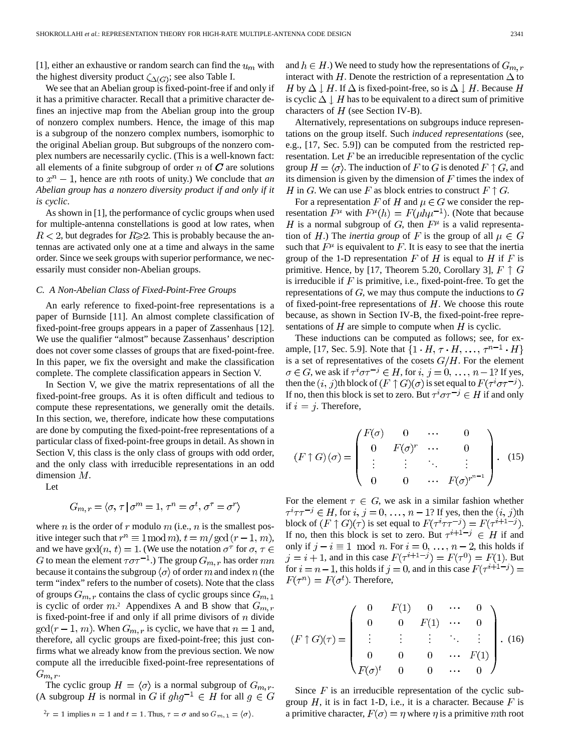[1], either an exhaustive or random search can find the $u_m$ with the highest diversity product $\zeta_{\Delta(G)}$; see also Table I.

We see that an Abelian group is fixed-point-free if and only if it has a primitive character. Recall that a primitive character defines an injective map from the Abelian group into the group of nonzero complex numbers. Hence, the image of this map is a subgroup of the nonzero complex numbers, isomorphic to the original Abelian group. But subgroups of the nonzero complex numbers are necessarily cyclic. (This is a well-known fact: all elements of a finite subgroup of order $n$ of $\boldsymbol{C}$ are solutions to $x^n - 1$, hence are $n$th roots of unity.) We conclude that *an Abelian group has a nonzero diversity product if and only if it is cyclic*.

As shown in [1], the performance of cyclic groups when used for multiple-antenna constellations is good at low rates, when $R < 2$, but degrades for $R \geqslant 2$. This is probably because the antennas are activated only one at a time and always in the same order. Since we seek groups with superior performance, we necessarily must consider non-Abelian groups.

### C. A Non-Abelian Class of Fixed-Point-Free Groups

An early reference to fixed-point-free representations is a paper of Burnside [11]. An almost complete classification of fixed-point-free groups appears in a paper of Zassenhaus [12]. We use the qualifier "almost" because Zassenhaus' description does not cover some classes of groups that are fixed-point-free. In this paper, we fix the oversight and make the classification complete. The complete classification appears in Section V.

In Section V, we give the matrix representations of all the fixed-point-free groups. As it is often difficult and tedious to compute these representations, we generally omit the details. In this section, we, therefore, indicate how these computations are done by computing the fixed-point-free representations of a particular class of fixed-point-free groups in detail. As shown in Section V, this class is the only class of groups with odd order, and the only class with irreducible representations in an odd dimension $M$.

Let

$$G_{m,r} = \langle \sigma, \tau \mid \sigma^m = 1, \tau^n = \sigma^t, \sigma^\tau = \sigma^r \rangle$$

where $n$ is the order of $r$ modulo $m$ (i.e., $n$ is the smallest positive integer such that $r^n \equiv 1 \bmod m$), $t = m/\gcd(r-1, m)$, and we have $\gcd(n, t) = 1$. (We use the notation $\sigma^\tau$ for $\sigma, \tau \in G$ to mean the element $\tau\sigma\tau^{-1}$.) The group $G_{m,r}$ has order $mn$ because it contains the subgroup $\langle\sigma\rangle$ of order $m$ and index $n$ (the term "index" refers to the number of cosets). Note that the class of groups $G_{m,r}$ contains the class of cyclic groups since $G_{m,1}$ is cyclic of order $m$.[2] Appendixes A and B show that $G_{m,r}$ is fixed-point-free if and only if all prime divisors of $n$ divide $\gcd(r-1, m)$. When $G_{m,r}$ is cyclic, we have that $n = 1$ and, therefore, all cyclic groups are fixed-point-free; this just confirms what we already know from the previous section. We now compute all the irreducible fixed-point-free representations of $G_{m,r}$.

The cyclic group $H = \langle\sigma\rangle$ is a normal subgroup of $G_{m,r}$. (A subgroup $H$ is normal in $G$ if $ghg^{-1} \in H$ for all $g \in G$ and $h \in H$.) We need to study how the representations of $G_{m,r}$ interact with $H$. Denote the restriction of a representation $\Delta$ to $H$ by $\Delta \downarrow H$. If $\Delta$ is fixed-point-free, so is $\Delta \downarrow H$. Because $H$ is cyclic $\Delta \downarrow H$ has to be equivalent to a direct sum of primitive characters of $H$ (see Section IV-B).

Alternatively, representations on subgroups induce representations on the group itself. Such *induced representations* (see, e.g., [17, Sec. 5.9]) can be computed from the restricted representation. Let $F$ be an irreducible representation of the cyclic group $H = \langle\sigma\rangle$. The induction of $F$ to $G$ is denoted $F \uparrow G$, and its dimension is given by the dimension of $F$ times the index of $H$ in $G$. We can use $F$ as block entries to construct $F \uparrow G$.

For a representation $F$ of $H$ and $\mu \in G$ we consider the representation $F^\mu$ with $F^\mu(h) = F(\mu h \mu^{-1})$. (Note that because $H$ is a normal subgroup of $G$, then $F^\mu$ is a valid representation of $H$.) The *inertia group* of $F$ is the group of all $\mu \in G$ such that $F^\mu$ is equivalent to $F$. It is easy to see that the inertia group of the 1-D representation $F$ of $H$ is equal to $H$ if $F$ is primitive. Hence, by [17, Theorem 5.20, Corollary 3], $F \uparrow G$ is irreducible if $F$ is primitive, i.e., fixed-point-free. To get the representations of $G$, we may thus compute the inductions to $G$ of fixed-point-free representations of $H$. We choose this route because, as shown in Section IV-B, the fixed-point-free representations of $H$ are simple to compute when $H$ is cyclic.

These inductions can be computed as follows; see, for example, [17, Sec. 5.9]. Note that $\{1 \cdot H, \tau \cdot H, \ldots, \tau^{n-1} \cdot H\}$ is a set of representatives of the cosets $G/H$. For the element $\sigma \in G$, we ask if $\tau^i \sigma \tau^{-j} \in H$, for $i, j = 0, \ldots, n-1$? If yes, then the $(i,j)$th block of $(F \uparrow G)(\sigma)$ is set equal to $F(\tau^i \sigma \tau^{-j})$. If no, then this block is set to zero. But $\tau^i \sigma \tau^{-j} \in H$ if and only if $i = j$. Therefore,

$$(F \uparrow G)(\sigma) = \begin{pmatrix} F(\sigma) & 0 & \cdots & 0 \\ 0 & F(\sigma)^r & \cdots & 0 \\ \vdots & \vdots & \ddots & \vdots \\ 0 & 0 & \cdots & F(\sigma)^{r^{n-1}} \end{pmatrix}. \quad (15)$$

For the element $\tau \in G$, we ask in a similar fashion whether $\tau^i \tau \tau^{-j} \in H$, for $i, j = 0, \ldots, n-1$? If yes, then the $(i,j)$th block of $(F \uparrow G)(\tau)$ is set equal to $F(\tau^i \tau \tau^{-j}) = F(\tau^{i+1-j})$. If no, then this block is set to zero. But $\tau^{i+1-j} \in H$ if and only if $j - i \equiv 1 \mod n$. For $i = 0, \ldots, n-2$, this holds if $j = i+1$, and in this case $F(\tau^{i+1-j}) = F(\tau^0) = F(1)$. But for $i = n-1$, this holds if $j = 0$, and in this case $F(\tau^{i+1-j}) = F(\tau^n) = F(\sigma^t)$. Therefore,

$$(F \uparrow G)(\tau) = \begin{pmatrix} 0 & F(1) & 0 & \cdots & 0 \\ 0 & 0 & F(1) & \cdots & 0 \\ \vdots & \vdots & \vdots & \ddots & \vdots \\ 0 & 0 & 0 & \cdots & F(1) \\ F(\sigma)^t & 0 & 0 & \cdots & 0 \end{pmatrix}. \quad (16)$$

Since $F$ is an irreducible representation of the cyclic subgroup $H$, it is in fact 1-D, i.e., it is a character. Because $F$ is a primitive character, $F(\sigma) = \eta$ where $\eta$ is a primitive $m$th root

[2] $r = 1$ implies $n = 1$ and $t = 1$. Thus, $\tau = \sigma$ and so $G_{m,1} = \langle\sigma\rangle$.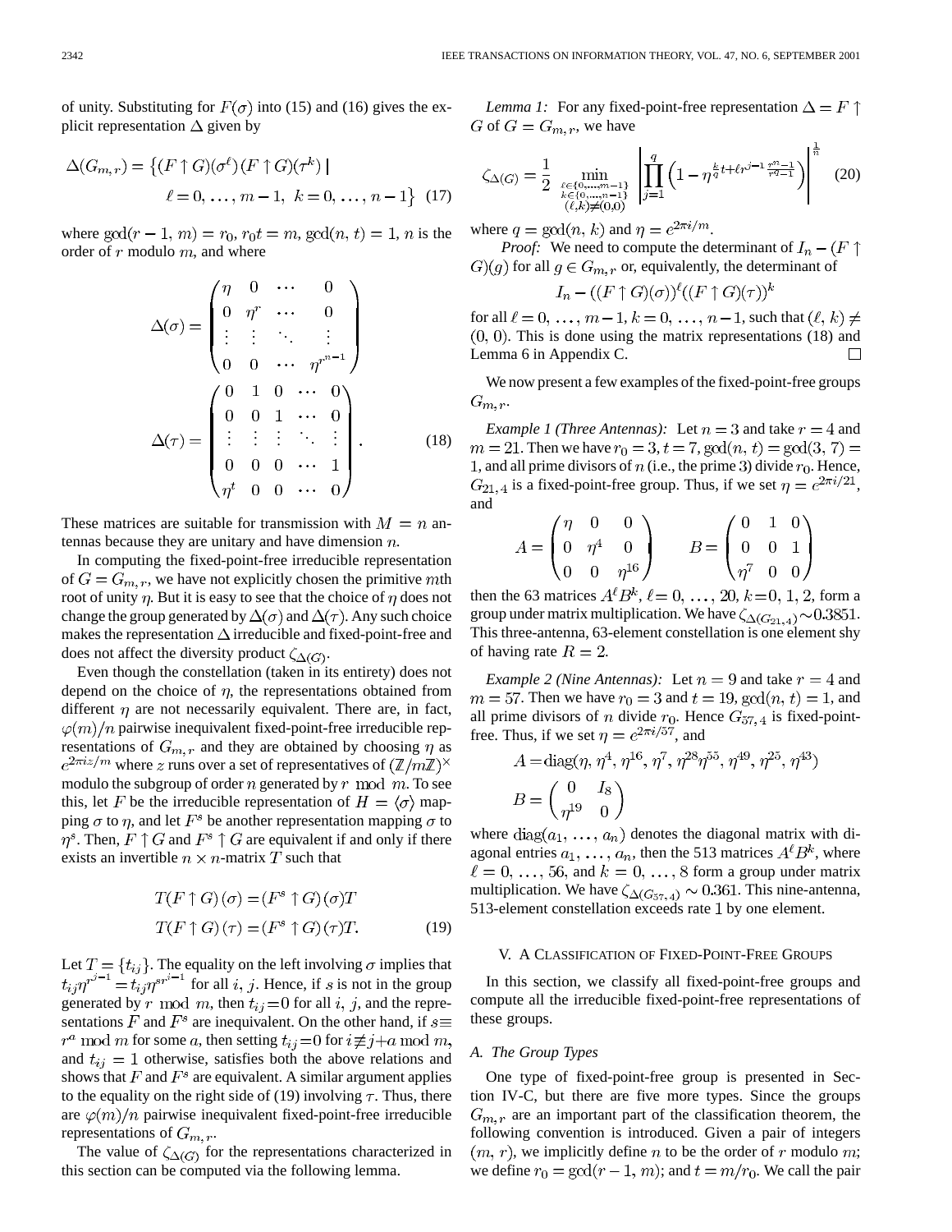of unity. Substituting for $F(\sigma)$ into (15) and (16) gives the explicit representation $\Delta$ given by

$$\Delta(G_{m,r}) = \{(F\uparrow G)(\sigma^\ell)(F\uparrow G)(\tau^k) \mid \ell = 0, \dots, m-1,\ k = 0, \dots, n-1\} \quad (17)$$

where $\gcd(r-1, m) = r_0$, $r_0 t = m$, $\gcd(n, t) = 1$, $n$ is the order of $r$ modulo $m$, and where

$$\Delta(\sigma) = \begin{pmatrix} \eta & 0 & \cdots & 0 \\ 0 & \eta^r & \cdots & 0 \\ \vdots & \vdots & \ddots & \vdots \\ 0 & 0 & \cdots & \eta^{r^{n-1}} \end{pmatrix}$$

$$\Delta(\tau) = \begin{pmatrix} 0 & 1 & 0 & \cdots & 0 \\ 0 & 0 & 1 & \cdots & 0 \\ \vdots & \vdots & \vdots & \ddots & \vdots \\ 0 & 0 & 0 & \cdots & 1 \\ \eta^t & 0 & 0 & \cdots & 0 \end{pmatrix}. \quad (18)$$

These matrices are suitable for transmission with $M = n$ antennas because they are unitary and have dimension $n$.

In computing the fixed-point-free irreducible representation of $G = G_{m,r}$ we have not explicitly chosen the primitive $m$th root of unity $\eta$. But it is easy to see that the choice of $\eta$ does not change the group generated by $\Delta(\sigma)$ and $\Delta(\tau)$. Any such choice makes the representation $\Delta$ irreducible and fixed-point-free and does not affect the diversity product $\zeta_{\Delta(G)}$.

Even though the constellation (taken in its entirety) does not depend on the choice of $\eta$, the representations obtained from different $\eta$ are not necessarily equivalent. There are, in fact, $\varphi(m)/n$ pairwise inequivalent fixed-point-free irreducible representations of $G_{m,r}$ and they are obtained by choosing $\eta$ as $e^{2\pi i z/m}$ where $z$ runs over a set of representatives of $(\mathbb{Z}/m\mathbb{Z})^\times$ modulo the subgroup of order $n$ generated by $r \bmod m$. To see this, let $F$ be the irreducible representation of $H = \langle\sigma\rangle$ mapping $\sigma$ to $\eta$, and let $F^s$ be another representation mapping $\sigma$ to $\eta^s$. Then, $F\uparrow G$ and $F^s \uparrow G$ are equivalent if and only if there exists an invertible $n \times n$-matrix $T$ such that

$$T(F\uparrow G)(\sigma) = (F^s \uparrow G)(\sigma)T$$
$$T(F\uparrow G)(\tau) = (F^s \uparrow G)(\tau)T. \quad (19)$$

Let $T = \{t_{ij}\}$. The equality on the left involving $\sigma$ implies that $t_{ij}\eta^{r^{j-1}} = t_{ij}\eta^{sr^{i-1}}$ for all $i$, $j$. Hence, if $s$ is not in the group generated by $r \bmod m$, then $t_{ij} = 0$ for all $i$, $j$, and the representations $F$ and $F^s$ are inequivalent. On the other hand, if $s \equiv r^a \bmod m$ for some $a$, then setting $t_{ij} = 0$ for $i \not\equiv j + a \bmod m$, and $t_{ij} = 1$ otherwise, satisfies both the above relations and shows that $F$ and $F^s$ are equivalent. A similar argument applies to the equality on the right side of (19) involving $\tau$. Thus, there are $\varphi(m)/n$ pairwise inequivalent fixed-point-free irreducible representations of $G_{m,r}$.

The value of $\zeta_{\Delta(G)}$ for the representations characterized in this section can be computed via the following lemma.

*Lemma 1:* For any fixed-point-free representation $\Delta = F\uparrow G$ of $G = G_{m,r}$, we have

$$\zeta_{\Delta(G)} = \frac{1}{2} \min_{\substack{\ell \in \{0,\dots,m-1\} \\ k \in \{0,\dots,n-1\} \\ (\ell,k) \neq (0,0)}} \left| \prod_{j=1}^{q} \left(1 - \eta^{\frac{k}{q}t + \ell r^{j-1}\frac{r^n-1}{r^q-1}}\right) \right|^{\frac{1}{n}} \quad (20)$$

where $q = \gcd(n, k)$ and $\eta = e^{2\pi i/m}$.

*Proof:* We need to compute the determinant of $I_n - (F\uparrow G)(g)$ for all $g \in G_{m,r}$ or, equivalently, the determinant of

$$I_n - ((F\uparrow G)(\sigma))^\ell((F\uparrow G)(\tau))^k$$

for all $\ell = 0, \dots, m-1$, $k = 0, \dots, n-1$, such that $(\ell, k) \neq (0, 0)$. This is done using the matrix representations (18) and Lemma 6 in Appendix C. □

We now present a few examples of the fixed-point-free groups $G_{m,r}$.

*Example 1 (Three Antennas):* Let $n = 3$ and take $r = 4$ and $m = 21$. Then we have $r_0 = 3$, $t = 7$, $\gcd(n, t) = \gcd(3, 7) = 1$, and all prime divisors of $n$ (i.e., the prime 3) divide $r_0$. Hence, $G_{21,4}$ is a fixed-point-free group. Thus, if we set $\eta = e^{2\pi i/21}$, and

$$A = \begin{pmatrix} \eta & 0 & 0 \\ 0 & \eta^4 & 0 \\ 0 & 0 & \eta^{16} \end{pmatrix} \qquad B = \begin{pmatrix} 0 & 1 & 0 \\ 0 & 0 & 1 \\ \eta^7 & 0 & 0 \end{pmatrix}$$

then the 63 matrices $A^\ell B^k$, $\ell = 0, \dots, 20$, $k = 0, 1, 2$, form a group under matrix multiplication. We have $\zeta_{\Delta(G_{21,4})} \sim 0.3851$. This three-antenna, 63-element constellation is one element shy of having rate $R = 2$.

*Example 2 (Nine Antennas):* Let $n = 9$ and take $r = 4$ and $m = 57$. Then we have $r_0 = 3$ and $t = 19$, $\gcd(n, t) = 1$, and all prime divisors of $n$ divide $r_0$. Hence $G_{57,4}$ is fixed-point-free. Thus, if we set $\eta = e^{2\pi i/57}$, and

$$A = \operatorname{diag}(\eta, \eta^4, \eta^{16}, \eta^7, \eta^{28}\eta^{55}, \eta^{49}, \eta^{25}, \eta^{43})$$

$$B = \begin{pmatrix} 0 & I_8 \\ \eta^{19} & 0 \end{pmatrix}$$

where $\operatorname{diag}(a_1, \dots, a_n)$ denotes the diagonal matrix with diagonal entries $a_1, \dots, a_n$, then the 513 matrices $A^\ell B^k$, where $\ell = 0, \dots, 56$, and $k = 0, \dots, 8$ form a group under matrix multiplication. We have $\zeta_{\Delta(G_{57,4})} \sim 0.361$. This nine-antenna, 513-element constellation exceeds rate 1 by one element.

## V. A Classification of Fixed-Point-Free Groups

In this section, we classify all fixed-point-free groups and compute all the irreducible fixed-point-free representations of these groups.

### A. The Group Types

One type of fixed-point-free group is presented in Section IV-C, but there are five more types. Since the groups $G_{m,r}$ are an important part of the classification theorem, the following convention is introduced. Given a pair of integers $(m, r)$, we implicitly define $n$ to be the order of $r$ modulo $m$; we define $r_0 = \gcd(r-1, m)$; and $t = m/r_0$. We call the pair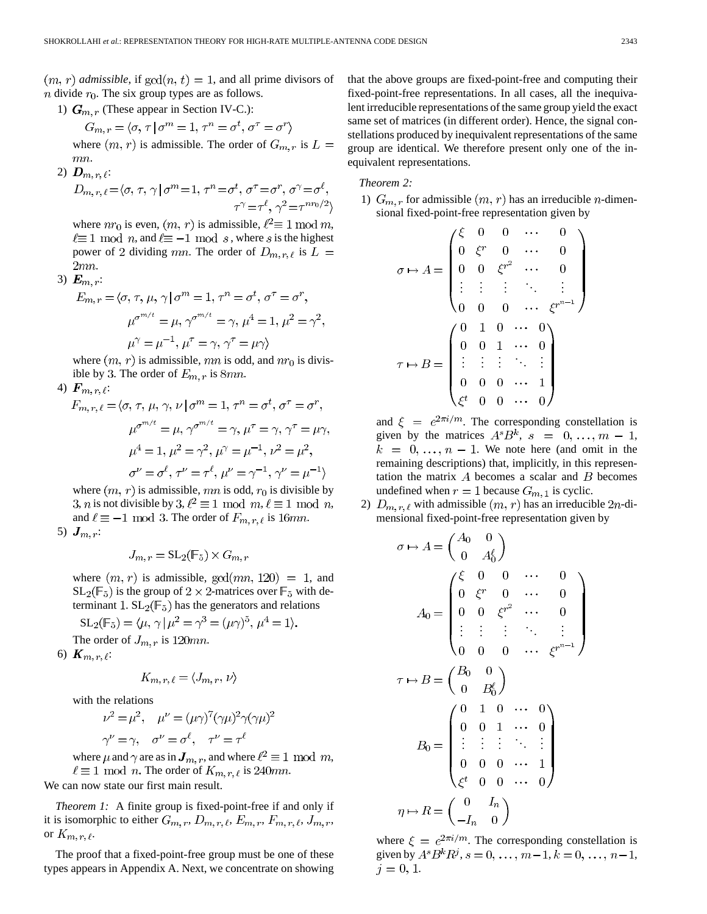$(m, r)$ *admissible*, if $\gcd(n, t) = 1$, and all prime divisors of $n$ divide $r_0$. The six group types are as follows.

1) $\boldsymbol{G}_{m,r}$ (These appear in Section IV-C.):

$$G_{m,r} = \langle \sigma, \tau \mid \sigma^m = 1, \tau^n = \sigma^t, \sigma^\tau = \sigma^r \rangle$$

where $(m, r)$ is admissible. The order of $G_{m,r}$ is $L = mn$.

2) $\boldsymbol{D}_{m,r,\ell}$:

$$D_{m,r,\ell} = \langle \sigma, \tau, \gamma \mid \sigma^m = 1, \tau^n = \sigma^t, \sigma^\tau = \sigma^r, \sigma^\gamma = \sigma^\ell, \tau^\gamma = \tau^\ell, \gamma^2 = \tau^{nr_0/2} \rangle$$

where $nr_0$ is even, $(m, r)$ is admissible, $\ell^2 \equiv 1 \bmod m$, $\ell \equiv 1 \mod n$, and $\ell \equiv -1 \mod s$, where $s$ is the highest power of $2$ dividing $mn$. The order of $D_{m,r,\ell}$ is $L = 2mn$.

3) $\boldsymbol{E}_{m,r}$:

$$E_{m,r} = \langle \sigma, \tau, \mu, \gamma \mid \sigma^m = 1, \tau^n = \sigma^t, \sigma^\tau = \sigma^r, \mu^{\sigma^{m/t}} = \mu, \gamma^{\sigma^{m/t}} = \gamma, \mu^4 = 1, \mu^2 = \gamma^2, \mu^\gamma = \mu^{-1}, \mu^\tau = \gamma, \gamma^\tau = \mu\gamma \rangle$$

where $(m, r)$ is admissible, $mn$ is odd, and $nr_0$ is divisible by $3$. The order of $E_{m,r}$ is $8mn$.

4) $\boldsymbol{F}_{m,r,\ell}$:

$$F_{m,r,\ell} = \langle \sigma, \tau, \mu, \gamma, \nu \mid \sigma^m = 1, \tau^n = \sigma^t, \sigma^\tau = \sigma^r, \mu^{\sigma^{m/t}} = \mu, \gamma^{\sigma^{m/t}} = \gamma, \mu^\tau = \gamma, \gamma^\tau = \mu\gamma, \mu^4 = 1, \mu^2 = \gamma^2, \mu^\gamma = \mu^{-1}, \nu^2 = \mu^2, \sigma^\nu = \sigma^\ell, \tau^\nu = \tau^\ell, \mu^\nu = \gamma^{-1}, \gamma^\nu = \mu^{-1} \rangle$$

where $(m, r)$ is admissible, $mn$ is odd, $r_0$ is divisible by $3$, $n$ is not divisible by $3$, $\ell^2 \equiv 1 \mod m$, $\ell \equiv 1 \mod n$, and $\ell \equiv -1 \mod 3$. The order of $F_{m,r,\ell}$ is $16mn$.

5) $\boldsymbol{J}_{m,r}$:

$$J_{m,r} = \mathrm{SL}_2(\mathbb{F}_5) \times G_{m,r}$$

where $(m, r)$ is admissible, $\gcd(mn, 120) = 1$, and $\mathrm{SL}_2(\mathbb{F}_5)$ is the group of $2 \times 2$-matrices over $\mathbb{F}_5$ with determinant $1$. $\mathrm{SL}_2(\mathbb{F}_5)$ has the generators and relations

$$\mathrm{SL}_2(\mathbb{F}_5) = \langle \mu, \gamma \mid \mu^2 = \gamma^3 = (\mu\gamma)^5, \mu^4 = 1 \rangle.$$

The order of $J_{m,r}$ is $120mn$.

6) $\boldsymbol{K}_{m,r,\ell}$:

$$K_{m,r,\ell} = \langle J_{m,r}, \nu \rangle$$

with the relations

$$\nu^2 = \mu^2, \quad \mu^\nu = (\mu\gamma)^7(\gamma\mu)^2\gamma(\gamma\mu)^2$$
$$\gamma^\nu = \gamma, \quad \sigma^\nu = \sigma^\ell, \quad \tau^\nu = \tau^\ell$$

where $\mu$ and $\gamma$ are as in $\boldsymbol{J}_{m,r}$, and where $\ell^2 \equiv 1 \mod m$, $\ell \equiv 1 \mod n$. The order of $K_{m,r,\ell}$ is $240mn$.

We can now state our first main result.

*Theorem 1:* A finite group is fixed-point-free if and only if it is isomorphic to either $G_{m,r}$, $D_{m,r,\ell}$, $E_{m,r}$, $F_{m,r,\ell}$, $J_{m,r}$, or $K_{m,r,\ell}$.

The proof that a fixed-point-free group must be one of these types appears in Appendix A. Next, we concentrate on showing that the above groups are fixed-point-free and computing their fixed-point-free representations. In all cases, all the inequivalent irreducible representations of the same group yield the exact same set of matrices (in different order). Hence, the signal constellations produced by inequivalent representations of the same group are identical. We therefore present only one of the inequivalent representations.

*Theorem 2:*

1) $G_{m,r}$ for admissible $(m, r)$ has an irreducible $n$-dimensional fixed-point-free representation given by

$$\sigma \mapsto A = \begin{pmatrix} \xi & 0 & 0 & \cdots & 0 \\ 0 & \xi^r & 0 & \cdots & 0 \\ 0 & 0 & \xi^{r^2} & \cdots & 0 \\ \vdots & \vdots & \vdots & \ddots & \vdots \\ 0 & 0 & 0 & \cdots & \xi^{r^{n-1}} \end{pmatrix}$$

$$\tau \mapsto B = \begin{pmatrix} 0 & 1 & 0 & \cdots & 0 \\ 0 & 0 & 1 & \cdots & 0 \\ \vdots & \vdots & \vdots & \ddots & \vdots \\ 0 & 0 & 0 & \cdots & 1 \\ \xi^t & 0 & 0 & \cdots & 0 \end{pmatrix}$$

and $\xi = e^{2\pi i/m}$. The corresponding constellation is given by the matrices $A^s B^k$, $s = 0, \ldots, m-1$, $k = 0, \ldots, n-1$. We note here (and omit in the remaining descriptions) that, implicitly, in this representation the matrix $A$ becomes a scalar and $B$ becomes undefined when $r = 1$ because $G_{m,1}$ is cyclic.

2) $D_{m,r,\ell}$ with admissible $(m, r)$ has an irreducible $2n$-dimensional fixed-point-free representation given by

$$\sigma \mapsto A = \begin{pmatrix} A_0 & 0 \\ 0 & A_0^\ell \end{pmatrix}$$

$$A_0 = \begin{pmatrix} \xi & 0 & 0 & \cdots & 0 \\ 0 & \xi^r & 0 & \cdots & 0 \\ 0 & 0 & \xi^{r^2} & \cdots & 0 \\ \vdots & \vdots & \vdots & \ddots & \vdots \\ 0 & 0 & 0 & \cdots & \xi^{r^{n-1}} \end{pmatrix}$$

$$\tau \mapsto B = \begin{pmatrix} B_0 & 0 \\ 0 & B_0^\ell \end{pmatrix}$$

$$B_0 = \begin{pmatrix} 0 & 1 & 0 & \cdots & 0 \\ 0 & 0 & 1 & \cdots & 0 \\ \vdots & \vdots & \vdots & \ddots & \vdots \\ 0 & 0 & 0 & \cdots & 1 \\ \xi^t & 0 & 0 & \cdots & 0 \end{pmatrix}$$

$$\eta \mapsto R = \begin{pmatrix} 0 & I_n \\ -I_n & 0 \end{pmatrix}$$

where $\xi = e^{2\pi i/m}$. The corresponding constellation is given by $A^s B^k R^j$, $s = 0, \ldots, m-1$, $k = 0, \ldots, n-1$, $j = 0, 1$.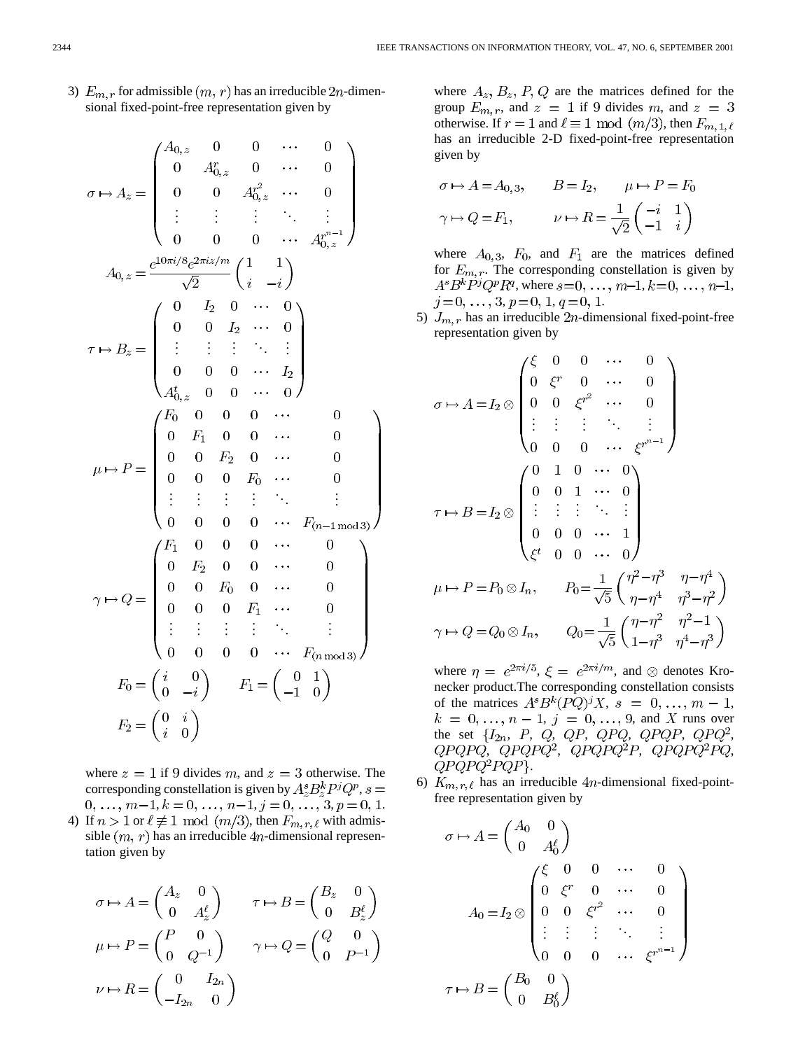3) $E_{m,r}$ for admissible $(m, r)$ has an irreducible $2n$-dimensional fixed-point-free representation given by

$$\sigma \mapsto A_z = \begin{pmatrix} A_{0,z} & 0 & 0 & \cdots & 0 \\ 0 & A_{0,z}^r & 0 & \cdots & 0 \\ 0 & 0 & A_{0,z}^{r^2} & \cdots & 0 \\ \vdots & \vdots & \vdots & \ddots & \vdots \\ 0 & 0 & 0 & \cdots & A_{0,z}^{r^{n-1}} \end{pmatrix}$$

$$A_{0,z} = \frac{e^{10\pi i/8} e^{2\pi i z/m}}{\sqrt{2}} \begin{pmatrix} 1 & 1 \\ i & -i \end{pmatrix}$$

$$\tau \mapsto B_z = \begin{pmatrix} 0 & I_2 & 0 & \cdots & 0 \\ 0 & 0 & I_2 & \cdots & 0 \\ \vdots & \vdots & \vdots & \ddots & \vdots \\ 0 & 0 & 0 & \cdots & I_2 \\ A_{0,z}^t & 0 & 0 & \cdots & 0 \end{pmatrix}$$

$$\mu \mapsto P = \begin{pmatrix} F_0 & 0 & 0 & 0 & \cdots & 0 \\ 0 & F_1 & 0 & 0 & \cdots & 0 \\ 0 & 0 & F_2 & 0 & \cdots & 0 \\ 0 & 0 & 0 & F_0 & \cdots & 0 \\ \vdots & \vdots & \vdots & \vdots & \ddots & \vdots \\ 0 & 0 & 0 & 0 & \cdots & F_{(n-1 \bmod 3)} \end{pmatrix}$$

$$\gamma \mapsto Q = \begin{pmatrix} F_1 & 0 & 0 & 0 & \cdots & 0 \\ 0 & F_2 & 0 & 0 & \cdots & 0 \\ 0 & 0 & F_0 & 0 & \cdots & 0 \\ 0 & 0 & 0 & F_1 & \cdots & 0 \\ \vdots & \vdots & \vdots & \vdots & \ddots & \vdots \\ 0 & 0 & 0 & 0 & \cdots & F_{(n \bmod 3)} \end{pmatrix}$$

$$F_0 = \begin{pmatrix} i & 0 \\ 0 & -i \end{pmatrix} \qquad F_1 = \begin{pmatrix} 0 & 1 \\ -1 & 0 \end{pmatrix}$$

$$F_2 = \begin{pmatrix} 0 & i \\ i & 0 \end{pmatrix}$$

where $z = 1$ if 9 divides $m$, and $z = 3$ otherwise. The corresponding constellation is given by $A_z^s B_z^k P^j Q^p$, $s = 0, \ldots, m-1, k = 0, \ldots, n-1, j = 0, \ldots, 3, p = 0, 1$.

4) If $n > 1$ or $\ell \not\equiv 1 \bmod (m/3)$, then $F_{m,r,\ell}$ with admissible $(m, r)$ has an irreducible $4n$-dimensional representation given by

$$\sigma \mapsto A = \begin{pmatrix} A_z & 0 \\ 0 & A_z^\ell \end{pmatrix} \qquad \tau \mapsto B = \begin{pmatrix} B_z & 0 \\ 0 & B_z^\ell \end{pmatrix}$$

$$\mu \mapsto P = \begin{pmatrix} P & 0 \\ 0 & Q^{-1} \end{pmatrix} \qquad \gamma \mapsto Q = \begin{pmatrix} Q & 0 \\ 0 & P^{-1} \end{pmatrix}$$

$$\nu \mapsto R = \begin{pmatrix} 0 & I_{2n} \\ -I_{2n} & 0 \end{pmatrix}$$

where $A_z$, $B_z$, $P$, $Q$ are the matrices defined for the group $E_{m,r}$, and $z = 1$ if 9 divides $m$, and $z = 3$ otherwise. If $r = 1$ and $\ell \equiv 1 \bmod (m/3)$, then $F_{m,1,\ell}$ has an irreducible 2-D fixed-point-free representation given by

$$\sigma \mapsto A = A_{0,3}, \qquad B = I_2, \qquad \mu \mapsto P = F_0$$

$$\gamma \mapsto Q = F_1, \qquad \nu \mapsto R = \frac{1}{\sqrt{2}} \begin{pmatrix} -i & 1 \\ -1 & i \end{pmatrix}$$

where $A_{0,3}$, $F_0$, and $F_1$ are the matrices defined for $E_{m,r}$. The corresponding constellation is given by $A^s B^k P^j Q^p R^q$, where $s=0, \ldots, m-1, k=0, \ldots, n-1, j=0, \ldots, 3, p=0, 1, q=0, 1$.

5) $J_{m,r}$ has an irreducible $2n$-dimensional fixed-point-free representation given by

$$\sigma \mapsto A = I_2 \otimes \begin{pmatrix} \xi & 0 & 0 & \cdots & 0 \\ 0 & \xi^r & 0 & \cdots & 0 \\ 0 & 0 & \xi^{r^2} & \cdots & 0 \\ \vdots & \vdots & \vdots & \ddots & \vdots \\ 0 & 0 & 0 & \cdots & \xi^{r^{n-1}} \end{pmatrix}$$

$$\tau \mapsto B = I_2 \otimes \begin{pmatrix} 0 & 1 & 0 & \cdots & 0 \\ 0 & 0 & 1 & \cdots & 0 \\ \vdots & \vdots & \vdots & \ddots & \vdots \\ 0 & 0 & 0 & \cdots & 1 \\ \xi^t & 0 & 0 & \cdots & 0 \end{pmatrix}$$

$$\mu \mapsto P = P_0 \otimes I_n, \qquad P_0 = \frac{1}{\sqrt{5}} \begin{pmatrix} \eta^2 - \eta^3 & \eta - \eta^4 \\ \eta - \eta^4 & \eta^3 - \eta^2 \end{pmatrix}$$

$$\gamma \mapsto Q = Q_0 \otimes I_n, \qquad Q_0 = \frac{1}{\sqrt{5}} \begin{pmatrix} \eta - \eta^2 & \eta^2 - 1 \\ 1 - \eta^3 & \eta^4 - \eta^3 \end{pmatrix}$$

where $\eta = e^{2\pi i/5}$, $\xi = e^{2\pi i/m}$, and $\otimes$ denotes Kronecker product.The corresponding constellation consists of the matrices $A^s B^k (PQ)^j X$, $s = 0, \ldots, m-1$, $k = 0, \ldots, n-1$, $j = 0, \ldots, 9$, and $X$ runs over the set $\{I_{2n}, P, Q, QP, QPQ, QPQP, QPQ^2, QPQPQ, QPQPQ^2, QPQPQ^2P, QPQPQ^2PQ, QPQPQ^2PQP\}$.

6) $K_{m,r,\ell}$ has an irreducible $4n$-dimensional fixed-point-free representation given by

$$\sigma \mapsto A = \begin{pmatrix} A_0 & 0 \\ 0 & A_0^\ell \end{pmatrix}$$

$$A_0 = I_2 \otimes \begin{pmatrix} \xi & 0 & 0 & \cdots & 0 \\ 0 & \xi^r & 0 & \cdots & 0 \\ 0 & 0 & \xi^{r^2} & \cdots & 0 \\ \vdots & \vdots & \vdots & \ddots & \vdots \\ 0 & 0 & 0 & \cdots & \xi^{r^{n-1}} \end{pmatrix}$$

$$\tau \mapsto B = \begin{pmatrix} B_0 & 0 \\ 0 & B_0^\ell \end{pmatrix}$$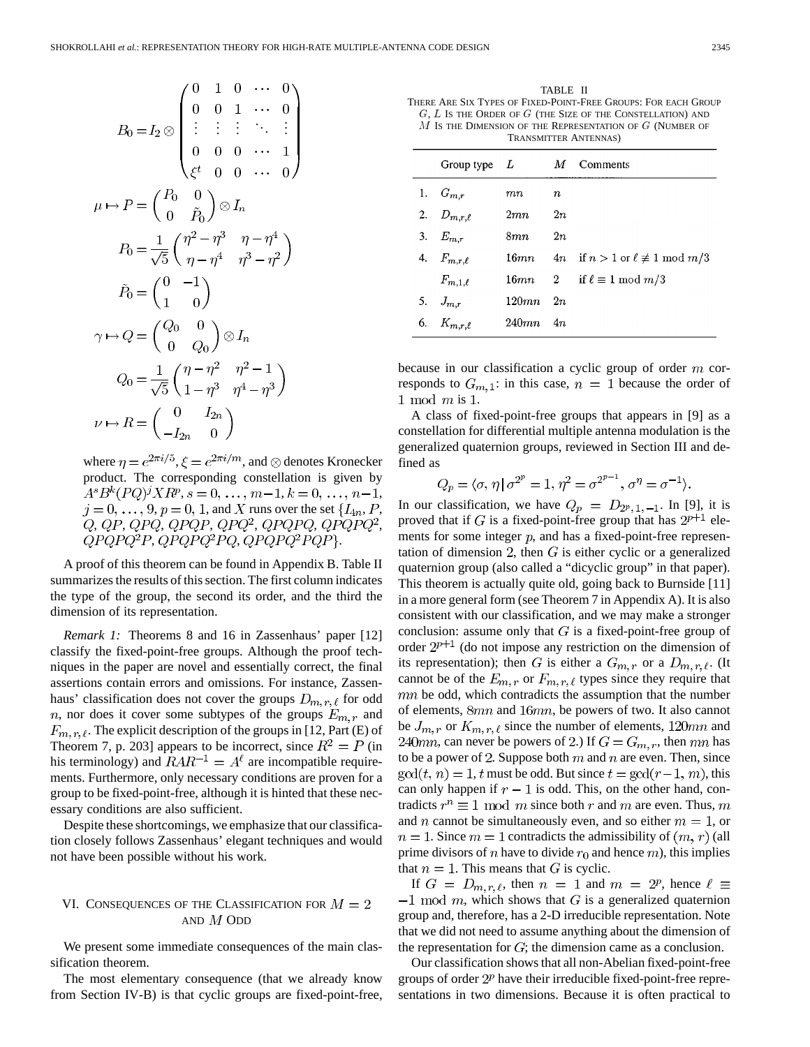$$B_0 = I_2 \otimes \begin{pmatrix} 0 & 1 & 0 & \cdots & 0 \\ 0 & 0 & 1 & \cdots & 0 \\ \vdots & \vdots & \vdots & \ddots & \vdots \\ 0 & 0 & 0 & \cdots & 1 \\ \xi^t & 0 & 0 & \cdots & 0 \end{pmatrix}$$

$$\mu \mapsto P = \begin{pmatrix} P_0 & 0 \\ 0 & \tilde{P}_0 \end{pmatrix} \otimes I_n$$

$$P_0 = \frac{1}{\sqrt{5}} \begin{pmatrix} \eta^2 - \eta^3 & \eta - \eta^4 \\ \eta - \eta^4 & \eta^3 - \eta^2 \end{pmatrix}$$

$$\tilde{P}_0 = \begin{pmatrix} 0 & -1 \\ 1 & 0 \end{pmatrix}$$

$$\gamma \mapsto Q = \begin{pmatrix} Q_0 & 0 \\ 0 & Q_0 \end{pmatrix} \otimes I_n$$

$$Q_0 = \frac{1}{\sqrt{5}} \begin{pmatrix} \eta - \eta^2 & \eta^2 - 1 \\ 1 - \eta^3 & \eta^4 - \eta^3 \end{pmatrix}$$

$$\nu \mapsto R = \begin{pmatrix} 0 & I_{2n} \\ -I_{2n} & 0 \end{pmatrix}$$

where $\eta = e^{2\pi i/5}, \xi = e^{2\pi i/m}$, and $\otimes$ denotes Kronecker product. The corresponding constellation is given by $A^s B^k (PQ)^j X R^p$, $s = 0, \ldots, m-1$, $k = 0, \ldots, n-1$, $j = 0, \ldots, 9$, $p = 0, 1$, and $X$ runs over the set $\{I_{4n}, P, Q, QP, QPQ, QPQP, QPQ^2, QPQPQ, QPQPQ^2, QPQPQ^2P, QPQPQ^2PQ, QPQPQ^2PQP\}$.

A proof of this theorem can be found in Appendix B. Table II summarizes the results of this section. The first column indicates the type of the group, the second its order, and the third the dimension of its representation.

*Remark 1:* Theorems 8 and 16 in Zassenhaus' paper [12] classify the fixed-point-free groups. Although the proof techniques in the paper are novel and essentially correct, the final assertions contain errors and omissions. For instance, Zassenhaus' classification does not cover the groups $D_{m,r,\ell}$ for odd $n$, nor does it cover some subtypes of the groups $E_{m,r}$ and $F_{m,r,\ell}$. The explicit description of the groups in [12, Part (E) of Theorem 7, p. 203] appears to be incorrect, since $R^2 = P$ (in his terminology) and $RAR^{-1} = A^\ell$ are incompatible requirements. Furthermore, only necessary conditions are proven for a group to be fixed-point-free, although it is hinted that these necessary conditions are also sufficient.

Despite these shortcomings, we emphasize that our classification closely follows Zassenhaus' elegant techniques and would not have been possible without his work.

## VI. Consequences of the Classification for $M = 2$ and $M$ Odd

We present some immediate consequences of the main classification theorem.

The most elementary consequence (that we already know from Section IV-B) is that cyclic groups are fixed-point-free, because in our classification a cyclic group of order $m$ corresponds to $G_{m,1}$: in this case, $n = 1$ because the order of $1 \bmod m$ is 1.

TABLE II
There Are Six Types of Fixed-Point-Free Groups: For each Group $G$, $L$ Is the Order of $G$ (the Size of the Constellation) and $M$ Is the Dimension of the Representation of $G$ (Number of Transmitter Antennas)

| | Group type | $L$ | $M$ | Comments |
|---|---|---|---|---|
| 1. | $G_{m,r}$ | $mn$ | $n$ | |
| 2. | $D_{m,r,\ell}$ | $2mn$ | $2n$ | |
| 3. | $E_{m,r}$ | $8mn$ | $2n$ | |
| 4. | $F_{m,r,\ell}$ | $16mn$ | $4n$ | if $n > 1$ or $\ell \not\equiv 1 \bmod m/3$ |
| | $F_{m,1,\ell}$ | $16mn$ | 2 | if $\ell \equiv 1 \bmod m/3$ |
| 5. | $J_{m,r}$ | $120mn$ | $2n$ | |
| 6. | $K_{m,r,\ell}$ | $240mn$ | $4n$ | |

A class of fixed-point-free groups that appears in [9] as a constellation for differential multiple antenna modulation is the generalized quaternion groups, reviewed in Section III and defined as

$$Q_p = \langle \sigma, \eta \,|\, \sigma^{2^p} = 1, \eta^2 = \sigma^{2^{p-1}}, \sigma^\eta = \sigma^{-1} \rangle.$$

In our classification, we have $Q_p = D_{2^p,1,-1}$. In [9], it is proved that if $G$ is a fixed-point-free group that has $2^{p+1}$ elements for some integer $p$, and has a fixed-point-free representation of dimension 2, then $G$ is either cyclic or a generalized quaternion group (also called a "dicyclic group" in that paper). This theorem is actually quite old, going back to Burnside [11] in a more general form (see Theorem 7 in Appendix A). It is also consistent with our classification, and we may make a stronger conclusion: assume only that $G$ is a fixed-point-free group of order $2^{p+1}$ (do not impose any restriction on the dimension of its representation); then $G$ is either a $G_{m,r}$ or a $D_{m,r,\ell}$. (It cannot be of the $E_{m,r}$ or $F_{m,r,\ell}$ types since they require that $mn$ be odd, which contradicts the assumption that the number of elements, $8mn$ and $16mn$, be powers of two. It also cannot be $J_{m,r}$ or $K_{m,r,\ell}$ since the number of elements, $120mn$ and $240mn$, can never be powers of 2.) If $G = G_{m,r}$, then $mn$ has to be a power of 2. Suppose both $m$ and $n$ are even. Then, since $\gcd(t, n) = 1$, $t$ must be odd. But since $t = \gcd(r-1, m)$, this can only happen if $r - 1$ is odd. This, on the other hand, contradicts $r^n \equiv 1 \bmod m$ since both $r$ and $m$ are even. Thus, $m$ and $n$ cannot be simultaneously even, and so either $m = 1$, or $n = 1$. Since $m = 1$ contradicts the admissibility of $(m, r)$ (all prime divisors of $n$ have to divide $r_0$ and hence $m$), this implies that $n = 1$. This means that $G$ is cyclic.

If $G = D_{m,r,\ell}$, then $n = 1$ and $m = 2^p$, hence $\ell \equiv -1 \bmod m$, which shows that $G$ is a generalized quaternion group and, therefore, has a 2-D irreducible representation. Note that we did not need to assume anything about the dimension of the representation for $G$; the dimension came as a conclusion.

Our classification shows that all non-Abelian fixed-point-free groups of order $2^p$ have their irreducible fixed-point-free representations in two dimensions. Because it is often practical to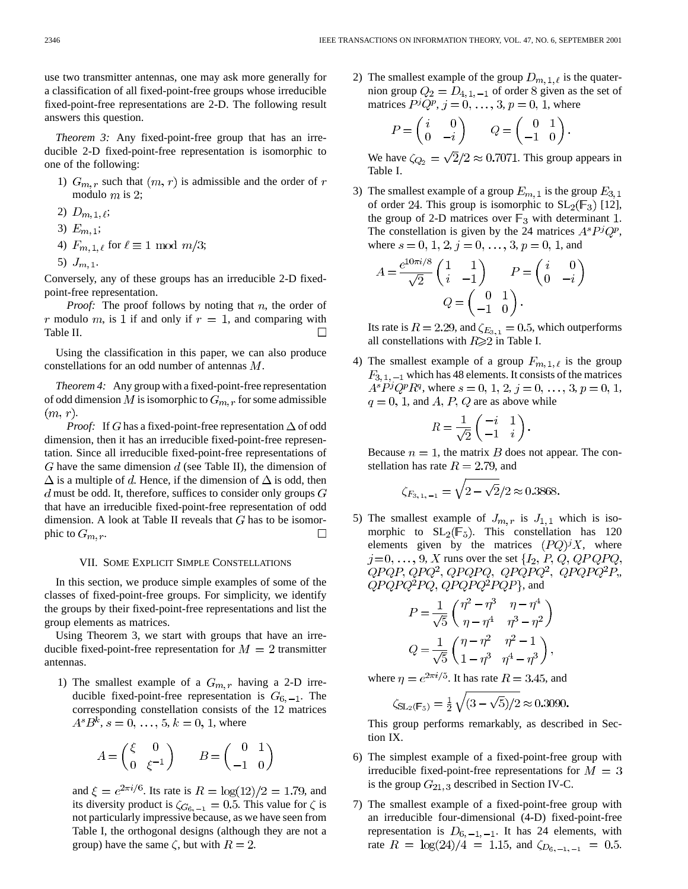use two transmitter antennas, one may ask more generally for a classification of all fixed-point-free groups whose irreducible fixed-point-free representations are 2-D. The following result answers this question.

*Theorem 3:* Any fixed-point-free group that has an irreducible 2-D fixed-point-free representation is isomorphic to one of the following:

1) $G_{m,r}$ such that $(m, r)$ is admissible and the order of $r$ modulo $m$ is 2;
2) $D_{m,1,\ell}$;
3) $E_{m,1}$;
4) $F_{m,1,\ell}$ for $\ell \equiv 1 \mod m/3$;
5) $J_{m,1}$.

Conversely, any of these groups has an irreducible 2-D fixed-point-free representation.

*Proof:* The proof follows by noting that $n$, the order of $r$ modulo $m$, is 1 if and only if $r = 1$, and comparing with Table II. □

Using the classification in this paper, we can also produce constellations for an odd number of antennas $M$.

*Theorem 4:* Any group with a fixed-point-free representation of odd dimension $M$ is isomorphic to $G_{m,r}$ for some admissible $(m, r)$.

*Proof:* If $G$ has a fixed-point-free representation $\Delta$ of odd dimension, then it has an irreducible fixed-point-free representation. Since all irreducible fixed-point-free representations of $G$ have the same dimension $d$ (see Table II), the dimension of $\Delta$ is a multiple of $d$. Hence, if the dimension of $\Delta$ is odd, then $d$ must be odd. It, therefore, suffices to consider only groups $G$ that have an irreducible fixed-point-free representation of odd dimension. A look at Table II reveals that $G$ has to be isomorphic to $G_{m,r}$. □

## VII. Some Explicit Simple Constellations

In this section, we produce simple examples of some of the classes of fixed-point-free groups. For simplicity, we identify the groups by their fixed-point-free representations and list the group elements as matrices.

Using Theorem 3, we start with groups that have an irreducible fixed-point-free representation for $M = 2$ transmitter antennas.

1) The smallest example of a $G_{m,r}$ having a 2-D irreducible fixed-point-free representation is $G_{6,-1}$. The corresponding constellation consists of the 12 matrices $A^s B^k$, $s = 0, \ldots, 5$, $k = 0, 1$, where

$$A = \begin{pmatrix} \xi & 0 \\ 0 & \xi^{-1} \end{pmatrix} \qquad B = \begin{pmatrix} 0 & 1 \\ -1 & 0 \end{pmatrix}$$

and $\xi = e^{2\pi i/6}$. Its rate is $R = \log(12)/2 = 1.79$, and its diversity product is $\zeta_{G_{6,-1}} = 0.5$. This value for $\zeta$ is not particularly impressive because, as we have seen from Table I, the orthogonal designs (although they are not a group) have the same $\zeta$, but with $R = 2$.

2) The smallest example of the group $D_{m,1,\ell}$ is the quaternion group $Q_2 = D_{4,1,-1}$ of order 8 given as the set of matrices $P^j Q^p$, $j = 0, \ldots, 3$, $p = 0, 1$, where

$$P = \begin{pmatrix} i & 0 \\ 0 & -i \end{pmatrix} \qquad Q = \begin{pmatrix} 0 & 1 \\ -1 & 0 \end{pmatrix}.$$

We have $\zeta_{Q_2} = \sqrt{2}/2 \approx 0.7071$. This group appears in Table I.

3) The smallest example of a group $E_{m,1}$ is the group $E_{3,1}$ of order 24. This group is isomorphic to $\mathrm{SL}_2(\mathbb{F}_3)$ [12], the group of 2-D matrices over $\mathbb{F}_3$ with determinant 1. The constellation is given by the 24 matrices $A^s P^j Q^p$, where $s = 0, 1, 2$, $j = 0, \ldots, 3$, $p = 0, 1$, and

$$A = \frac{e^{10\pi i/8}}{\sqrt{2}} \begin{pmatrix} 1 & 1 \\ i & -1 \end{pmatrix} \qquad P = \begin{pmatrix} i & 0 \\ 0 & -i \end{pmatrix}$$
$$Q = \begin{pmatrix} 0 & 1 \\ -1 & 0 \end{pmatrix}.$$

Its rate is $R = 2.29$, and $\zeta_{E_{3,1}} = 0.5$, which outperforms all constellations with $R \geq 2$ in Table I.

4) The smallest example of a group $F_{m,1,\ell}$ is the group $F_{3,1,-1}$ which has 48 elements. It consists of the matrices $A^s P^j Q^p R^q$, where $s = 0, 1, 2$, $j = 0, \ldots, 3$, $p = 0, 1$, $q = 0, 1$, and $A$, $P$, $Q$ are as above while

$$R = \frac{1}{\sqrt{2}} \begin{pmatrix} -i & 1 \\ -1 & i \end{pmatrix}.$$

Because $n = 1$, the matrix $B$ does not appear. The constellation has rate $R = 2.79$, and

$$\zeta_{F_{3,1,-1}} = \sqrt{2 - \sqrt{2}}/2 \approx 0.3868.$$

5) The smallest example of $J_{m,r}$ is $J_{1,1}$ which is isomorphic to $\mathrm{SL}_2(\mathbb{F}_5)$. This constellation has 120 elements given by the matrices $(PQ)^j X$, where $j = 0, \ldots, 9$, $X$ runs over the set $\{I_2, P, Q, QPQPQ, QPQP, QPQ^2, QPQPQ, QPQPQ^2, QPQPQ^2P, QPQPQ^2PQ, QPQPQ^2PQP\}$, and

$$P = \frac{1}{\sqrt{5}} \begin{pmatrix} \eta^2 - \eta^3 & \eta - \eta^4 \\ \eta - \eta^4 & \eta^3 - \eta^2 \end{pmatrix}$$
$$Q = \frac{1}{\sqrt{5}} \begin{pmatrix} \eta - \eta^2 & \eta^2 - 1 \\ 1 - \eta^3 & \eta^4 - \eta^3 \end{pmatrix},$$

where $\eta = e^{2\pi i/5}$. It has rate $R = 3.45$, and

$$\zeta_{\mathrm{SL}_2(\mathbb{F}_5)} = \tfrac{1}{2}\sqrt{(3 - \sqrt{5})/2} \approx 0.3090.$$

This group performs remarkably, as described in Section IX.

6) The simplest example of a fixed-point-free group with irreducible fixed-point-free representations for $M = 3$ is the group $G_{21,3}$ described in Section IV-C.

7) The smallest example of a fixed-point-free group with an irreducible four-dimensional (4-D) fixed-point-free representation is $D_{6,-1,-1}$. It has 24 elements, with rate $R = \log(24)/4 = 1.15$, and $\zeta_{D_{6,-1,-1}} = 0.5$.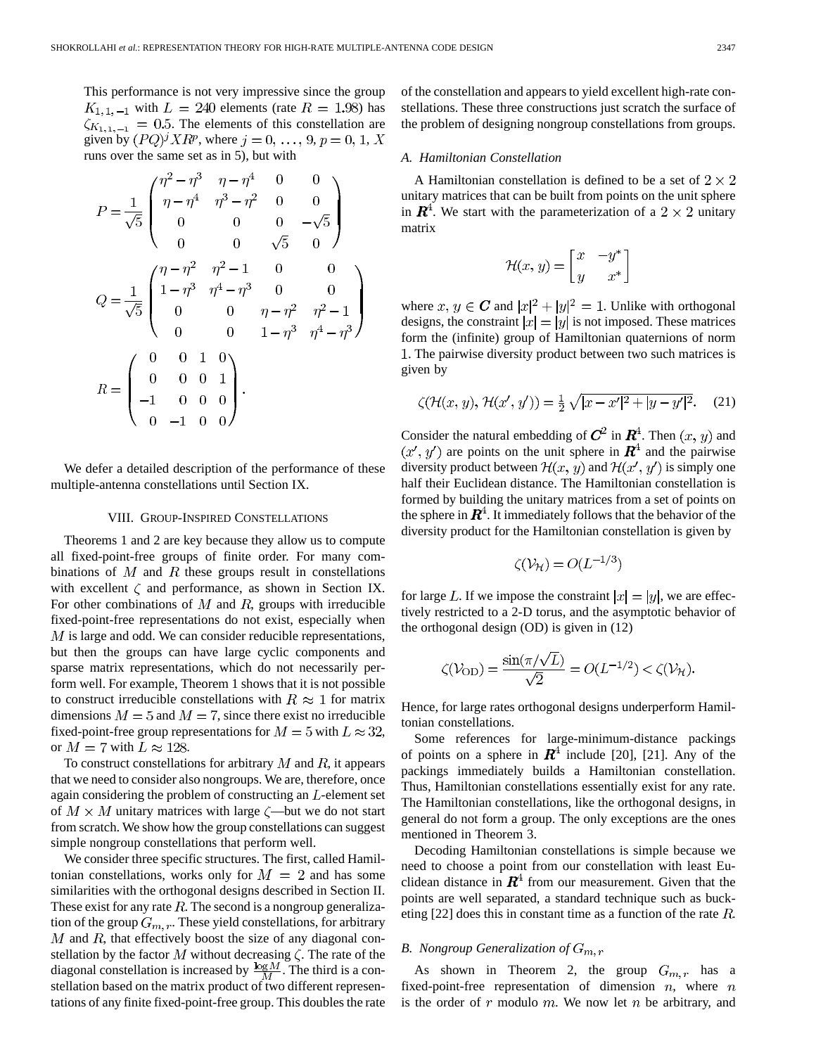This performance is not very impressive since the group $K_{1,1,-1}$ with $L = 240$ elements (rate $R = 1.98$) has $\zeta_{K_{1,1,-1}} = 0.5$. The elements of this constellation are given by $(PQ)^j X R^p$, where $j = 0, \ldots, 9$, $p = 0, 1$, $X$ runs over the same set as in 5), but with

$$P = \frac{1}{\sqrt{5}} \begin{pmatrix} \eta^2 - \eta^3 & \eta - \eta^4 & 0 & 0 \\ \eta - \eta^4 & \eta^3 - \eta^2 & 0 & 0 \\ 0 & 0 & 0 & -\sqrt{5} \\ 0 & 0 & \sqrt{5} & 0 \end{pmatrix}$$

$$Q = \frac{1}{\sqrt{5}} \begin{pmatrix} \eta - \eta^2 & \eta^2 - 1 & 0 & 0 \\ 1 - \eta^3 & \eta^4 - \eta^3 & 0 & 0 \\ 0 & 0 & \eta - \eta^2 & \eta^2 - 1 \\ 0 & 0 & 1 - \eta^3 & \eta^4 - \eta^3 \end{pmatrix}$$

$$R = \begin{pmatrix} 0 & 0 & 1 & 0 \\ 0 & 0 & 0 & 1 \\ -1 & 0 & 0 & 0 \\ 0 & -1 & 0 & 0 \end{pmatrix}.$$

We defer a detailed description of the performance of these multiple-antenna constellations until Section IX.

## VIII. Group-Inspired Constellations

Theorems 1 and 2 are key because they allow us to compute all fixed-point-free groups of finite order. For many combinations of $M$ and $R$ these groups result in constellations with excellent $\zeta$ and performance, as shown in Section IX. For other combinations of $M$ and $R$, groups with irreducible fixed-point-free representations do not exist, especially when $M$ is large and odd. We can consider reducible representations, but then the groups can have large cyclic components and sparse matrix representations, which do not necessarily perform well. For example, Theorem 1 shows that it is not possible to construct irreducible constellations with $R \approx 1$ for matrix dimensions $M = 5$ and $M = 7$, since there exist no irreducible fixed-point-free group representations for $M = 5$ with $L \approx 32$, or $M = 7$ with $L \approx 128$.

To construct constellations for arbitrary $M$ and $R$, it appears that we need to consider also nongroups. We are, therefore, once again considering the problem of constructing an $L$-element set of $M \times M$ unitary matrices with large $\zeta$—but we do not start from scratch. We show how the group constellations can suggest simple nongroup constellations that perform well.

We consider three specific structures. The first, called Hamiltonian constellations, works only for $M = 2$ and has some similarities with the orthogonal designs described in Section II. These exist for any rate $R$. The second is a nongroup generalization of the group $G_{m,r}$. These yield constellations, for arbitrary $M$ and $R$, that effectively boost the size of any diagonal constellation by the factor $M$ without decreasing $\zeta$. The rate of the diagonal constellation is increased by $\frac{\log M}{M}$. The third is a constellation based on the matrix product of two different representations of any finite fixed-point-free group. This doubles the rate of the constellation and appears to yield excellent high-rate constellations. These three constructions just scratch the surface of the problem of designing nongroup constellations from groups.

### A. Hamiltonian Constellation

A Hamiltonian constellation is defined to be a set of $2 \times 2$ unitary matrices that can be built from points on the unit sphere in $\boldsymbol{R}^4$. We start with the parameterization of a $2 \times 2$ unitary matrix

$$\mathcal{H}(x, y) = \begin{bmatrix} x & -y^* \\ y & x^* \end{bmatrix}$$

where $x, y \in \boldsymbol{C}$ and $|x|^2 + |y|^2 = 1$. Unlike with orthogonal designs, the constraint $|x| = |y|$ is not imposed. These matrices form the (infinite) group of Hamiltonian quaternions of norm 1. The pairwise diversity product between two such matrices is given by

$$\zeta(\mathcal{H}(x, y), \mathcal{H}(x', y')) = \tfrac{1}{2}\sqrt{|x - x'|^2 + |y - y'|^2}. \quad (21)$$

Consider the natural embedding of $\boldsymbol{C}^2$ in $\boldsymbol{R}^4$. Then $(x, y)$ and $(x', y')$ are points on the unit sphere in $\boldsymbol{R}^4$ and the pairwise diversity product between $\mathcal{H}(x, y)$ and $\mathcal{H}(x', y')$ is simply one half their Euclidean distance. The Hamiltonian constellation is formed by building the unitary matrices from a set of points on the sphere in $\boldsymbol{R}^4$. It immediately follows that the behavior of the diversity product for the Hamiltonian constellation is given by

$$\zeta(\mathcal{V}_{\mathcal{H}}) = O(L^{-1/3})$$

for large $L$. If we impose the constraint $|x| = |y|$, we are effectively restricted to a 2-D torus, and the asymptotic behavior of the orthogonal design (OD) is given in (12)

$$\zeta(\mathcal{V}_{\mathrm{OD}}) = \frac{\sin(\pi/\sqrt{L})}{\sqrt{2}} = O(L^{-1/2}) < \zeta(\mathcal{V}_{\mathcal{H}}).$$

Hence, for large rates orthogonal designs underperform Hamiltonian constellations.

Some references for large-minimum-distance packings of points on a sphere in $\boldsymbol{R}^4$ include [20], [21]. Any of the packings immediately builds a Hamiltonian constellation. Thus, Hamiltonian constellations essentially exist for any rate. The Hamiltonian constellations, like the orthogonal designs, in general do not form a group. The only exceptions are the ones mentioned in Theorem 3.

Decoding Hamiltonian constellations is simple because we need to choose a point from our constellation with least Euclidean distance in $\boldsymbol{R}^4$ from our measurement. Given that the points are well separated, a standard technique such as bucketing [22] does this in constant time as a function of the rate $R$.

### B. Nongroup Generalization of $G_{m,r}$

As shown in Theorem 2, the group $G_{m,r}$ has a fixed-point-free representation of dimension $n$, where $n$ is the order of $r$ modulo $m$. We now let $n$ be arbitrary, and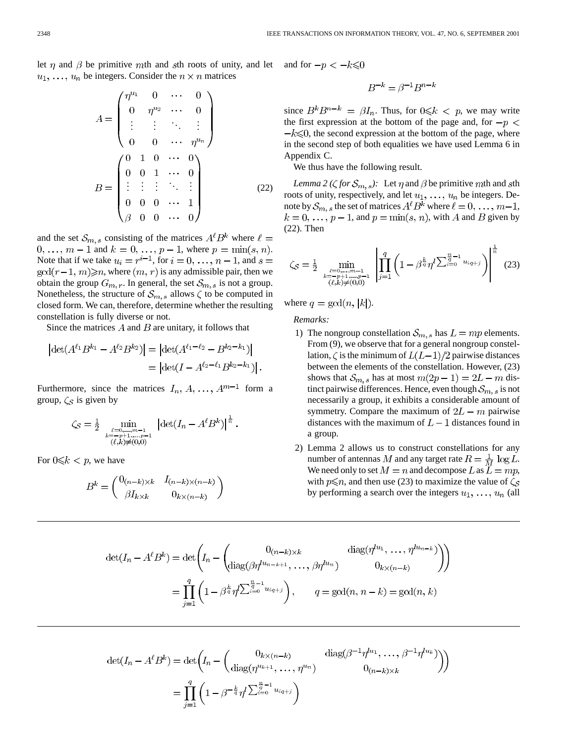let $\eta$ and $\beta$ be primitive $m$th and $s$th roots of unity, and let $u_1, \ldots, u_n$ be integers. Consider the $n \times n$ matrices

$$A = \begin{pmatrix} \eta^{u_1} & 0 & \cdots & 0 \\ 0 & \eta^{u_2} & \cdots & 0 \\ \vdots & \vdots & \ddots & \vdots \\ 0 & 0 & \cdots & \eta^{u_n} \end{pmatrix}$$

$$B = \begin{pmatrix} 0 & 1 & 0 & \cdots & 0 \\ 0 & 0 & 1 & \cdots & 0 \\ \vdots & \vdots & \vdots & \ddots & \vdots \\ 0 & 0 & 0 & \cdots & 1 \\ \beta & 0 & 0 & \cdots & 0 \end{pmatrix} \tag{22}$$

and the set $\mathcal{S}_{m,s}$ consisting of the matrices $A^\ell B^k$ where $\ell = 0, \ldots, m-1$ and $k = 0, \ldots, p-1$, where $p = \min(s, n)$. Note that if we take $u_i = r^{i-1}$, for $i = 0, \ldots, n-1$, and $s = \gcd(r-1, m) \geqslant n$, where $(m, r)$ is any admissible pair, then we obtain the group $G_{m,r}$. In general, the set $\mathcal{S}_{m,s}$ is not a group. Nonetheless, the structure of $\mathcal{S}_{m,s}$ allows $\zeta$ to be computed in closed form. We can, therefore, determine whether the resulting constellation is fully diverse or not.

Since the matrices $A$ and $B$ are unitary, it follows that

$$\begin{aligned} \left|\det(A^{\ell_1}B^{k_1} - A^{\ell_2}B^{k_2})\right| &= \left|\det(A^{\ell_1-\ell_2} - B^{k_2-k_1})\right| \\ &= \left|\det(I - A^{\ell_2-\ell_1}B^{k_2-k_1})\right|. \end{aligned}$$

Furthermore, since the matrices $I_n, A, \ldots, A^{m-1}$ form a group, $\zeta_{\mathcal{S}}$ is given by

$$\zeta_{\mathcal{S}} = \frac{1}{2} \min_{\substack{\ell=0,\ldots,m-1 \\ k=-p+1,\ldots,p-1 \\ (\ell,k)\neq(0,0)}} \left|\det(I_n - A^\ell B^k)\right|^{\frac{1}{n}}.$$

For $0 \leqslant k < p$, we have

$$B^k = \begin{pmatrix} 0_{(n-k)\times k} & I_{(n-k)\times(n-k)} \\ \beta I_{k\times k} & 0_{k\times(n-k)} \end{pmatrix}$$

and for $-p < -k \leqslant 0$

$$B^{-k} = \beta^{-1} B^{n-k}$$

since $B^k B^{n-k} = \beta I_n$. Thus, for $0 \leqslant k < p$, we may write the first expression at the bottom of the page and, for $-p < -k \leqslant 0$, the second expression at the bottom of the page, where in the second step of both equalities we have used Lemma 6 in Appendix C.

We thus have the following result.

*Lemma 2 ($\zeta$ for $\mathcal{S}_{m,s}$):* Let $\eta$ and $\beta$ be primitive $m$th and $s$th roots of unity, respectively, and let $u_1, \ldots, u_n$ be integers. Denote by $\mathcal{S}_{m,s}$ the set of matrices $A^\ell B^k$ where $\ell = 0, \ldots, m-1$, $k = 0, \ldots, p-1$, and $p = \min(s, n)$, with $A$ and $B$ given by (22). Then

$$\zeta_{\mathcal{S}} = \frac{1}{2} \min_{\substack{\ell=0,\ldots,m-1 \\ k=-p+1,\ldots,p-1 \\ (\ell,k)\neq(0,0)}} \left|\prod_{j=1}^{q}\left(1 - \beta^{\frac{k}{q}} \eta^{l\sum_{i=0}^{\frac{n}{q}-1} u_{iq+j}}\right)\right|^{\frac{1}{n}} \tag{23}$$

where $q = \gcd(n, |k|)$.

*Remarks:*

1) The nongroup constellation $\mathcal{S}_{m,s}$ has $L = mp$ elements. From (9), we observe that for a general nongroup constellation, $\zeta$ is the minimum of $L(L-1)/2$ pairwise distances between the elements of the constellation. However, (23) shows that $\mathcal{S}_{m,s}$ has at most $m(2p-1) = 2L - m$ distinct pairwise differences. Hence, even though $\mathcal{S}_{m,s}$ is not necessarily a group, it exhibits a considerable amount of symmetry. Compare the maximum of $2L - m$ pairwise distances with the maximum of $L - 1$ distances found in a group.
2) Lemma 2 allows us to construct constellations for any number of antennas $M$ and any target rate $R = \frac{1}{M}\log L$. We need only to set $M = n$ and decompose $L$ as $L = mp$, with $p \leqslant n$, and then use (23) to maximize the value of $\zeta_{\mathcal{S}}$ by performing a search over the integers $u_1, \ldots, u_n$ (all

---

$$\begin{aligned} \det(I_n - A^\ell B^k) &= \det\left(I_n - \begin{pmatrix} 0_{(n-k)\times k} & \operatorname{diag}(\eta^{lu_1}, \ldots, \eta^{lu_{n-k}}) \\ \operatorname{diag}(\beta\eta^{lu_{n-k+1}}, \ldots, \beta\eta^{lu_n}) & 0_{k\times(n-k)} \end{pmatrix}\right) \\ &= \prod_{j=1}^{q}\left(1 - \beta^{\frac{k}{q}} \eta^{l\sum_{i=0}^{\frac{n}{q}-1} u_{iq+j}}\right), \qquad q = \gcd(n, n-k) = \gcd(n, k) \end{aligned}$$

---

$$\begin{aligned} \det(I_n - A^\ell B^k) &= \det\left(I_n - \begin{pmatrix} 0_{k\times(n-k)} & \operatorname{diag}(\beta^{-1}\eta^{lu_1}, \ldots, \beta^{-1}\eta^{lu_k}) \\ \operatorname{diag}(\eta^{u_{k+1}}, \ldots, \eta^{u_n}) & 0_{(n-k)\times k} \end{pmatrix}\right) \\ &= \prod_{j=1}^{q}\left(1 - \beta^{-\frac{k}{q}} \eta^{l\sum_{i=0}^{\frac{n}{q}-1} u_{iq+j}}\right) \end{aligned}$$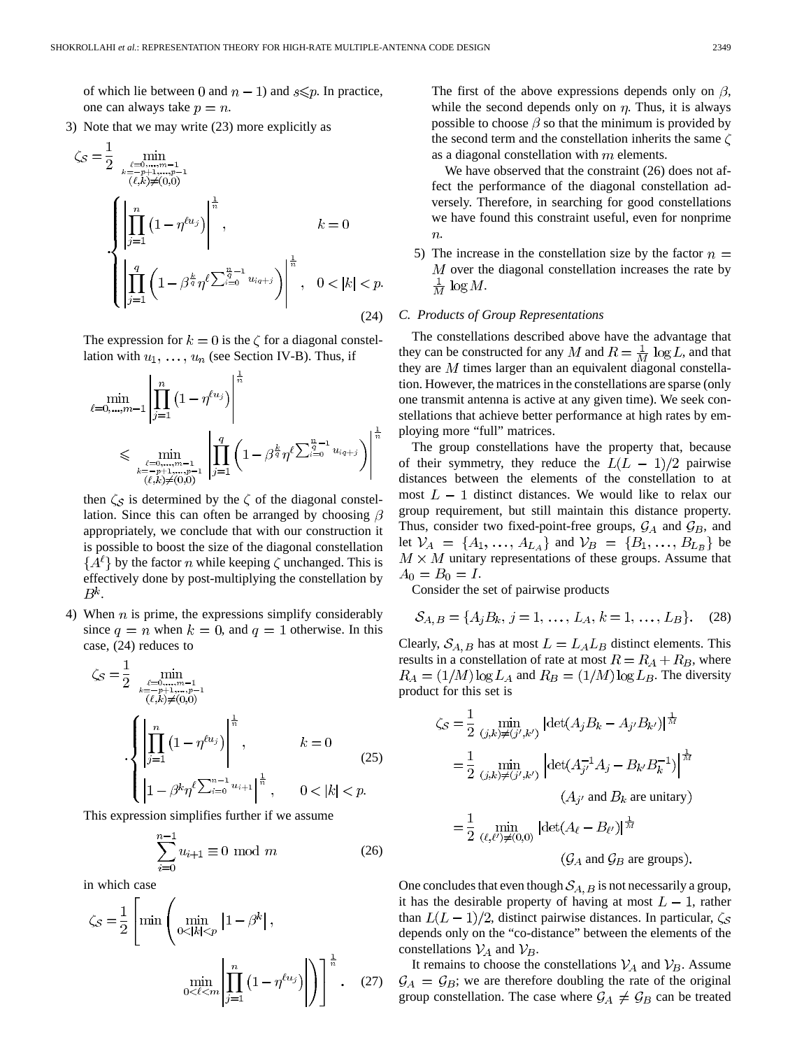of which lie between 0 and $n-1$) and $s \leqslant p$. In practice, one can always take $p = n$.

3) Note that we may write (23) more explicitly as

$$\zeta_{\mathcal{S}} = \frac{1}{2} \min_{\substack{\ell=0,\ldots,m-1 \\ k=-p+1,\ldots,p-1 \\ (\ell,k)\neq(0,0)}} \begin{cases} \left| \prod_{j=1}^{n} \left(1-\eta^{\ell u_j}\right) \right|^{\frac{1}{n}}, & k=0 \\ \left| \prod_{j=1}^{q} \left(1-\beta^{\frac{k}{q}} \eta^{\ell \sum_{i=0}^{\frac{n}{q}-1} u_{iq+j}}\right) \right|^{\frac{1}{n}}, & 0<|k|<p. \end{cases} \tag{24}$$

The expression for $k=0$ is the $\zeta$ for a diagonal constellation with $u_1, \ldots, u_n$ (see Section IV-B). Thus, if

$$\min_{\ell=0,\ldots,m-1} \left| \prod_{j=1}^{n} \left(1-\eta^{\ell u_j}\right) \right|^{\frac{1}{n}} \leqslant \min_{\substack{\ell=0,\ldots,m-1 \\ k=-p+1,\ldots,p-1 \\ (\ell,k)\neq(0,0)}} \left| \prod_{j=1}^{q} \left(1-\beta^{\frac{k}{q}} \eta^{\ell \sum_{i=0}^{\frac{n}{q}-1} u_{iq+j}}\right) \right|^{\frac{1}{n}}$$

then $\zeta_{\mathcal{S}}$ is determined by the $\zeta$ of the diagonal constellation. Since this can often be arranged by choosing $\beta$ appropriately, we conclude that with our construction it is possible to boost the size of the diagonal constellation $\{A^\ell\}$ by the factor $n$ while keeping $\zeta$ unchanged. This is effectively done by post-multiplying the constellation by $B^k$.

4) When $n$ is prime, the expressions simplify considerably since $q=n$ when $k=0$, and $q=1$ otherwise. In this case, (24) reduces to

$$\zeta_{\mathcal{S}} = \frac{1}{2} \min_{\substack{\ell=0,\ldots,m-1 \\ k=-p+1,\ldots,p-1 \\ (\ell,k)\neq(0,0)}} \begin{cases} \left| \prod_{j=1}^{n} \left(1-\eta^{\ell u_j}\right) \right|^{\frac{1}{n}}, & k=0 \\ \left|1-\beta^k \eta^{\ell \sum_{i=0}^{n-1} u_{i+1}}\right|^{\frac{1}{n}}, & 0<|k|<p. \end{cases} \tag{25}$$

This expression simplifies further if we assume

$$\sum_{i=0}^{n-1} u_{i+1} \equiv 0 \bmod m \tag{26}$$

in which case

$$\zeta_{\mathcal{S}} = \frac{1}{2} \left[ \min\left( \min_{0<|k|<p} \left|1-\beta^k\right|, \min_{0<\ell<m} \left| \prod_{j=1}^{n} \left(1-\eta^{\ell u_j}\right) \right| \right) \right]^{\frac{1}{n}}. \tag{27}$$

The first of the above expressions depends only on $\beta$, while the second depends only on $\eta$. Thus, it is always possible to choose $\beta$ so that the minimum is provided by the second term and the constellation inherits the same $\zeta$ as a diagonal constellation with $m$ elements.

We have observed that the constraint (26) does not affect the performance of the diagonal constellation adversely. Therefore, in searching for good constellations we have found this constraint useful, even for nonprime $n$.

5) The increase in the constellation size by the factor $n = M$ over the diagonal constellation increases the rate by $\frac{1}{M}\log M$.

### C. Products of Group Representations

The constellations described above have the advantage that they can be constructed for any $M$ and $R = \frac{1}{M}\log L$, and that they are $M$ times larger than an equivalent diagonal constellation. However, the matrices in the constellations are sparse (only one transmit antenna is active at any given time). We seek constellations that achieve better performance at high rates by employing more "full" matrices.

The group constellations have the property that, because of their symmetry, they reduce the $L(L-1)/2$ pairwise distances between the elements of the constellation to at most $L-1$ distinct distances. We would like to relax our group requirement, but still maintain this distance property. Thus, consider two fixed-point-free groups, $\mathcal{G}_A$ and $\mathcal{G}_B$, and let $\mathcal{V}_A = \{A_1, \ldots, A_{L_A}\}$ and $\mathcal{V}_B = \{B_1, \ldots, B_{L_B}\}$ be $M \times M$ unitary representations of these groups. Assume that $A_0 = B_0 = I$.

Consider the set of pairwise products

$$\mathcal{S}_{A,B} = \{A_j B_k, j=1,\ldots,L_A, k=1,\ldots,L_B\}. \tag{28}$$

Clearly, $\mathcal{S}_{A,B}$ has at most $L = L_A L_B$ distinct elements. This results in a constellation of rate at most $R = R_A + R_B$, where $R_A = (1/M)\log L_A$ and $R_B = (1/M)\log L_B$. The diversity product for this set is

$$\begin{aligned} \zeta_{\mathcal{S}} &= \frac{1}{2} \min_{(j,k)\neq(j',k')} \left|\det(A_j B_k - A_{j'} B_{k'})\right|^{\frac{1}{M}} \\ &= \frac{1}{2} \min_{(j,k)\neq(j',k')} \left|\det(A_{j'}^{-1} A_j - B_{k'} B_k^{-1})\right|^{\frac{1}{M}} \\ &\qquad (A_{j'} \text{ and } B_k \text{ are unitary}) \\ &= \frac{1}{2} \min_{(\ell,\ell')\neq(0,0)} \left|\det(A_\ell - B_{\ell'})\right|^{\frac{1}{M}} \\ &\qquad (\mathcal{G}_A \text{ and } \mathcal{G}_B \text{ are groups}). \end{aligned}$$

One concludes that even though $\mathcal{S}_{A,B}$ is not necessarily a group, it has the desirable property of having at most $L-1$, rather than $L(L-1)/2$, distinct pairwise distances. In particular, $\zeta_{\mathcal{S}}$ depends only on the "co-distance" between the elements of the constellations $\mathcal{V}_A$ and $\mathcal{V}_B$.

It remains to choose the constellations $\mathcal{V}_A$ and $\mathcal{V}_B$. Assume $\mathcal{G}_A = \mathcal{G}_B$; we are therefore doubling the rate of the original group constellation. The case where $\mathcal{G}_A \neq \mathcal{G}_B$ can be treated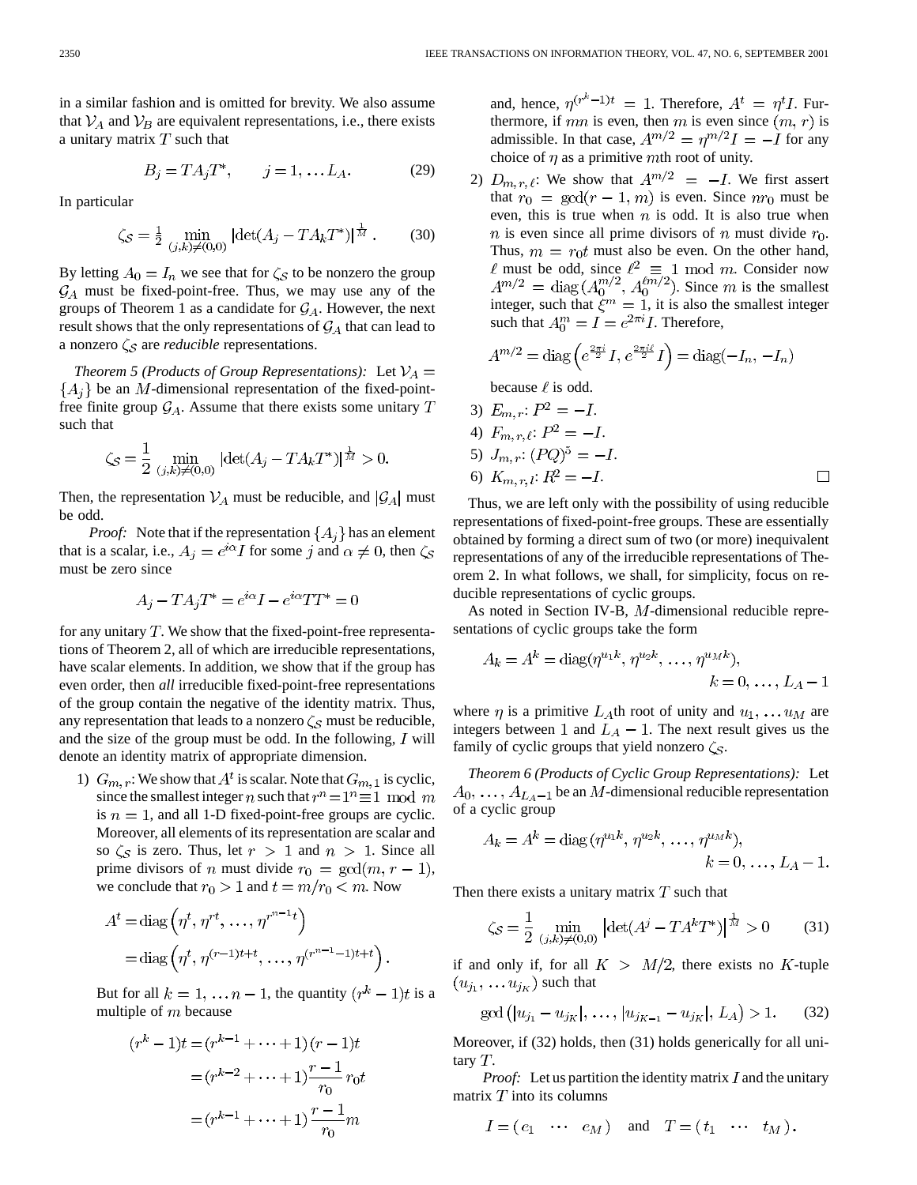in a similar fashion and is omitted for brevity. We also assume that $\mathcal{V}_A$ and $\mathcal{V}_B$ are equivalent representations, i.e., there exists a unitary matrix $T$ such that

$$B_j = TA_jT^*, \qquad j = 1, \ldots L_A. \tag{29}$$

In particular

$$\zeta_{\mathcal{S}} = \tfrac{1}{2} \min_{(j,k)\neq(0,0)} |\det(A_j - TA_kT^*)|^{\frac{1}{M}}. \tag{30}$$

By letting $A_0 = I_n$ we see that for $\zeta_{\mathcal{S}}$ to be nonzero the group $\mathcal{G}_A$ must be fixed-point-free. Thus, we may use any of the groups of Theorem 1 as a candidate for $\mathcal{G}_A$. However, the next result shows that the only representations of $\mathcal{G}_A$ that can lead to a nonzero $\zeta_{\mathcal{S}}$ are *reducible* representations.

*Theorem 5 (Products of Group Representations):* Let $\mathcal{V}_A = \{A_j\}$ be an $M$-dimensional representation of the fixed-point-free finite group $\mathcal{G}_A$. Assume that there exists some unitary $T$ such that

$$\zeta_{\mathcal{S}} = \frac{1}{2} \min_{(j,k)\neq(0,0)} |\det(A_j - TA_kT^*)|^{\frac{1}{M}} > 0.$$

Then, the representation $\mathcal{V}_A$ must be reducible, and $|\mathcal{G}_A|$ must be odd.

*Proof:* Note that if the representation $\{A_j\}$ has an element that is a scalar, i.e., $A_j = e^{i\alpha}I$ for some $j$ and $\alpha \neq 0$, then $\zeta_{\mathcal{S}}$ must be zero since

$$A_j - TA_jT^* = e^{i\alpha}I - e^{i\alpha}TT^* = 0$$

for any unitary $T$. We show that the fixed-point-free representations of Theorem 2, all of which are irreducible representations, have scalar elements. In addition, we show that if the group has even order, then *all* irreducible fixed-point-free representations of the group contain the negative of the identity matrix. Thus, any representation that leads to a nonzero $\zeta_{\mathcal{S}}$ must be reducible, and the size of the group must be odd. In the following, $I$ will denote an identity matrix of appropriate dimension.

1) $G_{m,r}$: We show that $A^t$ is scalar. Note that $G_{m,1}$ is cyclic, since the smallest integer $n$ such that $r^n = 1^n \equiv 1 \mod m$ is $n = 1$, and all 1-D fixed-point-free groups are cyclic. Moreover, all elements of its representation are scalar and so $\zeta_{\mathcal{S}}$ is zero. Thus, let $r > 1$ and $n > 1$. Since all prime divisors of $n$ must divide $r_0 = \gcd(m, r-1)$, we conclude that $r_0 > 1$ and $t = m/r_0 < m$. Now

$$\begin{aligned} A^t &= \operatorname{diag}\left(\eta^t, \eta^{rt}, \ldots, \eta^{r^{n-1}t}\right) \\ &= \operatorname{diag}\left(\eta^t, \eta^{(r-1)t+t}, \ldots, \eta^{(r^{n-1}-1)t+t}\right). \end{aligned}$$

But for all $k = 1, \ldots n-1$, the quantity $(r^k - 1)t$ is a multiple of $m$ because

$$\begin{aligned} (r^k - 1)t &= (r^{k-1} + \cdots + 1)(r-1)t \\ &= (r^{k-2} + \cdots + 1)\frac{r-1}{r_0} r_0 t \\ &= (r^{k-1} + \cdots + 1)\frac{r-1}{r_0} m \end{aligned}$$

and, hence, $\eta^{(r^k-1)t} = 1$. Therefore, $A^t = \eta^t I$. Furthermore, if $mn$ is even, then $m$ is even since $(m, r)$ is admissible. In that case, $A^{m/2} = \eta^{m/2}I = -I$ for any choice of $\eta$ as a primitive $m$th root of unity.

2) $D_{m,r,\ell}$: We show that $A^{m/2} = -I$. We first assert that $r_0 = \gcd(r-1, m)$ is even. Since $nr_0$ must be even, this is true when $n$ is odd. It is also true when $n$ is even since all prime divisors of $n$ must divide $r_0$. Thus, $m = r_0 t$ must also be even. On the other hand, $\ell$ must be odd, since $\ell^2 \equiv 1 \mod m$. Consider now $A^{m/2} = \operatorname{diag}(A_0^{m/2}, A_0^{\ell m/2})$. Since $m$ is the smallest integer, such that $\xi^m = 1$, it is also the smallest integer such that $A_0^m = I = e^{2\pi i}I$. Therefore,

$$A^{m/2} = \operatorname{diag}\left(e^{\frac{2\pi i}{2}}I, e^{\frac{2\pi i\ell}{2}}I\right) = \operatorname{diag}(-I_n, -I_n)$$

because $\ell$ is odd.

3) $E_{m,r}$: $P^2 = -I$.

4) $F_{m,r,\ell}$: $P^2 = -I$.

5) $J_{m,r}$: $(PQ)^5 = -I$.

6) $K_{m,r,l}$: $R^2 = -I$. □

Thus, we are left only with the possibility of using reducible representations of fixed-point-free groups. These are essentially obtained by forming a direct sum of two (or more) inequivalent representations of any of the irreducible representations of Theorem 2. In what follows, we shall, for simplicity, focus on reducible representations of cyclic groups.

As noted in Section IV-B, $M$-dimensional reducible representations of cyclic groups take the form

$$A_k = A^k = \operatorname{diag}(\eta^{u_1 k}, \eta^{u_2 k}, \ldots, \eta^{u_M k}), \quad k = 0, \ldots, L_A - 1$$

where $\eta$ is a primitive $L_A$th root of unity and $u_1, \ldots u_M$ are integers between $1$ and $L_A - 1$. The next result gives us the family of cyclic groups that yield nonzero $\zeta_{\mathcal{S}}$.

*Theorem 6 (Products of Cyclic Group Representations):* Let $A_0, \ldots, A_{L_A - 1}$ be an $M$-dimensional reducible representation of a cyclic group

$$A_k = A^k = \operatorname{diag}(\eta^{u_1 k}, \eta^{u_2 k}, \ldots, \eta^{u_M k}), \quad k = 0, \ldots, L_A - 1.$$

Then there exists a unitary matrix $T$ such that

$$\zeta_{\mathcal{S}} = \frac{1}{2} \min_{(j,k)\neq(0,0)} \left|\det(A^j - TA^kT^*)\right|^{\frac{1}{M}} > 0 \tag{31}$$

if and only if, for all $K > M/2$, there exists no $K$-tuple $(u_{j_1}, \ldots u_{j_K})$ such that

$$\gcd\left(|u_{j_1} - u_{j_K}|, \ldots, |u_{j_{K-1}} - u_{j_K}|, L_A\right) > 1. \tag{32}$$

Moreover, if (32) holds, then (31) holds generically for all unitary $T$.

*Proof:* Let us partition the identity matrix $I$ and the unitary matrix $T$ into its columns

$$I = (e_1 \quad \cdots \quad e_M) \quad \text{and} \quad T = (t_1 \quad \cdots \quad t_M).$$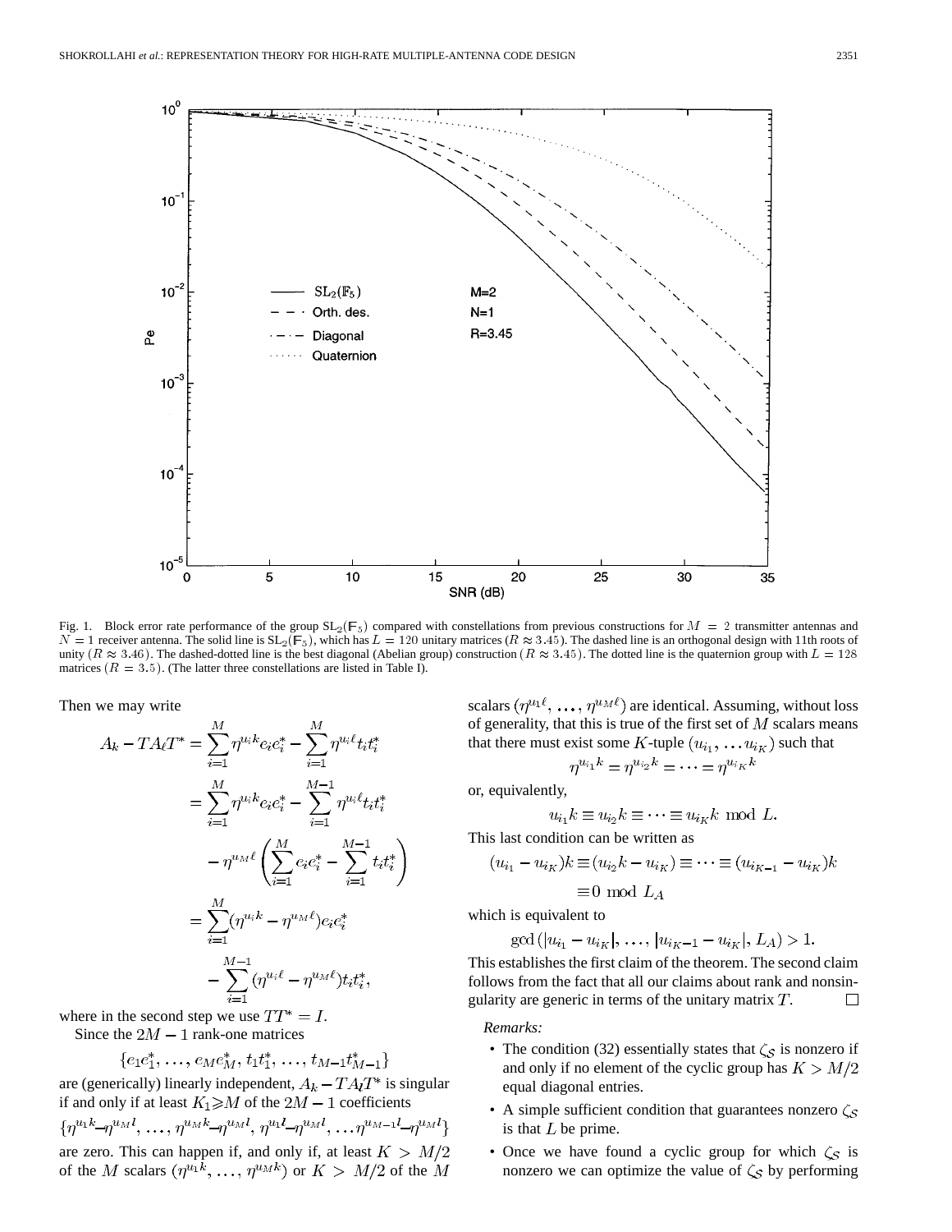Fig. 1. Block error rate performance of the group $\mathrm{SL}_2(\mathbb{F}_5)$ compared with constellations from previous constructions for $M = 2$ transmitter antennas and $N = 1$ receiver antenna. The solid line is $\mathrm{SL}_2(\mathbb{F}_5)$, which has $L = 120$ unitary matrices ($R \approx 3.45$). The dashed line is an orthogonal design with 11th roots of unity ($R \approx 3.46$). The dashed-dotted line is the best diagonal (Abelian group) construction ($R \approx 3.45$). The dotted line is the quaternion group with $L = 128$ matrices ($R = 3.5$). (The latter three constellations are listed in Table I).

Then we may write

$$
\begin{aligned}
A_k - TA_\ell T^* &= \sum_{i=1}^{M} \eta^{u_i k} e_i e_i^* - \sum_{i=1}^{M} \eta^{u_i \ell} t_i t_i^* \\
&= \sum_{i=1}^{M} \eta^{u_i k} e_i e_i^* - \sum_{i=1}^{M-1} \eta^{u_i \ell} t_i t_i^* \\
&\quad - \eta^{u_M \ell} \left( \sum_{i=1}^{M} e_i e_i^* - \sum_{i=1}^{M-1} t_i t_i^* \right) \\
&= \sum_{i=1}^{M} (\eta^{u_i k} - \eta^{u_M \ell}) e_i e_i^* \\
&\quad - \sum_{i=1}^{M-1} (\eta^{u_i \ell} - \eta^{u_M \ell}) t_i t_i^*,
\end{aligned}
$$

where in the second step we use $TT^* = I$.

Since the $2M - 1$ rank-one matrices

$$\{e_1 e_1^*, \ldots, e_M e_M^*, t_1 t_1^*, \ldots, t_{M-1} t_{M-1}^*\}$$

are (generically) linearly independent, $A_k - TA_\ell T^*$ is singular if and only if at least $K_1 \geqslant M$ of the $2M - 1$ coefficients

$$\{\eta^{u_1 k} - \eta^{u_M l}, \ldots, \eta^{u_M k} - \eta^{u_M l}, \eta^{u_1 l} - \eta^{u_M l}, \ldots \eta^{u_{M-1} l} - \eta^{u_M l}\}$$

are zero. This can happen if, and only if, at least $K > M/2$ of the $M$ scalars $(\eta^{u_1 k}, \ldots, \eta^{u_M k})$ or $K > M/2$ of the $M$ scalars $(\eta^{u_1 \ell}, \ldots, \eta^{u_M \ell})$ are identical. Assuming, without loss of generality, that this is true of the first set of $M$ scalars means that there must exist some $K$-tuple $(u_{i_1}, \ldots u_{i_K})$ such that

$$\eta^{u_{i_1} k} = \eta^{u_{i_2} k} = \cdots = \eta^{u_{i_K} k}$$

or, equivalently,

$$u_{i_1} k \equiv u_{i_2} k \equiv \cdots \equiv u_{i_K} k \mod L.$$

This last condition can be written as

$$
\begin{aligned}
(u_{i_1} - u_{i_K})k &\equiv (u_{i_2} k - u_{i_K}) \equiv \cdots \equiv (u_{i_{K-1}} - u_{i_K})k \\
&\equiv 0 \mod L_A
\end{aligned}
$$

which is equivalent to

$$\gcd(|u_{i_1} - u_{i_K}|, \ldots, |u_{i_{K-1}} - u_{i_K}|, L_A) > 1.$$

This establishes the first claim of the theorem. The second claim follows from the fact that all our claims about rank and nonsingularity are generic in terms of the unitary matrix $T$. □

*Remarks:*

- The condition (32) essentially states that $\zeta_S$ is nonzero if and only if no element of the cyclic group has $K > M/2$ equal diagonal entries.
- A simple sufficient condition that guarantees nonzero $\zeta_S$ is that $L$ be prime.
- Once we have found a cyclic group for which $\zeta_S$ is nonzero we can optimize the value of $\zeta_S$ by performing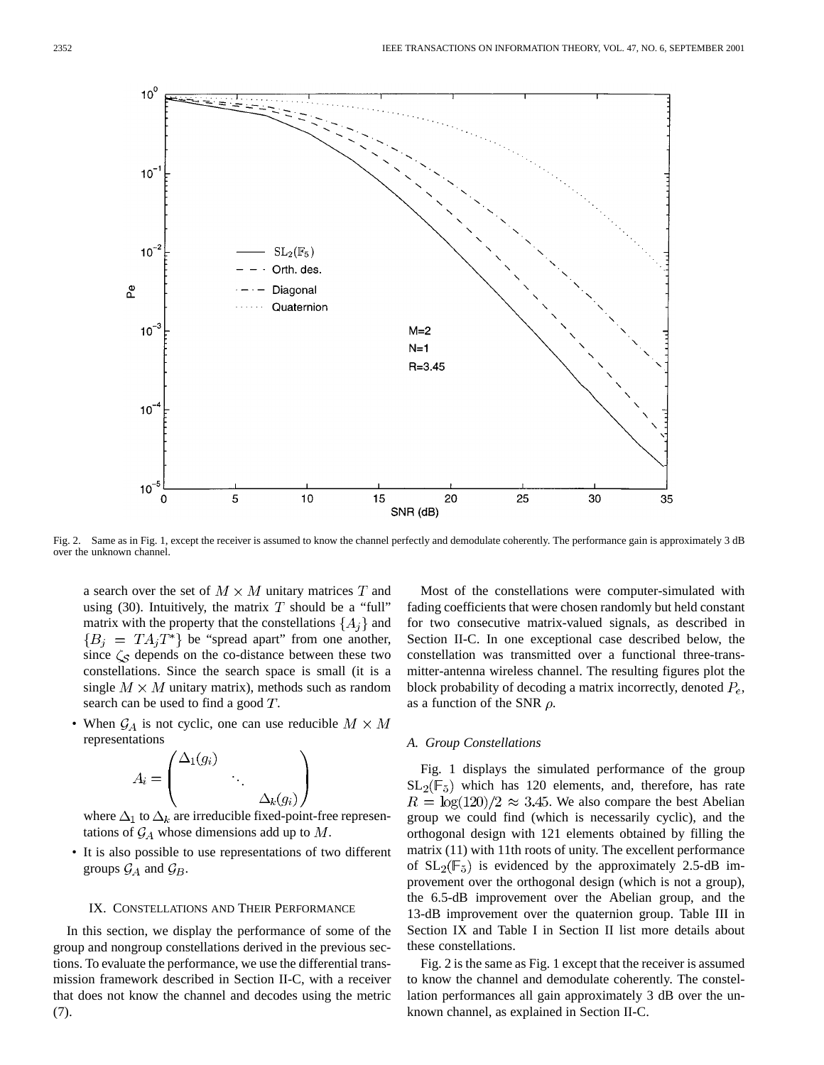Fig. 2. Same as in Fig. 1, except the receiver is assumed to know the channel perfectly and demodulate coherently. The performance gain is approximately 3 dB over the unknown channel.

a search over the set of $M \times M$ unitary matrices $T$ and using (30). Intuitively, the matrix $T$ should be a "full" matrix with the property that the constellations $\{A_j\}$ and $\{B_j = TA_jT^*\}$ be "spread apart" from one another, since $\zeta_{\mathcal{S}}$ depends on the co-distance between two constellations. Since the search space is small (it is a single $M \times M$ unitary matrix), methods such as random search can be used to find a good $T$.

- When $\mathcal{G}_A$ is not cyclic, one can use reducible $M \times M$ representations

$$A_i = \begin{pmatrix} \Delta_1(g_i) & & \\ & \ddots & \\ & & \Delta_k(g_i) \end{pmatrix}$$

where $\Delta_1$ to $\Delta_k$ are irreducible fixed-point-free representations of $\mathcal{G}_A$ whose dimensions add up to $M$.

- It is also possible to use representations of two different groups $\mathcal{G}_A$ and $\mathcal{G}_B$.

## IX. Constellations and Their Performance

In this section, we display the performance of some of the group and nongroup constellations derived in the previous sections. To evaluate the performance, we use the differential transmission framework described in Section II-C, with a receiver that does not know the channel and decodes using the metric (7).

Most of the constellations were computer-simulated with fading coefficients that were chosen randomly but held constant for two consecutive matrix-valued signals, as described in Section II-C. In one exceptional case described below, the constellation was transmitted over a functional three-transmitter-antenna wireless channel. The resulting figures plot the block probability of decoding a matrix incorrectly, denoted $P_e$, as a function of the SNR $\rho$.

### A. Group Constellations

Fig. 1 displays the simulated performance of the group $\mathrm{SL}_2(\mathbb{F}_5)$ which has 120 elements, and, therefore, has rate $R = \log(120)/2 \approx 3.45$. We also compare the best Abelian group we could find (which is necessarily cyclic), and the orthogonal design with 121 elements obtained by filling the matrix (11) with 11th roots of unity. The excellent performance of $\mathrm{SL}_2(\mathbb{F}_5)$ is evidenced by the approximately 2.5-dB improvement over the orthogonal design (which is not a group), the 6.5-dB improvement over the Abelian group, and the 13-dB improvement over the quaternion group. Table III in Section IX and Table I in Section II list more details about these constellations.

Fig. 2 is the same as Fig. 1 except that the receiver is assumed to know the channel and demodulate coherently. The constellation performances all gain approximately 3 dB over the unknown channel, as explained in Section II-C.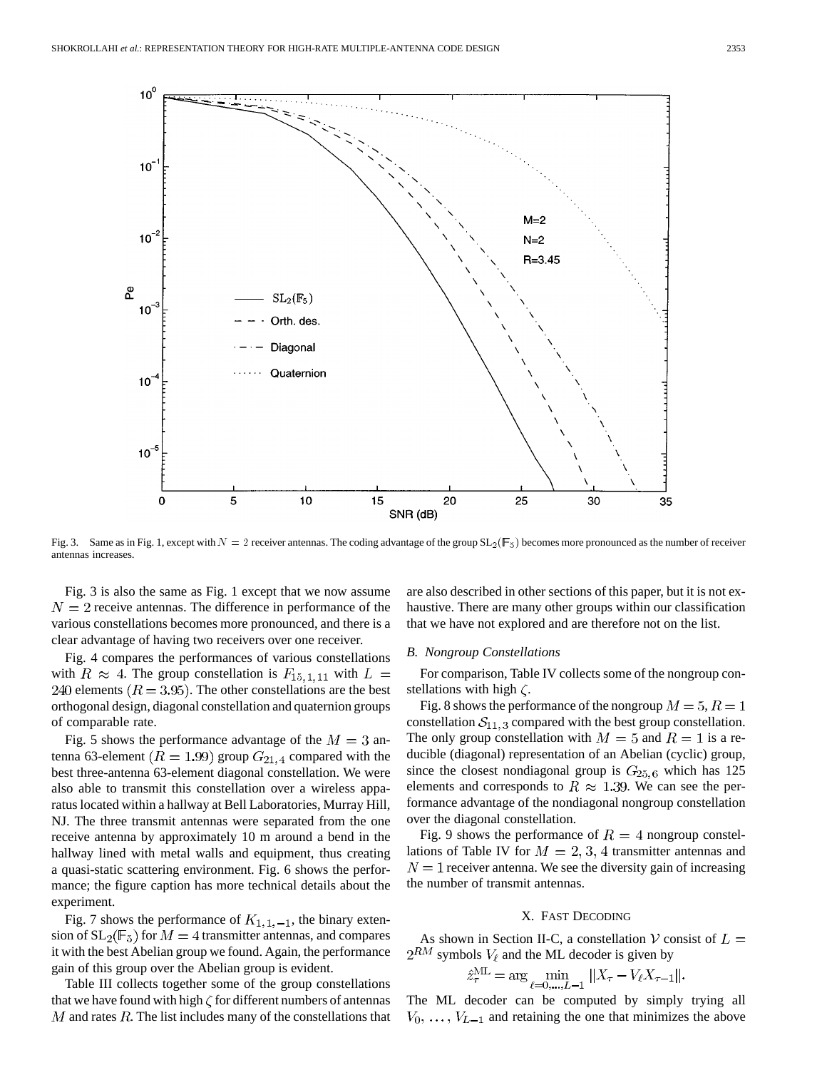Fig. 3. Same as in Fig. 1, except with $N = 2$ receiver antennas. The coding advantage of the group $\mathrm{SL}_2(\mathbb{F}_5)$ becomes more pronounced as the number of receiver antennas increases.

Fig. 3 is also the same as Fig. 1 except that we now assume $N = 2$ receive antennas. The difference in performance of the various constellations becomes more pronounced, and there is a clear advantage of having two receivers over one receiver.

Fig. 4 compares the performances of various constellations with $R \approx 4$. The group constellation is $F_{15,1,11}$ with $L = 240$ elements $(R = 3.95)$. The other constellations are the best orthogonal design, diagonal constellation and quaternion groups of comparable rate.

Fig. 5 shows the performance advantage of the $M = 3$ antenna 63-element $(R = 1.99)$ group $G_{21,4}$ compared with the best three-antenna 63-element diagonal constellation. We were also able to transmit this constellation over a wireless apparatus located within a hallway at Bell Laboratories, Murray Hill, NJ. The three transmit antennas were separated from the one receive antenna by approximately 10 m around a bend in the hallway lined with metal walls and equipment, thus creating a quasi-static scattering environment. Fig. 6 shows the performance; the figure caption has more technical details about the experiment.

Fig. 7 shows the performance of $K_{1,1,-1}$, the binary extension of $\mathrm{SL}_2(\mathbb{F}_5)$ for $M = 4$ transmitter antennas, and compares it with the best Abelian group we found. Again, the performance gain of this group over the Abelian group is evident.

Table III collects together some of the group constellations that we have found with high $\zeta$ for different numbers of antennas $M$ and rates $R$. The list includes many of the constellations that are also described in other sections of this paper, but it is not exhaustive. There are many other groups within our classification that we have not explored and are therefore not on the list.

### B. Nongroup Constellations

For comparison, Table IV collects some of the nongroup constellations with high $\zeta$.

Fig. 8 shows the performance of the nongroup $M = 5, R = 1$ constellation $\mathcal{S}_{11,3}$ compared with the best group constellation. The only group constellation with $M = 5$ and $R = 1$ is a reducible (diagonal) representation of an Abelian (cyclic) group, since the closest nondiagonal group is $G_{25,6}$ which has 125 elements and corresponds to $R \approx 1.39$. We can see the performance advantage of the nondiagonal nongroup constellation over the diagonal constellation.

Fig. 9 shows the performance of $R = 4$ nongroup constellations of Table IV for $M = 2, 3, 4$ transmitter antennas and $N = 1$ receiver antenna. We see the diversity gain of increasing the number of transmit antennas.

## X. Fast Decoding

As shown in Section II-C, a constellation $\mathcal{V}$ consist of $L = 2^{RM}$ symbols $V_\ell$ and the ML decoder is given by

$$\hat{z}_\tau^{\mathrm{ML}} = \arg \min_{\ell=0,\ldots,L-1} \|X_\tau - V_\ell X_{\tau-1}\|.$$

The ML decoder can be computed by simply trying all $V_0, \ldots, V_{L-1}$ and retaining the one that minimizes the above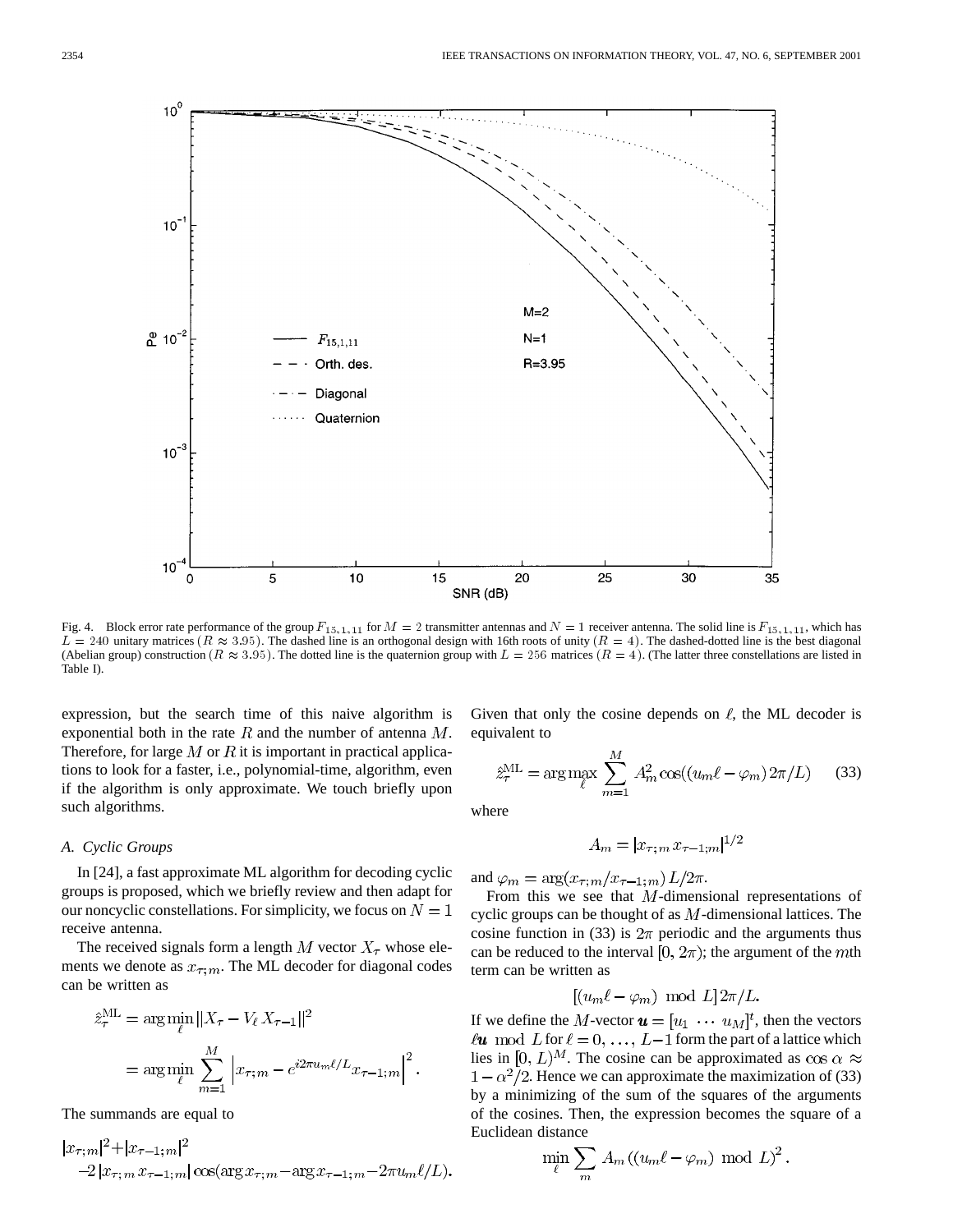Fig. 4. Block error rate performance of the group $F_{15,1,11}$ for $M = 2$ transmitter antennas and $N = 1$ receiver antenna. The solid line is $F_{15,1,11}$, which has $L = 240$ unitary matrices ($R \approx 3.95$). The dashed line is an orthogonal design with 16th roots of unity ($R = 4$). The dashed-dotted line is the best diagonal (Abelian group) construction ($R \approx 3.95$). The dotted line is the quaternion group with $L = 256$ matrices ($R = 4$). (The latter three constellations are listed in Table I).

expression, but the search time of this naive algorithm is exponential both in the rate $R$ and the number of antenna $M$. Therefore, for large $M$ or $R$ it is important in practical applications to look for a faster, i.e., polynomial-time, algorithm, even if the algorithm is only approximate. We touch briefly upon such algorithms.

### A. Cyclic Groups

In [24], a fast approximate ML algorithm for decoding cyclic groups is proposed, which we briefly review and then adapt for our noncyclic constellations. For simplicity, we focus on $N = 1$ receive antenna.

The received signals form a length $M$ vector $X_\tau$ whose elements we denote as $x_{\tau;m}$. The ML decoder for diagonal codes can be written as

$$\hat{z}_\tau^{\text{ML}} = \arg\min_\ell \|X_\tau - V_\ell X_{\tau-1}\|^2$$

$$= \arg\min_\ell \sum_{m=1}^{M} \left| x_{\tau;m} - e^{i2\pi u_m \ell/L} x_{\tau-1;m} \right|^2.$$

The summands are equal to

$$|x_{\tau;m}|^2 + |x_{\tau-1;m}|^2 - 2\,|x_{\tau;m}\, x_{\tau-1;m}| \cos(\arg x_{\tau;m} - \arg x_{\tau-1;m} - 2\pi u_m \ell/L).$$

Given that only the cosine depends on $\ell$, the ML decoder is equivalent to

$$\hat{z}_\tau^{\text{ML}} = \arg\max_\ell \sum_{m=1}^{M} A_m^2 \cos((u_m \ell - \varphi_m)\, 2\pi/L) \qquad (33)$$

where

$$A_m = |x_{\tau;m}\, x_{\tau-1;m}|^{1/2}$$

and $\varphi_m = \arg(x_{\tau;m}/x_{\tau-1;m})\, L/2\pi$.

From this we see that $M$-dimensional representations of cyclic groups can be thought of as $M$-dimensional lattices. The cosine function in (33) is $2\pi$ periodic and the arguments thus can be reduced to the interval $[0, 2\pi)$; the argument of the $m$th term can be written as

$$[(u_m \ell - \varphi_m) \bmod L]\, 2\pi/L.$$

If we define the $M$-vector $\boldsymbol{u} = [u_1 \; \cdots \; u_M]^t$, then the vectors $\ell \boldsymbol{u} \bmod L$ for $\ell = 0, \ldots, L-1$ form the part of a lattice which lies in $[0, L)^M$. The cosine can be approximated as $\cos\alpha \approx 1 - \alpha^2/2$. Hence we can approximate the maximization of (33) by a minimizing of the sum of the squares of the arguments of the cosines. Then, the expression becomes the square of a Euclidean distance

$$\min_\ell \sum_m A_m \left((u_m \ell - \varphi_m) \bmod L\right)^2.$$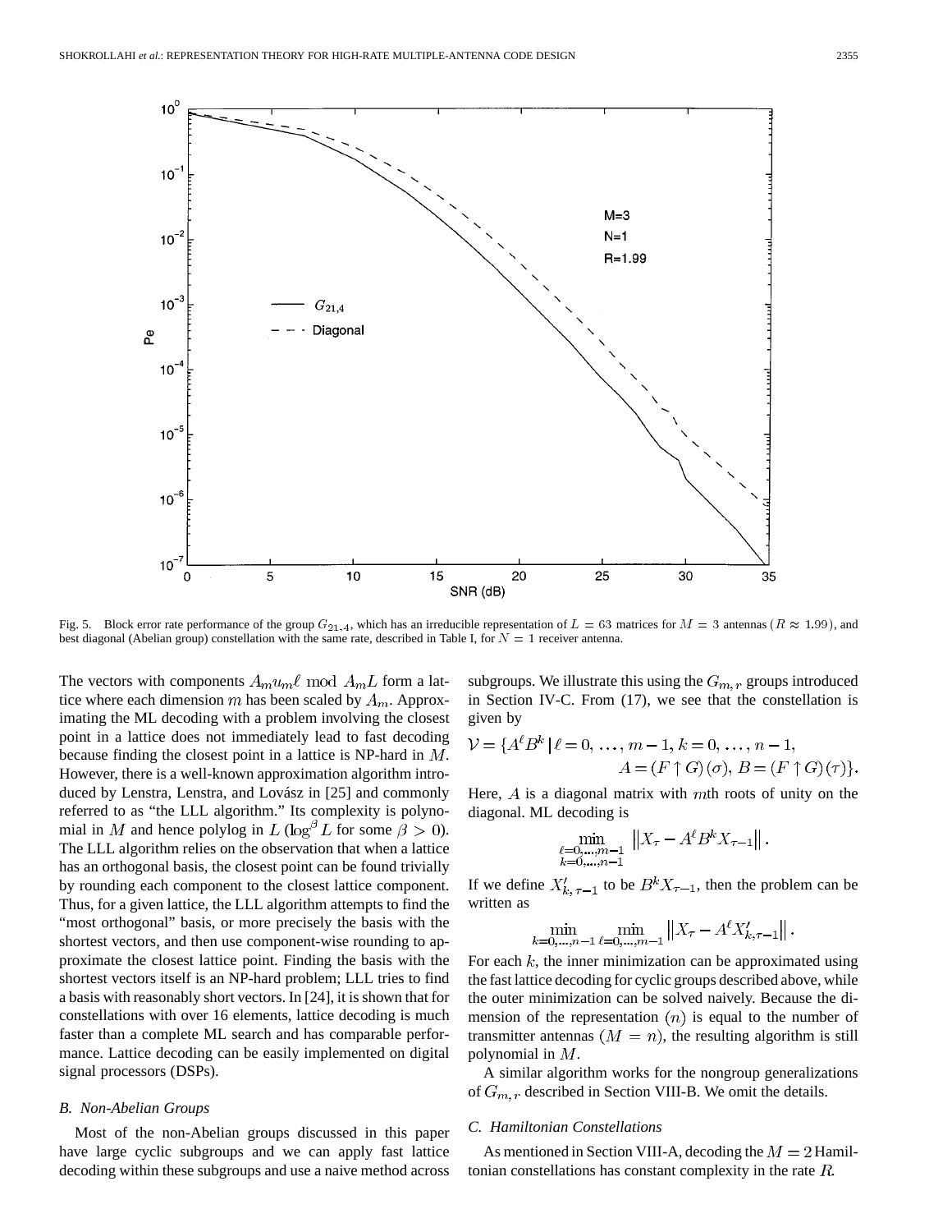Fig. 5. Block error rate performance of the group $G_{21,4}$, which has an irreducible representation of $L = 63$ matrices for $M = 3$ antennas ($R \approx 1.99$), and best diagonal (Abelian group) constellation with the same rate, described in Table I, for $N = 1$ receiver antenna.

The vectors with components $A_m u_m \ell \bmod A_m L$ form a lattice where each dimension $m$ has been scaled by $A_m$. Approximating the ML decoding with a problem involving the closest point in a lattice does not immediately lead to fast decoding because finding the closest point in a lattice is NP-hard in $M$. However, there is a well-known approximation algorithm introduced by Lenstra, Lenstra, and Lovász in [25] and commonly referred to as "the LLL algorithm." Its complexity is polynomial in $M$ and hence polylog in $L$ ($\log^{\beta} L$ for some $\beta > 0$). The LLL algorithm relies on the observation that when a lattice has an orthogonal basis, the closest point can be found trivially by rounding each component to the closest lattice component. Thus, for a given lattice, the LLL algorithm attempts to find the "most orthogonal" basis, or more precisely the basis with the shortest vectors, and then use component-wise rounding to approximate the closest lattice point. Finding the basis with the shortest vectors itself is an NP-hard problem; LLL tries to find a basis with reasonably short vectors. In [24], it is shown that for constellations with over 16 elements, lattice decoding is much faster than a complete ML search and has comparable performance. Lattice decoding can be easily implemented on digital signal processors (DSPs).

### *B. Non-Abelian Groups*

Most of the non-Abelian groups discussed in this paper have large cyclic subgroups and we can apply fast lattice decoding within these subgroups and use a naive method across subgroups. We illustrate this using the $G_{m,r}$ groups introduced in Section IV-C. From (17), we see that the constellation is given by

$$\mathcal{V} = \{A^{\ell}B^{k} \mid \ell = 0, \ldots, m-1, k = 0, \ldots, n-1, \\ A = (F \uparrow G)(\sigma), B = (F \uparrow G)(\tau)\}.$$

Here, $A$ is a diagonal matrix with $m$th roots of unity on the diagonal. ML decoding is

$$\min_{\substack{\ell=0,\ldots,m-1 \\ k=0,\ldots,n-1}} \left\| X_{\tau} - A^{\ell}B^{k}X_{\tau-1} \right\|.$$

If we define $X'_{k,\tau-1}$ to be $B^{k}X_{\tau-1}$, then the problem can be written as

$$\min_{k=0,\ldots,n-1} \min_{\ell=0,\ldots,m-1} \left\| X_{\tau} - A^{\ell}X'_{k,\tau-1} \right\|.$$

For each $k$, the inner minimization can be approximated using the fast lattice decoding for cyclic groups described above, while the outer minimization can be solved naively. Because the dimension of the representation ($n$) is equal to the number of transmitter antennas ($M = n$), the resulting algorithm is still polynomial in $M$.

A similar algorithm works for the nongroup generalizations of $G_{m,r}$ described in Section VIII-B. We omit the details.

### *C. Hamiltonian Constellations*

As mentioned in Section VIII-A, decoding the $M = 2$ Hamiltonian constellations has constant complexity in the rate $R$.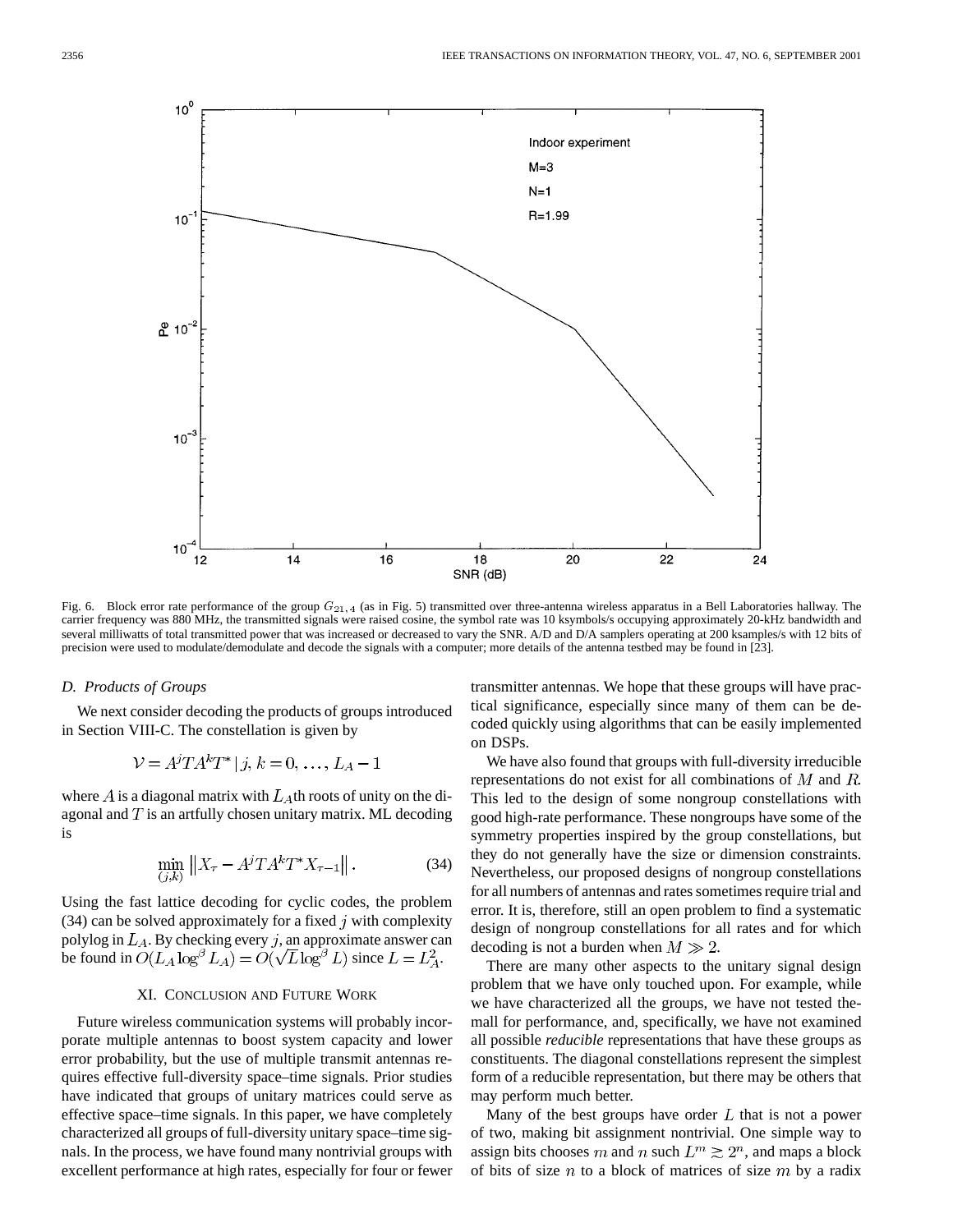Fig. 6. Block error rate performance of the group $G_{21,4}$ (as in Fig. 5) transmitted over three-antenna wireless apparatus in a Bell Laboratories hallway. The carrier frequency was 880 MHz, the transmitted signals were raised cosine, the symbol rate was 10 ksymbols/s occupying approximately 20-kHz bandwidth and several milliwatts of total transmitted power that was increased or decreased to vary the SNR. A/D and D/A samplers operating at 200 ksamples/s with 12 bits of precision were used to modulate/demodulate and decode the signals with a computer; more details of the antenna testbed may be found in [23].

### D. Products of Groups

We next consider decoding the products of groups introduced in Section VIII-C. The constellation is given by

$$\mathcal{V} = A^j T A^k T^* \,|\, j, k = 0, \ldots, L_A - 1$$

where $A$ is a diagonal matrix with $L_A$th roots of unity on the diagonal and $T$ is an artfully chosen unitary matrix. ML decoding is

$$\min_{(j,k)} \left\| X_\tau - A^j T A^k T^* X_{\tau-1} \right\|. \tag{34}$$

Using the fast lattice decoding for cyclic codes, the problem (34) can be solved approximately for a fixed $j$ with complexity polylog in $L_A$. By checking every $j$, an approximate answer can be found in $O(L_A \log^\beta L_A) = O(\sqrt{L} \log^\beta L)$ since $L = L_A^2$.

## XI. Conclusion and Future Work

Future wireless communication systems will probably incorporate multiple antennas to boost system capacity and lower error probability, but the use of multiple transmit antennas requires effective full-diversity space–time signals. Prior studies have indicated that groups of unitary matrices could serve as effective space–time signals. In this paper, we have completely characterized all groups of full-diversity unitary space–time signals. In the process, we have found many nontrivial groups with excellent performance at high rates, especially for four or fewer transmitter antennas. We hope that these groups will have practical significance, especially since many of them can be decoded quickly using algorithms that can be easily implemented on DSPs.

We have also found that groups with full-diversity irreducible representations do not exist for all combinations of $M$ and $R$. This led to the design of some nongroup constellations with good high-rate performance. These nongroups have some of the symmetry properties inspired by the group constellations, but they do not generally have the size or dimension constraints. Nevertheless, our proposed designs of nongroup constellations for all numbers of antennas and rates sometimes require trial and error. It is, therefore, still an open problem to find a systematic design of nongroup constellations for all rates and for which decoding is not a burden when $M \gg 2$.

There are many other aspects to the unitary signal design problem that we have only touched upon. For example, while we have characterized all the groups, we have not tested them all for performance, and, specifically, we have not examined all possible *reducible* representations that have these groups as constituents. The diagonal constellations represent the simplest form of a reducible representation, but there may be others that may perform much better.

Many of the best groups have order $L$ that is not a power of two, making bit assignment nontrivial. One simple way to assign bits chooses $m$ and $n$ such $L^m \gtrsim 2^n$, and maps a block of bits of size $n$ to a block of matrices of size $m$ by a radix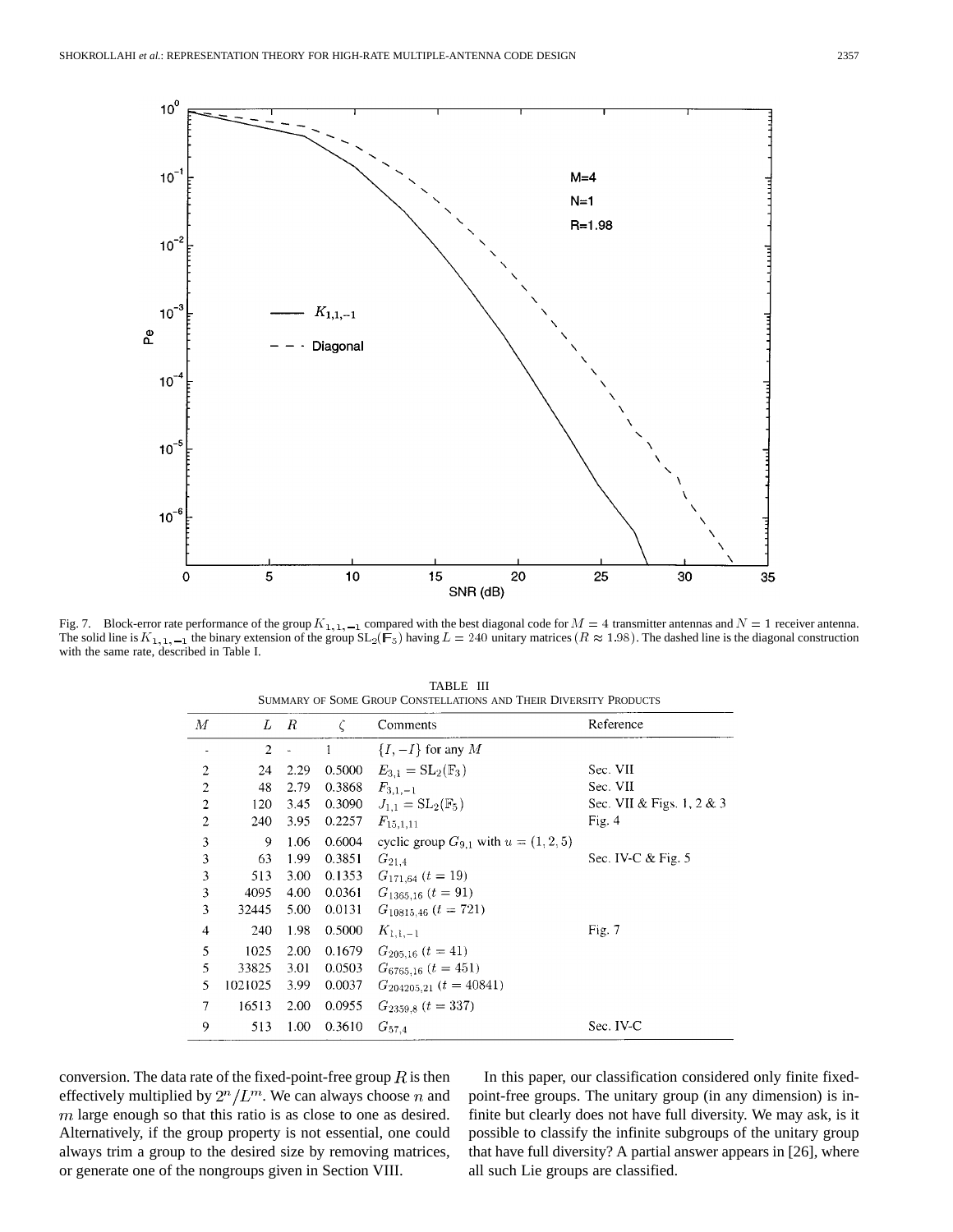Fig. 7. Block-error rate performance of the group $K_{1,1,-1}$ compared with the best diagonal code for $M = 4$ transmitter antennas and $N = 1$ receiver antenna. The solid line is $K_{1,1,-1}$ the binary extension of the group $\mathrm{SL}_2(\mathbb{F}_5)$ having $L = 240$ unitary matrices $(R \approx 1.98)$. The dashed line is the diagonal construction with the same rate, described in Table I.

TABLE III
SUMMARY OF SOME GROUP CONSTELLATIONS AND THEIR DIVERSITY PRODUCTS

| $M$ | $L$ | $R$ | $\zeta$ | Comments | Reference |
|---|---|---|---|---|---|
| - | 2 | - | 1 | $\{I, -I\}$ for any $M$ | |
| 2 | 24 | 2.29 | 0.5000 | $E_{3,1} = \mathrm{SL}_2(\mathbb{F}_3)$ | Sec. VII |
| 2 | 48 | 2.79 | 0.3868 | $F_{3,1,-1}$ | Sec. VII |
| 2 | 120 | 3.45 | 0.3090 | $J_{1,1} = \mathrm{SL}_2(\mathbb{F}_5)$ | Sec. VII & Figs. 1, 2 & 3 |
| 2 | 240 | 3.95 | 0.2257 | $F_{15,1,11}$ | Fig. 4 |
| 3 | 9 | 1.06 | 0.6004 | cyclic group $G_{9,1}$ with $u = (1, 2, 5)$ | |
| 3 | 63 | 1.99 | 0.3851 | $G_{21,4}$ | Sec. IV-C & Fig. 5 |
| 3 | 513 | 3.00 | 0.1353 | $G_{171,64}$ $(t = 19)$ | |
| 3 | 4095 | 4.00 | 0.0361 | $G_{1365,16}$ $(t = 91)$ | |
| 3 | 32445 | 5.00 | 0.0131 | $G_{10815,46}$ $(t = 721)$ | |
| 4 | 240 | 1.98 | 0.5000 | $K_{1,1,-1}$ | Fig. 7 |
| 5 | 1025 | 2.00 | 0.1679 | $G_{205,16}$ $(t = 41)$ | |
| 5 | 33825 | 3.01 | 0.0503 | $G_{6765,16}$ $(t = 451)$ | |
| 5 | 1021025 | 3.99 | 0.0037 | $G_{204205,21}$ $(t = 40841)$ | |
| 7 | 16513 | 2.00 | 0.0955 | $G_{2359,8}$ $(t = 337)$ | |
| 9 | 513 | 1.00 | 0.3610 | $G_{57,4}$ | Sec. IV-C |

conversion. The data rate of the fixed-point-free group $R$ is then effectively multiplied by $2^n/L^m$. We can always choose $n$ and $m$ large enough so that this ratio is as close to one as desired. Alternatively, if the group property is not essential, one could always trim a group to the desired size by removing matrices, or generate one of the nongroups given in Section VIII.

In this paper, our classification considered only finite fixed-point-free groups. The unitary group (in any dimension) is infinite but clearly does not have full diversity. We may ask, is it possible to classify the infinite subgroups of the unitary group that have full diversity? A partial answer appears in [26], where all such Lie groups are classified.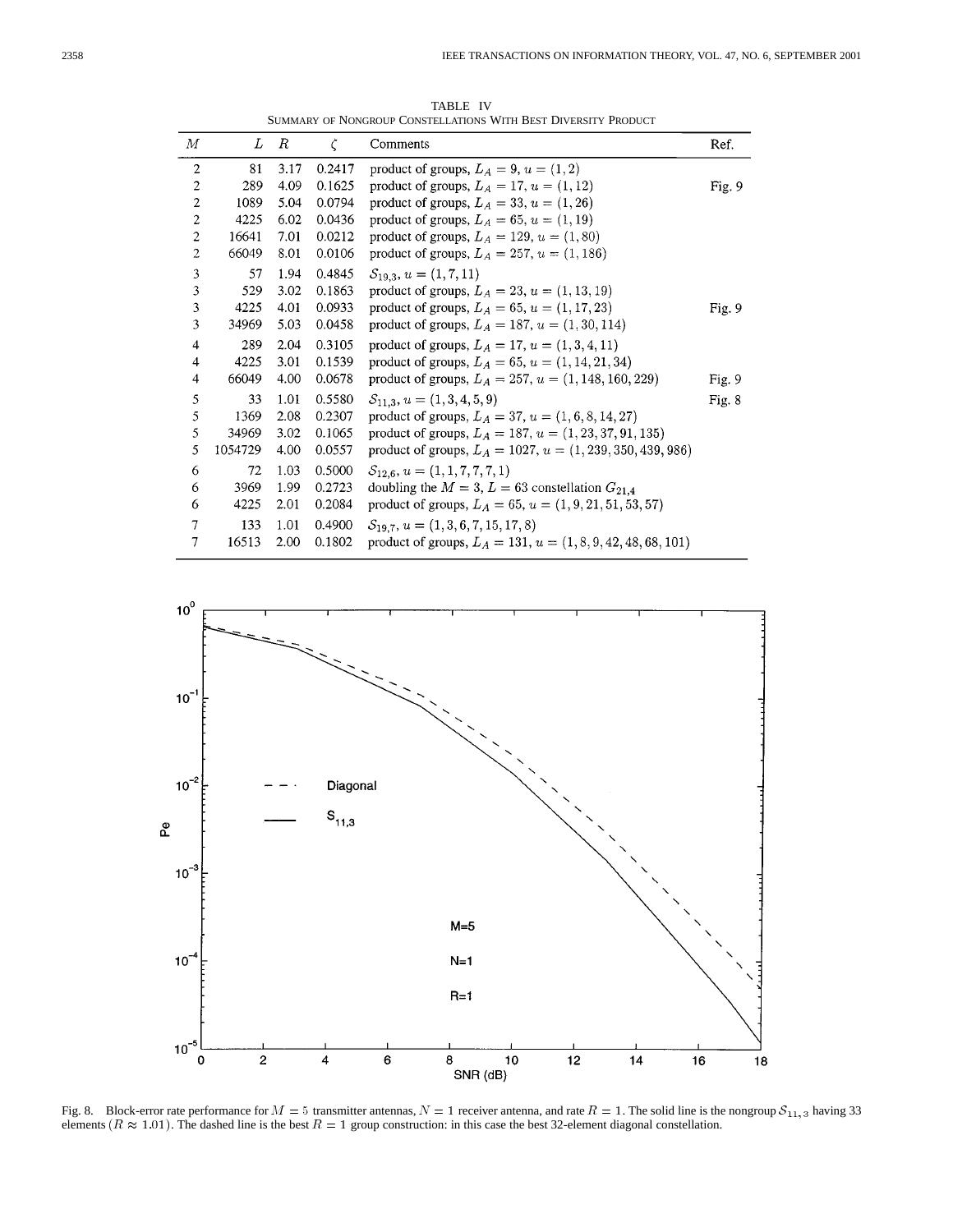TABLE IV
SUMMARY OF NONGROUP CONSTELLATIONS WITH BEST DIVERSITY PRODUCT

| $M$ | $L$ | $R$ | $\zeta$ | Comments | Ref. |
|---|---|---|---|---|---|
| 2 | 81 | 3.17 | 0.2417 | product of groups, $L_A = 9$, $u = (1, 2)$ | |
| 2 | 289 | 4.09 | 0.1625 | product of groups, $L_A = 17$, $u = (1, 12)$ | Fig. 9 |
| 2 | 1089 | 5.04 | 0.0794 | product of groups, $L_A = 33$, $u = (1, 26)$ | |
| 2 | 4225 | 6.02 | 0.0436 | product of groups, $L_A = 65$, $u = (1, 19)$ | |
| 2 | 16641 | 7.01 | 0.0212 | product of groups, $L_A = 129$, $u = (1, 80)$ | |
| 2 | 66049 | 8.01 | 0.0106 | product of groups, $L_A = 257$, $u = (1, 186)$ | |
| 3 | 57 | 1.94 | 0.4845 | $\mathcal{S}_{19,3}$, $u = (1, 7, 11)$ | |
| 3 | 529 | 3.02 | 0.1863 | product of groups, $L_A = 23$, $u = (1, 13, 19)$ | |
| 3 | 4225 | 4.01 | 0.0933 | product of groups, $L_A = 65$, $u = (1, 17, 23)$ | Fig. 9 |
| 3 | 34969 | 5.03 | 0.0458 | product of groups, $L_A = 187$, $u = (1, 30, 114)$ | |
| 4 | 289 | 2.04 | 0.3105 | product of groups, $L_A = 17$, $u = (1, 3, 4, 11)$ | |
| 4 | 4225 | 3.01 | 0.1539 | product of groups, $L_A = 65$, $u = (1, 14, 21, 34)$ | |
| 4 | 66049 | 4.00 | 0.0678 | product of groups, $L_A = 257$, $u = (1, 148, 160, 229)$ | Fig. 9 |
| 5 | 33 | 1.01 | 0.5580 | $\mathcal{S}_{11,3}$, $u = (1, 3, 4, 5, 9)$ | Fig. 8 |
| 5 | 1369 | 2.08 | 0.2307 | product of groups, $L_A = 37$, $u = (1, 6, 8, 14, 27)$ | |
| 5 | 34969 | 3.02 | 0.1065 | product of groups, $L_A = 187$, $u = (1, 23, 37, 91, 135)$ | |
| 5 | 1054729 | 4.00 | 0.0557 | product of groups, $L_A = 1027$, $u = (1, 239, 350, 439, 986)$ | |
| 6 | 72 | 1.03 | 0.5000 | $\mathcal{S}_{12,6}$, $u = (1, 1, 7, 7, 7, 1)$ | |
| 6 | 3969 | 1.99 | 0.2723 | doubling the $M = 3$, $L = 63$ constellation $G_{21,4}$ | |
| 6 | 4225 | 2.01 | 0.2084 | product of groups, $L_A = 65$, $u = (1, 9, 21, 51, 53, 57)$ | |
| 7 | 133 | 1.01 | 0.4900 | $\mathcal{S}_{19,7}$, $u = (1, 3, 6, 7, 15, 17, 8)$ | |
| 7 | 16513 | 2.00 | 0.1802 | product of groups, $L_A = 131$, $u = (1, 8, 9, 42, 48, 68, 101)$ | |

Fig. 8. Block-error rate performance for $M = 5$ transmitter antennas, $N = 1$ receiver antenna, and rate $R = 1$. The solid line is the nongroup $\mathcal{S}_{11,3}$ having 33 elements ($R \approx 1.01$). The dashed line is the best $R = 1$ group construction: in this case the best 32-element diagonal constellation.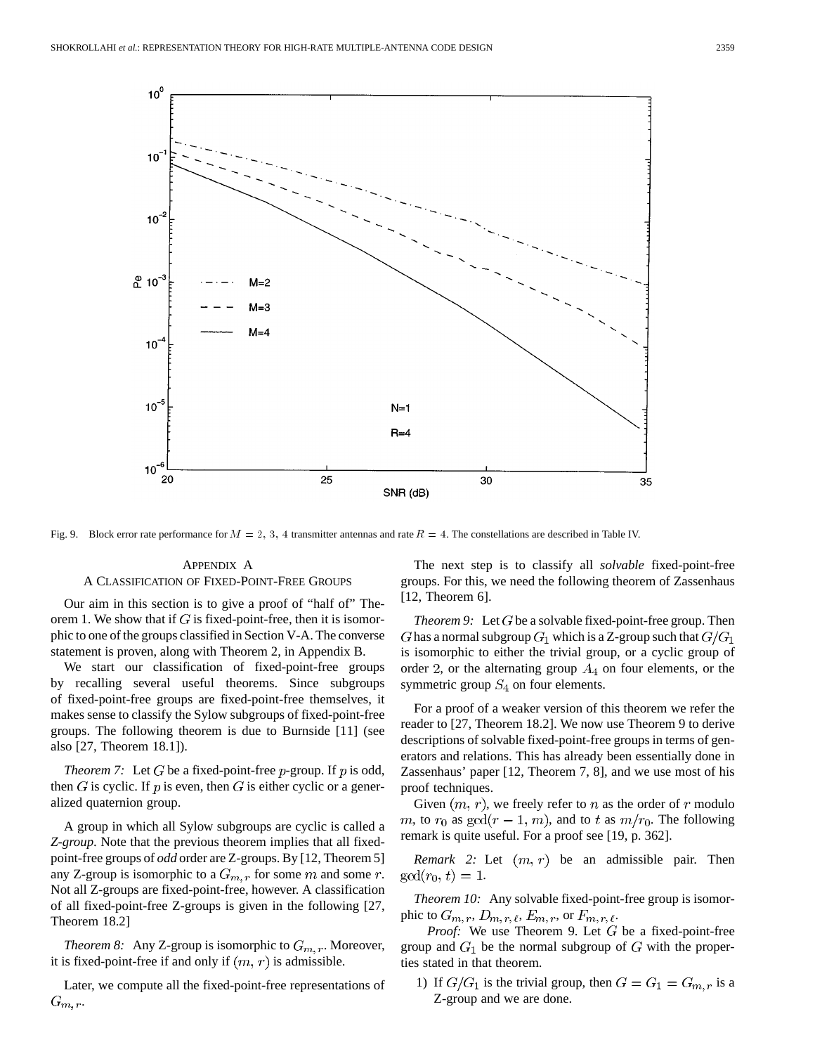Fig. 9. Block error rate performance for $M = 2, 3, 4$ transmitter antennas and rate $R = 4$. The constellations are described in Table IV.

## APPENDIX A
## A CLASSIFICATION OF FIXED-POINT-FREE GROUPS

Our aim in this section is to give a proof of "half of" Theorem 1. We show that if $G$ is fixed-point-free, then it is isomorphic to one of the groups classified in Section V-A. The converse statement is proven, along with Theorem 2, in Appendix B.

We start our classification of fixed-point-free groups by recalling several useful theorems. Since subgroups of fixed-point-free groups are fixed-point-free themselves, it makes sense to classify the Sylow subgroups of fixed-point-free groups. The following theorem is due to Burnside [11] (see also [27, Theorem 18.1]).

*Theorem 7:* Let $G$ be a fixed-point-free $p$-group. If $p$ is odd, then $G$ is cyclic. If $p$ is even, then $G$ is either cyclic or a generalized quaternion group.

A group in which all Sylow subgroups are cyclic is called a *Z-group*. Note that the previous theorem implies that all fixed-point-free groups of *odd* order are Z-groups. By [12, Theorem 5] any Z-group is isomorphic to a $G_{m,r}$ for some $m$ and some $r$. Not all Z-groups are fixed-point-free, however. A classification of all fixed-point-free Z-groups is given in the following [27, Theorem 18.2]

*Theorem 8:* Any Z-group is isomorphic to $G_{m,r}$. Moreover, it is fixed-point-free if and only if $(m, r)$ is admissible.

Later, we compute all the fixed-point-free representations of $G_{m,r}$.

The next step is to classify all *solvable* fixed-point-free groups. For this, we need the following theorem of Zassenhaus [12, Theorem 6].

*Theorem 9:* Let $G$ be a solvable fixed-point-free group. Then $G$ has a normal subgroup $G_1$ which is a Z-group such that $G/G_1$ is isomorphic to either the trivial group, or a cyclic group of order 2, or the alternating group $A_4$ on four elements, or the symmetric group $S_4$ on four elements.

For a proof of a weaker version of this theorem we refer the reader to [27, Theorem 18.2]. We now use Theorem 9 to derive descriptions of solvable fixed-point-free groups in terms of generators and relations. This has already been essentially done in Zassenhaus' paper [12, Theorem 7, 8], and we use most of his proof techniques.

Given $(m, r)$, we freely refer to $n$ as the order of $r$ modulo $m$, to $r_0$ as $\gcd(r-1, m)$, and to $t$ as $m/r_0$. The following remark is quite useful. For a proof see [19, p. 362].

*Remark 2:* Let $(m, r)$ be an admissible pair. Then $\gcd(r_0, t) = 1$.

*Theorem 10:* Any solvable fixed-point-free group is isomorphic to $G_{m,r}$, $D_{m,r,\ell}$, $E_{m,r}$, or $F_{m,r,\ell}$.

*Proof:* We use Theorem 9. Let $G$ be a fixed-point-free group and $G_1$ be the normal subgroup of $G$ with the properties stated in that theorem.

1) If $G/G_1$ is the trivial group, then $G = G_1 = G_{m,r}$ is a Z-group and we are done.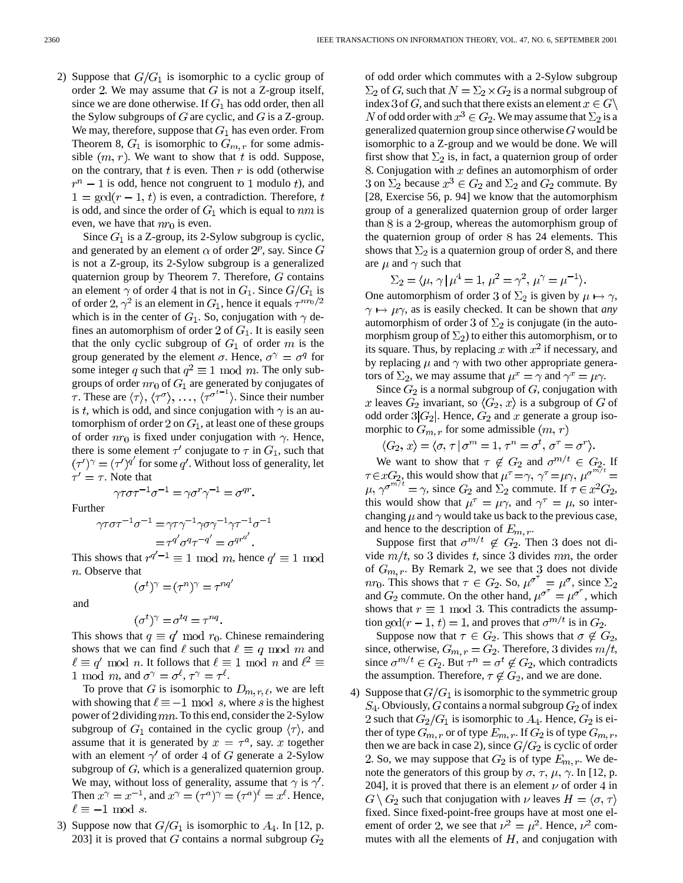2) Suppose that $G/G_1$ is isomorphic to a cyclic group of order 2. We may assume that $G$ is not a Z-group itself, since we are done otherwise. If $G_1$ has odd order, then all the Sylow subgroups of $G$ are cyclic, and $G$ is a Z-group. We may, therefore, suppose that $G_1$ has even order. From Theorem 8, $G_1$ is isomorphic to $G_{m,r}$ for some admissible $(m, r)$. We want to show that $t$ is odd. Suppose, on the contrary, that $t$ is even. Then $r$ is odd (otherwise $r^n - 1$ is odd, hence not congruent to 1 modulo $t$), and $1 = \gcd(r-1, t)$ is even, a contradiction. Therefore, $t$ is odd, and since the order of $G_1$ which is equal to $nm$ is even, we have that $nr_0$ is even.

   Since $G_1$ is a Z-group, its 2-Sylow subgroup is cyclic, and generated by an element $\alpha$ of order $2^p$, say. Since $G$ is not a Z-group, its 2-Sylow subgroup is a generalized quaternion group by Theorem 7. Therefore, $G$ contains an element $\gamma$ of order 4 that is not in $G_1$. Since $G/G_1$ is of order 2, $\gamma^2$ is an element in $G_1$, hence it equals $\tau^{nr_0/2}$ which is in the center of $G_1$. So, conjugation with $\gamma$ defines an automorphism of order 2 of $G_1$. It is easily seen that the only cyclic subgroup of $G_1$ of order $m$ is the group generated by the element $\sigma$. Hence, $\sigma^\gamma = \sigma^q$ for some integer $q$ such that $q^2 \equiv 1 \bmod m$. The only subgroups of order $nr_0$ of $G_1$ are generated by conjugates of $\tau$. These are $\langle\tau\rangle, \langle\tau^\sigma\rangle, \ldots, \langle\tau^{\sigma^{t-1}}\rangle$. Since their number is $t$, which is odd, and since conjugation with $\gamma$ is an automorphism of order 2 on $G_1$, at least one of these groups of order $nr_0$ is fixed under conjugation with $\gamma$. Hence, there is some element $\tau'$ conjugate to $\tau$ in $G_1$, such that $(\tau')^\gamma = (\tau')^{q'}$ for some $q'$. Without loss of generality, let $\tau' = \tau$. Note that

$$\gamma\tau\sigma\tau^{-1}\sigma^{-1} = \gamma\sigma^r\gamma^{-1} = \sigma^{qr}.$$

   Further

$$\begin{aligned}\gamma\tau\sigma\tau^{-1}\sigma^{-1} &= \gamma\tau\gamma^{-1}\gamma\sigma\gamma^{-1}\gamma\tau^{-1}\sigma^{-1}\\ &= \tau^{q'}\sigma^q\tau^{-q'} = \sigma^{qr^{q'}}.\end{aligned}$$

   This shows that $r^{q'-1} \equiv 1 \bmod m$, hence $q' \equiv 1 \bmod n$. Observe that

$$(\sigma^t)^\gamma = (\tau^n)^\gamma = \tau^{nq'}$$

   and

$$(\sigma^t)^\gamma = \sigma^{tq} = \tau^{nq}.$$

   This shows that $q \equiv q' \bmod r_0$. Chinese remaindering shows that we can find $\ell$ such that $\ell \equiv q \bmod m$ and $\ell \equiv q' \bmod n$. It follows that $\ell \equiv 1 \bmod n$ and $\ell^2 \equiv 1 \bmod m$, and $\sigma^\gamma = \sigma^\ell$, $\tau^\gamma = \tau^\ell$.

   To prove that $G$ is isomorphic to $D_{m,r,\ell}$, we are left with showing that $\ell \equiv -1 \bmod s$, where $s$ is the highest power of 2 dividing $mn$. To this end, consider the 2-Sylow subgroup of $G_1$ contained in the cyclic group $\langle\tau\rangle$, and assume that it is generated by $x = \tau^a$, say. $x$ together with an element $\gamma'$ of order 4 of $G$ generate a 2-Sylow subgroup of $G$, which is a generalized quaternion group. We may, without loss of generality, assume that $\gamma$ is $\gamma'$. Then $x^\gamma = x^{-1}$, and $x^\gamma = (\tau^a)^\gamma = (\tau^a)^\ell = x^\ell$. Hence, $\ell \equiv -1 \bmod s$.

3) Suppose now that $G/G_1$ is isomorphic to $A_4$. In [12, p. 203] it is proved that $G$ contains a normal subgroup $G_2$ of odd order which commutes with a 2-Sylow subgroup $\Sigma_2$ of $G$, such that $N = \Sigma_2 \times G_2$ is a normal subgroup of index 3 of $G$, and such that there exists an element $x \in G \setminus N$ of odd order with $x^3 \in G_2$. We may assume that $\Sigma_2$ is a generalized quaternion group since otherwise $G$ would be isomorphic to a Z-group and we would be done. We will first show that $\Sigma_2$ is, in fact, a quaternion group of order 8. Conjugation with $x$ defines an automorphism of order 3 on $\Sigma_2$ because $x^3 \in G_2$ and $\Sigma_2$ and $G_2$ commute. By [28, Exercise 56, p. 94] we know that the automorphism group of a generalized quaternion group of order larger than 8 is a 2-group, whereas the automorphism group of the quaternion group of order 8 has 24 elements. This shows that $\Sigma_2$ is a quaternion group of order 8, and there are $\mu$ and $\gamma$ such that

$$\Sigma_2 = \langle \mu, \gamma \,|\, \mu^4 = 1, \, \mu^2 = \gamma^2, \, \mu^\gamma = \mu^{-1}\rangle.$$

   One automorphism of order 3 of $\Sigma_2$ is given by $\mu \mapsto \gamma$, $\gamma \mapsto \mu\gamma$, as is easily checked. It can be shown that *any* automorphism of order 3 of $\Sigma_2$ is conjugate (in the automorphism group of $\Sigma_2$) to either this automorphism, or to its square. Thus, by replacing $x$ with $x^2$ if necessary, and by replacing $\mu$ and $\gamma$ with two other appropriate generators of $\Sigma_2$, we may assume that $\mu^x = \gamma$ and $\gamma^x = \mu\gamma$.

   Since $G_2$ is a normal subgroup of $G$, conjugation with $x$ leaves $G_2$ invariant, so $\langle G_2, x\rangle$ is a subgroup of $G$ of odd order $3|G_2|$. Hence, $G_2$ and $x$ generate a group isomorphic to $G_{m,r}$ for some admissible $(m, r)$

$$\langle G_2, x\rangle = \langle \sigma, \tau \,|\, \sigma^m = 1, \, \tau^n = \sigma^t, \, \sigma^\tau = \sigma^r\rangle.$$

   We want to show that $\tau \notin G_2$ and $\sigma^{m/t} \in G_2$. If $\tau \in xG_2$, this would show that $\mu^\tau = \gamma$, $\gamma^\tau = \mu\gamma$, $\mu^{\sigma^{m/t}} = \mu$, $\gamma^{\sigma^{m/t}} = \gamma$, since $G_2$ and $\Sigma_2$ commute. If $\tau \in x^2G_2$, this would show that $\mu^\tau = \mu\gamma$, and $\gamma^\tau = \mu$, so interchanging $\mu$ and $\gamma$ would take us back to the previous case, and hence to the description of $E_{m,r}$.

   Suppose first that $\sigma^{m/t} \notin G_2$. Then 3 does not divide $m/t$, so 3 divides $t$, since 3 divides $mn$, the order of $G_{m,r}$. By Remark 2, we see that 3 does not divide $nr_0$. This shows that $\tau \in G_2$. So, $\mu^{\sigma^\tau} = \mu^\sigma$, since $\Sigma_2$ and $G_2$ commute. On the other hand, $\mu^{\sigma^\tau} = \mu^{\sigma^r}$, which shows that $r \equiv 1 \bmod 3$. This contradicts the assumption $\gcd(r-1, t) = 1$, and proves that $\sigma^{m/t}$ is in $G_2$.

   Suppose now that $\tau \in G_2$. This shows that $\sigma \notin G_2$, since, otherwise, $G_{m,r} = G_2$. Therefore, 3 divides $m/t$, since $\sigma^{m/t} \in G_2$. But $\tau^n = \sigma^t \notin G_2$, which contradicts the assumption. Therefore, $\tau \notin G_2$, and we are done.

4) Suppose that $G/G_1$ is isomorphic to the symmetric group $S_4$. Obviously, $G$ contains a normal subgroup $G_2$ of index 2 such that $G_2/G_1$ is isomorphic to $A_4$. Hence, $G_2$ is either of type $G_{m,r}$ or of type $E_{m,r}$. If $G_2$ is of type $G_{m,r}$, then we are back in case 2), since $G/G_2$ is cyclic of order 2. So, we may suppose that $G_2$ is of type $E_{m,r}$. We denote the generators of this group by $\sigma$, $\tau$, $\mu$, $\gamma$. In [12, p. 204], it is proved that there is an element $\nu$ of order 4 in $G \setminus G_2$ such that conjugation with $\nu$ leaves $H = \langle\sigma, \tau\rangle$ fixed. Since fixed-point-free groups have at most one element of order 2, we see that $\nu^2 = \mu^2$. Hence, $\nu^2$ commutes with all the elements of $H$, and conjugation with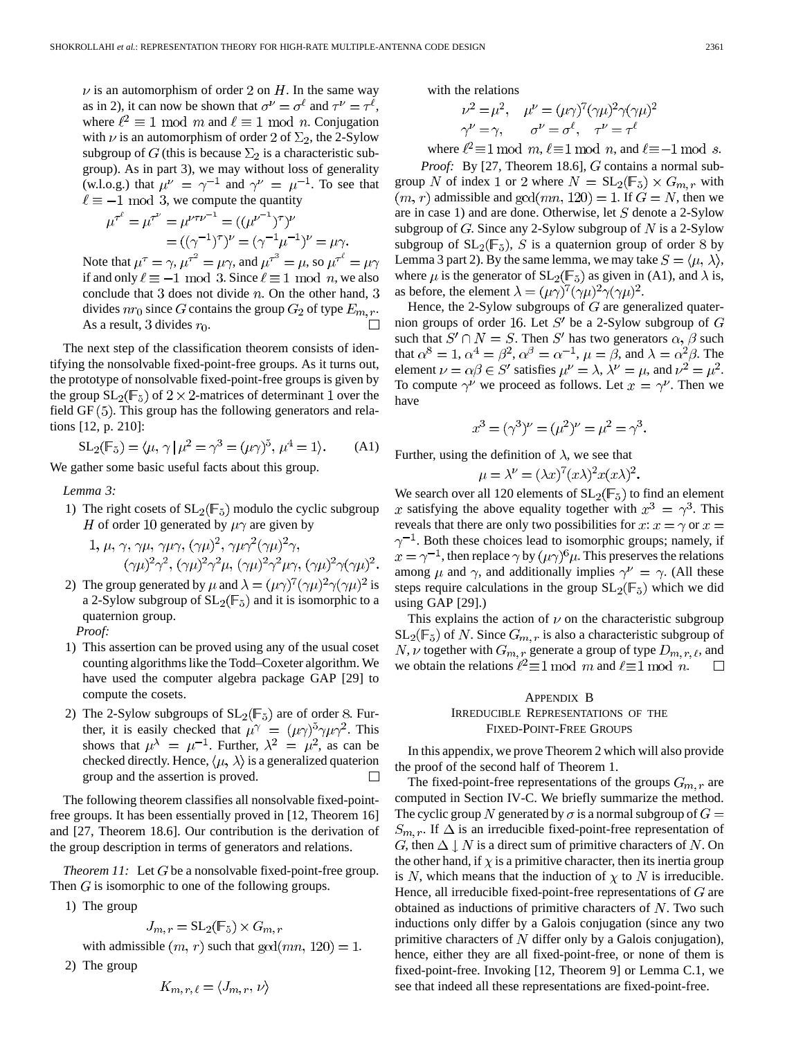$\nu$ is an automorphism of order 2 on $H$. In the same way as in 2), it can now be shown that $\sigma^\nu = \sigma^\ell$ and $\tau^\nu = \tau^\ell$, where $\ell^2 \equiv 1 \mod m$ and $\ell \equiv 1 \mod n$. Conjugation with $\nu$ is an automorphism of order 2 of $\Sigma_2$, the 2-Sylow subgroup of $G$ (this is because $\Sigma_2$ is a characteristic subgroup). As in part 3), we may without loss of generality (w.l.o.g.) that $\mu^\nu = \gamma^{-1}$ and $\gamma^\nu = \mu^{-1}$. To see that $\ell \equiv -1 \mod 3$, we compute the quantity

$$\mu^{\tau^\ell} = \mu^{\tau^\nu} = \mu^{\nu\tau\nu^{-1}} = ((\mu^{\nu^{-1}})^\tau)^\nu = ((\gamma^{-1})^\tau)^\nu = (\gamma^{-1}\mu^{-1})^\nu = \mu\gamma.$$

Note that $\mu^\tau = \gamma$, $\mu^{\tau^2} = \mu\gamma$, and $\mu^{\tau^3} = \mu$, so $\mu^{\tau^\ell} = \mu\gamma$ if and only $\ell \equiv -1 \mod 3$. Since $\ell \equiv 1 \mod n$, we also conclude that 3 does not divide $n$. On the other hand, 3 divides $nr_0$ since $G$ contains the group $G_2$ of type $E_{m,r}$. As a result, 3 divides $r_0$. □

The next step of the classification theorem consists of identifying the nonsolvable fixed-point-free groups. As it turns out, the prototype of nonsolvable fixed-point-free groups is given by the group $\mathrm{SL}_2(\mathbb{F}_5)$ of $2 \times 2$-matrices of determinant 1 over the field GF (5). This group has the following generators and relations [12, p. 210]:

$$\mathrm{SL}_2(\mathbb{F}_5) = \langle \mu, \gamma \,|\, \mu^2 = \gamma^3 = (\mu\gamma)^5, \mu^4 = 1 \rangle. \tag{A1}$$

We gather some basic useful facts about this group.

*Lemma 3:*

1) The right cosets of $\mathrm{SL}_2(\mathbb{F}_5)$ modulo the cyclic subgroup $H$ of order 10 generated by $\mu\gamma$ are given by

$$1, \mu, \gamma, \gamma\mu, \gamma\mu\gamma, (\gamma\mu)^2, \gamma\mu\gamma^2(\gamma\mu)^2\gamma, (\gamma\mu)^2\gamma^2, (\gamma\mu)^2\gamma^2\mu, (\gamma\mu)^2\gamma^2\mu\gamma, (\gamma\mu)^2\gamma(\gamma\mu)^2.$$

2) The group generated by $\mu$ and $\lambda = (\mu\gamma)^7(\gamma\mu)^2\gamma(\gamma\mu)^2$ is a 2-Sylow subgroup of $\mathrm{SL}_2(\mathbb{F}_5)$ and it is isomorphic to a quaternion group.

*Proof:*

1) This assertion can be proved using any of the usual coset counting algorithms like the Todd–Coxeter algorithm. We have used the computer algebra package GAP [29] to compute the cosets.

2) The 2-Sylow subgroups of $\mathrm{SL}_2(\mathbb{F}_5)$ are of order 8. Further, it is easily checked that $\mu^\gamma = (\mu\gamma)^5\gamma\mu\gamma^2$. This shows that $\mu^\lambda = \mu^{-1}$. Further, $\lambda^2 = \mu^2$, as can be checked directly. Hence, $\langle \mu, \lambda \rangle$ is a generalized quaterion group and the assertion is proved. □

The following theorem classifies all nonsolvable fixed-point-free groups. It has been essentially proved in [12, Theorem 16] and [27, Theorem 18.6]. Our contribution is the derivation of the group description in terms of generators and relations.

*Theorem 11:* Let $G$ be a nonsolvable fixed-point-free group. Then $G$ is isomorphic to one of the following groups.

1) The group

$$J_{m,r} = \mathrm{SL}_2(\mathbb{F}_5) \times G_{m,r}$$

with admissible $(m, r)$ such that $\gcd(mn, 120) = 1$.

2) The group

$$K_{m,r,\ell} = \langle J_{m,r}, \nu \rangle$$

with the relations

$$\nu^2 = \mu^2, \quad \mu^\nu = (\mu\gamma)^7(\gamma\mu)^2\gamma(\gamma\mu)^2$$
$$\gamma^\nu = \gamma, \qquad \sigma^\nu = \sigma^\ell, \quad \tau^\nu = \tau^\ell$$

where $\ell^2 \equiv 1 \mod m$, $\ell \equiv 1 \mod n$, and $\ell \equiv -1 \mod s$.

*Proof:* By [27, Theorem 18.6], $G$ contains a normal subgroup $N$ of index 1 or 2 where $N = \mathrm{SL}_2(\mathbb{F}_5) \times G_{m,r}$ with $(m, r)$ admissible and $\gcd(mn, 120) = 1$. If $G = N$, then we are in case 1) and are done. Otherwise, let $S$ denote a 2-Sylow subgroup of $G$. Since any 2-Sylow subgroup of $N$ is a 2-Sylow subgroup of $\mathrm{SL}_2(\mathbb{F}_5)$, $S$ is a quaternion group of order 8 by Lemma 3 part 2). By the same lemma, we may take $S = \langle \mu, \lambda \rangle$, where $\mu$ is the generator of $\mathrm{SL}_2(\mathbb{F}_5)$ as given in (A1), and $\lambda$ is, as before, the element $\lambda = (\mu\gamma)^7(\gamma\mu)^2\gamma(\gamma\mu)^2$.

Hence, the 2-Sylow subgroups of $G$ are generalized quaternion groups of order 16. Let $S'$ be a 2-Sylow subgroup of $G$ such that $S' \cap N = S$. Then $S'$ has two generators $\alpha, \beta$ such that $\alpha^8 = 1$, $\alpha^4 = \beta^2$, $\alpha^\beta = \alpha^{-1}$, $\mu = \beta$, and $\lambda = \alpha^2\beta$. The element $\nu = \alpha\beta \in S'$ satisfies $\mu^\nu = \lambda$, $\lambda^\nu = \mu$, and $\nu^2 = \mu^2$. To compute $\gamma^\nu$ we proceed as follows. Let $x = \gamma^\nu$. Then we have

$$x^3 = (\gamma^3)^\nu = (\mu^2)^\nu = \mu^2 = \gamma^3.$$

Further, using the definition of $\lambda$, we see that

$$\mu = \lambda^\nu = (\lambda x)^7(x\lambda)^2x(x\lambda)^2.$$

We search over all 120 elements of $\mathrm{SL}_2(\mathbb{F}_5)$ to find an element $x$ satisfying the above equality together with $x^3 = \gamma^3$. This reveals that there are only two possibilities for $x$: $x = \gamma$ or $x = \gamma^{-1}$. Both these choices lead to isomorphic groups; namely, if $x = \gamma^{-1}$, then replace $\gamma$ by $(\mu\gamma)^6\mu$. This preserves the relations among $\mu$ and $\gamma$, and additionally implies $\gamma^\nu = \gamma$. (All these steps require calculations in the group $\mathrm{SL}_2(\mathbb{F}_5)$ which we did using GAP [29].)

This explains the action of $\nu$ on the characteristic subgroup $\mathrm{SL}_2(\mathbb{F}_5)$ of $N$. Since $G_{m,r}$ is also a characteristic subgroup of $N$, $\nu$ together with $G_{m,r}$ generate a group of type $D_{m,r,\ell}$, and we obtain the relations $\ell^2 \equiv 1 \mod m$ and $\ell \equiv 1 \mod n$. □

## Appendix B
## Irreducible Representations of the Fixed-Point-Free Groups

In this appendix, we prove Theorem 2 which will also provide the proof of the second half of Theorem 1.

The fixed-point-free representations of the groups $G_{m,r}$ are computed in Section IV-C. We briefly summarize the method. The cyclic group $N$ generated by $\sigma$ is a normal subgroup of $G = S_{m,r}$. If $\Delta$ is an irreducible fixed-point-free representation of $G$, then $\Delta \downarrow N$ is a direct sum of primitive characters of $N$. On the other hand, if $\chi$ is a primitive character, then its inertia group is $N$, which means that the induction of $\chi$ to $N$ is irreducible. Hence, all irreducible fixed-point-free representations of $G$ are obtained as inductions of primitive characters of $N$. Two such inductions only differ by a Galois conjugation (since any two primitive characters of $N$ differ only by a Galois conjugation), hence, either they are all fixed-point-free, or none of them is fixed-point-free. Invoking [12, Theorem 9] or Lemma C.1, we see that indeed all these representations are fixed-point-free.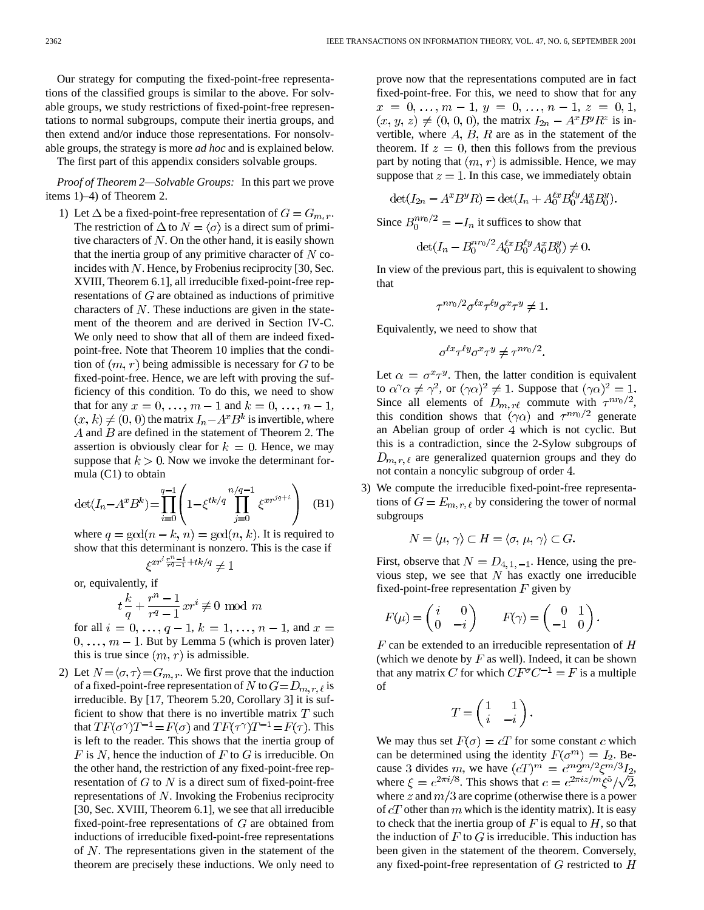Our strategy for computing the fixed-point-free representations of the classified groups is similar to the above. For solvable groups, we study restrictions of fixed-point-free representations to normal subgroups, compute their inertia groups, and then extend and/or induce those representations. For nonsolvable groups, the strategy is more *ad hoc* and is explained below.

The first part of this appendix considers solvable groups.

*Proof of Theorem 2—Solvable Groups:* In this part we prove items 1)–4) of Theorem 2.

1) Let $\Delta$ be a fixed-point-free representation of $G = G_{m,r}$. The restriction of $\Delta$ to $N = \langle\sigma\rangle$ is a direct sum of primitive characters of $N$. On the other hand, it is easily shown that the inertia group of any primitive character of $N$ coincides with $N$. Hence, by Frobenius reciprocity [30, Sec. XVIII, Theorem 6.1], all irreducible fixed-point-free representations of $G$ are obtained as inductions of primitive characters of $N$. These inductions are given in the statement of the theorem and are derived in Section IV-C. We only need to show that all of them are indeed fixed-point-free. Note that Theorem 10 implies that the condition of $(m, r)$ being admissible is necessary for $G$ to be fixed-point-free. Hence, we are left with proving the sufficiency of this condition. To do this, we need to show that for any $x = 0, \ldots, m-1$ and $k = 0, \ldots, n-1$, $(x, k) \neq (0, 0)$ the matrix $I_n - A^x B^k$ is invertible, where $A$ and $B$ are defined in the statement of Theorem 2. The assertion is obviously clear for $k = 0$. Hence, we may suppose that $k > 0$. Now we invoke the determinant formula (C1) to obtain
$$\det(I_n - A^x B^k) = \prod_{i=0}^{q-1}\left(1 - \xi^{tk/q}\prod_{j=0}^{n/q-1}\xi^{xr^{jq+i}}\right) \quad \text{(B1)}$$
where $q = \gcd(n-k, n) = \gcd(n, k)$. It is required to show that this determinant is nonzero. This is the case if
$$\xi^{xr^i \frac{r^n - 1}{r^q - 1} + tk/q} \neq 1$$
or, equivalently, if
$$t\frac{k}{q} + \frac{r^n - 1}{r^q - 1}xr^i \not\equiv 0 \bmod m$$
for all $i = 0, \ldots, q-1$, $k = 1, \ldots, n-1$, and $x = 0, \ldots, m-1$. But by Lemma 5 (which is proven later) this is true since $(m, r)$ is admissible.

2) Let $N = \langle\sigma, \tau\rangle = G_{m,r}$. We first prove that the induction of a fixed-point-free representation of $N$ to $G = D_{m,r,\ell}$ is irreducible. By [17, Theorem 5.20, Corollary 3] it is sufficient to show that there is no invertible matrix $T$ such that $TF(\sigma^\gamma)T^{-1} = F(\sigma)$ and $TF(\tau^\gamma)T^{-1} = F(\tau)$. This is left to the reader. This shows that the inertia group of $F$ is $N$, hence the induction of $F$ to $G$ is irreducible. On the other hand, the restriction of any fixed-point-free representation of $G$ to $N$ is a direct sum of fixed-point-free representations of $N$. Invoking the Frobenius reciprocity [30, Sec. XVIII, Theorem 6.1], we see that all irreducible fixed-point-free representations of $G$ are obtained from inductions of irreducible fixed-point-free representations of $N$. The representations given in the statement of the theorem are precisely these inductions. We only need to prove now that the representations computed are in fact fixed-point-free. For this, we need to show that for any $x = 0, \ldots, m-1$, $y = 0, \ldots, n-1$, $z = 0, 1$, $(x, y, z) \neq (0, 0, 0)$, the matrix $I_{2n} - A^x B^y R^z$ is invertible, where $A$, $B$, $R$ are as in the statement of the theorem. If $z = 0$, then this follows from the previous part by noting that $(m, r)$ is admissible. Hence, we may suppose that $z = 1$. In this case, we immediately obtain
$$\det(I_{2n} - A^x B^y R) = \det(I_n + A_0^{\ell x} B_0^{\ell y} A_0^x B_0^y).$$
Since $B_0^{nr_0/2} = -I_n$ it suffices to show that
$$\det(I_n - B_0^{nr_0/2} A_0^{\ell x} B_0^{\ell y} A_0^x B_0^y) \neq 0.$$
In view of the previous part, this is equivalent to showing that
$$\tau^{nr_0/2}\sigma^{\ell x}\tau^{\ell y}\sigma^x\tau^y \neq 1.$$
Equivalently, we need to show that
$$\sigma^{\ell x}\tau^{\ell y}\sigma^x\tau^y \neq \tau^{nr_0/2}.$$
Let $\alpha = \sigma^x\tau^y$. Then, the latter condition is equivalent to $\alpha^\gamma\alpha \neq \gamma^2$, or $(\gamma\alpha)^2 \neq 1$. Suppose that $(\gamma\alpha)^2 = 1$. Since all elements of $D_{m,r\ell}$ commute with $\tau^{nr_0/2}$, this condition shows that $(\gamma\alpha)$ and $\tau^{nr_0/2}$ generate an Abelian group of order 4 which is not cyclic. But this is a contradiction, since the 2-Sylow subgroups of $D_{m,r,\ell}$ are generalized quaternion groups and they do not contain a noncylic subgroup of order 4.

3) We compute the irreducible fixed-point-free representations of $G = E_{m,r,\ell}$ by considering the tower of normal subgroups
$$N = \langle\mu, \gamma\rangle \subset H = \langle\sigma, \mu, \gamma\rangle \subset G.$$
First, observe that $N = D_{4,1,-1}$. Hence, using the previous step, we see that $N$ has exactly one irreducible fixed-point-free representation $F$ given by
$$F(\mu) = \begin{pmatrix} i & 0 \\ 0 & -i \end{pmatrix} \qquad F(\gamma) = \begin{pmatrix} 0 & 1 \\ -1 & 0 \end{pmatrix}.$$
$F$ can be extended to an irreducible representation of $H$ (which we denote by $F$ as well). Indeed, it can be shown that any matrix $C$ for which $CF^\sigma C^{-1} = F$ is a multiple of
$$T = \begin{pmatrix} 1 & 1 \\ i & -i \end{pmatrix}.$$
We may thus set $F(\sigma) = cT$ for some constant $c$ which can be determined using the identity $F(\sigma^m) = I_2$. Because 3 divides $m$, we have $(cT)^m = c^m 2^{m/2}\xi^{m/3} I_2$, where $\xi = e^{2\pi i/8}$. This shows that $c = e^{2\pi iz/m}\xi^5/\sqrt{2}$, where $z$ and $m/3$ are coprime (otherwise there is a power of $cT$ other than $m$ which is the identity matrix). It is easy to check that the inertia group of $F$ is equal to $H$, so that the induction of $F$ to $G$ is irreducible. This induction has been given in the statement of the theorem. Conversely, any fixed-point-free representation of $G$ restricted to $H$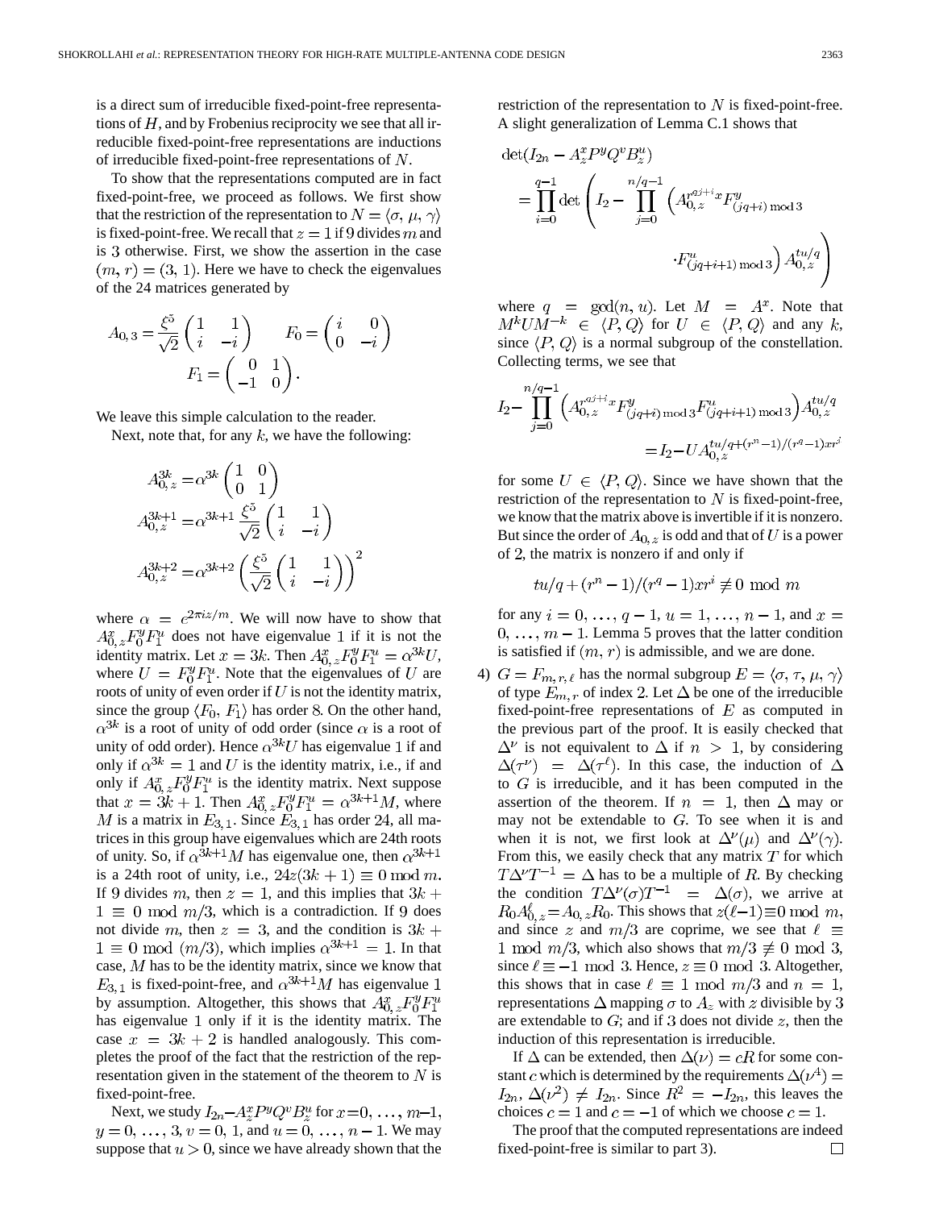is a direct sum of irreducible fixed-point-free representations of $H$, and by Frobenius reciprocity we see that all irreducible fixed-point-free representations are inductions of irreducible fixed-point-free representations of $N$.

To show that the representations computed are in fact fixed-point-free, we proceed as follows. We first show that the restriction of the representation to $N = \langle \sigma, \mu, \gamma \rangle$ is fixed-point-free. We recall that $z = 1$ if 9 divides $m$ and is 3 otherwise. First, we show the assertion in the case $(m, r) = (3, 1)$. Here we have to check the eigenvalues of the 24 matrices generated by

$$A_{0,3} = \frac{\xi^5}{\sqrt{2}} \begin{pmatrix} 1 & 1 \\ i & -i \end{pmatrix} \qquad F_0 = \begin{pmatrix} i & 0 \\ 0 & -i \end{pmatrix}$$
$$F_1 = \begin{pmatrix} 0 & 1 \\ -1 & 0 \end{pmatrix}.$$

We leave this simple calculation to the reader.

Next, note that, for any $k$, we have the following:

$$A_{0,z}^{3k} = \alpha^{3k} \begin{pmatrix} 1 & 0 \\ 0 & 1 \end{pmatrix}$$
$$A_{0,z}^{3k+1} = \alpha^{3k+1} \frac{\xi^5}{\sqrt{2}} \begin{pmatrix} 1 & 1 \\ i & -i \end{pmatrix}$$
$$A_{0,z}^{3k+2} = \alpha^{3k+2} \left( \frac{\xi^5}{\sqrt{2}} \begin{pmatrix} 1 & 1 \\ i & -i \end{pmatrix} \right)^2$$

where $\alpha = e^{2\pi i z/m}$. We will now have to show that $A_{0,z}^x F_0^y F_1^u$ does not have eigenvalue 1 if it is not the identity matrix. Let $x = 3k$. Then $A_{0,z}^x F_0^y F_1^u = \alpha^{3k} U$, where $U = F_0^y F_1^u$. Note that the eigenvalues of $U$ are roots of unity of even order if $U$ is not the identity matrix, since the group $\langle F_0, F_1 \rangle$ has order 8. On the other hand, $\alpha^{3k}$ is a root of unity of odd order (since $\alpha$ is a root of unity of odd order). Hence $\alpha^{3k} U$ has eigenvalue 1 if and only if $\alpha^{3k} = 1$ and $U$ is the identity matrix, i.e., if and only if $A_{0,z}^x F_0^y F_1^u$ is the identity matrix. Next suppose that $x = 3k + 1$. Then $A_{0,z}^x F_0^y F_1^u = \alpha^{3k+1} M$, where $M$ is a matrix in $E_{3,1}$. Since $E_{3,1}$ has order 24, all matrices in this group have eigenvalues which are 24th roots of unity. So, if $\alpha^{3k+1} M$ has eigenvalue one, then $\alpha^{3k+1}$ is a 24th root of unity, i.e., $24z(3k+1) \equiv 0 \bmod m$. If 9 divides $m$, then $z = 1$, and this implies that $3k + 1 \equiv 0 \bmod m/3$, which is a contradiction. If 9 does not divide $m$, then $z = 3$, and the condition is $3k + 1 \equiv 0 \bmod (m/3)$, which implies $\alpha^{3k+1} = 1$. In that case, $M$ has to be the identity matrix, since we know that $E_{3,1}$ is fixed-point-free, and $\alpha^{3k+1} M$ has eigenvalue 1 by assumption. Altogether, this shows that $A_{0,z}^x F_0^y F_1^u$ has eigenvalue 1 only if it is the identity matrix. The case $x = 3k + 2$ is handled analogously. This completes the proof of the fact that the restriction of the representation given in the statement of the theorem to $N$ is fixed-point-free.

Next, we study $I_{2n} - A_z^x P^y Q^v B_z^u$ for $x = 0, \ldots, m-1$, $y = 0, \ldots, 3$, $v = 0, 1$, and $u = 0, \ldots, n-1$. We may suppose that $u > 0$, since we have already shown that the restriction of the representation to $N$ is fixed-point-free. A slight generalization of Lemma C.1 shows that

$$\det(I_{2n} - A_z^x P^y Q^v B_z^u) = \prod_{i=0}^{q-1} \det \left( I_2 - \prod_{j=0}^{n/q-1} \left( A_{0,z}^{r^{qj+i} x} F_{(jq+i) \bmod 3}^y \cdot F_{(jq+i+1) \bmod 3}^u \right) A_{0,z}^{tu/q} \right)$$

where $q = \gcd(n, u)$. Let $M = A^x$. Note that $M^k U M^{-k} \in \langle P, Q \rangle$ for $U \in \langle P, Q \rangle$ and any $k$, since $\langle P, Q \rangle$ is a normal subgroup of the constellation. Collecting terms, we see that

$$I_2 - \prod_{j=0}^{n/q-1} \left( A_{0,z}^{r^{qj+i} x} F_{(jq+i) \bmod 3}^y F_{(jq+i+1) \bmod 3}^u \right) A_{0,z}^{tu/q} = I_2 - U A_{0,z}^{tu/q + (r^n - 1)/(r^q - 1) x r^i}$$

for some $U \in \langle P, Q \rangle$. Since we have shown that the restriction of the representation to $N$ is fixed-point-free, we know that the matrix above is invertible if it is nonzero. But since the order of $A_{0,z}$ is odd and that of $U$ is a power of 2, the matrix is nonzero if and only if

$$tu/q + (r^n - 1)/(r^q - 1) x r^i \not\equiv 0 \bmod m$$

for any $i = 0, \ldots, q-1$, $u = 1, \ldots, n-1$, and $x = 0, \ldots, m-1$. Lemma 5 proves that the latter condition is satisfied if $(m, r)$ is admissible, and we are done.

4) $G = F_{m,r,\ell}$ has the normal subgroup $E = \langle \sigma, \tau, \mu, \gamma \rangle$ of type $E_{m,r}$ of index 2. Let $\Delta$ be one of the irreducible fixed-point-free representations of $E$ as computed in the previous part of the proof. It is easily checked that $\Delta^\nu$ is not equivalent to $\Delta$ if $n > 1$, by considering $\Delta(\tau^\nu) = \Delta(\tau^\ell)$. In this case, the induction of $\Delta$ to $G$ is irreducible, and it has been computed in the assertion of the theorem. If $n = 1$, then $\Delta$ may or may not be extendable to $G$. To see when it is and when it is not, we first look at $\Delta^\nu(\mu)$ and $\Delta^\nu(\gamma)$. From this, we easily check that any matrix $T$ for which $T \Delta^\nu T^{-1} = \Delta$ has to be a multiple of $R$. By checking the condition $T \Delta^\nu(\sigma) T^{-1} = \Delta(\sigma)$, we arrive at $R_0 A_{0,z}^\ell = A_{0,z} R_0$. This shows that $z(\ell - 1) \equiv 0 \bmod m$, and since $z$ and $m/3$ are coprime, we see that $\ell \equiv 1 \bmod m/3$, which also shows that $m/3 \not\equiv 0 \bmod 3$, since $\ell \equiv -1 \bmod 3$. Hence, $z \equiv 0 \bmod 3$. Altogether, this shows that in case $\ell \equiv 1 \bmod m/3$ and $n = 1$, representations $\Delta$ mapping $\sigma$ to $A_z$ with $z$ divisible by 3 are extendable to $G$; and if 3 does not divide $z$, then the induction of this representation is irreducible.

If $\Delta$ can be extended, then $\Delta(\nu) = cR$ for some constant $c$ which is determined by the requirements $\Delta(\nu^4) = I_{2n}$, $\Delta(\nu^2) \neq I_{2n}$. Since $R^2 = -I_{2n}$, this leaves the choices $c = 1$ and $c = -1$ of which we choose $c = 1$.

The proof that the computed representations are indeed fixed-point-free is similar to part 3). □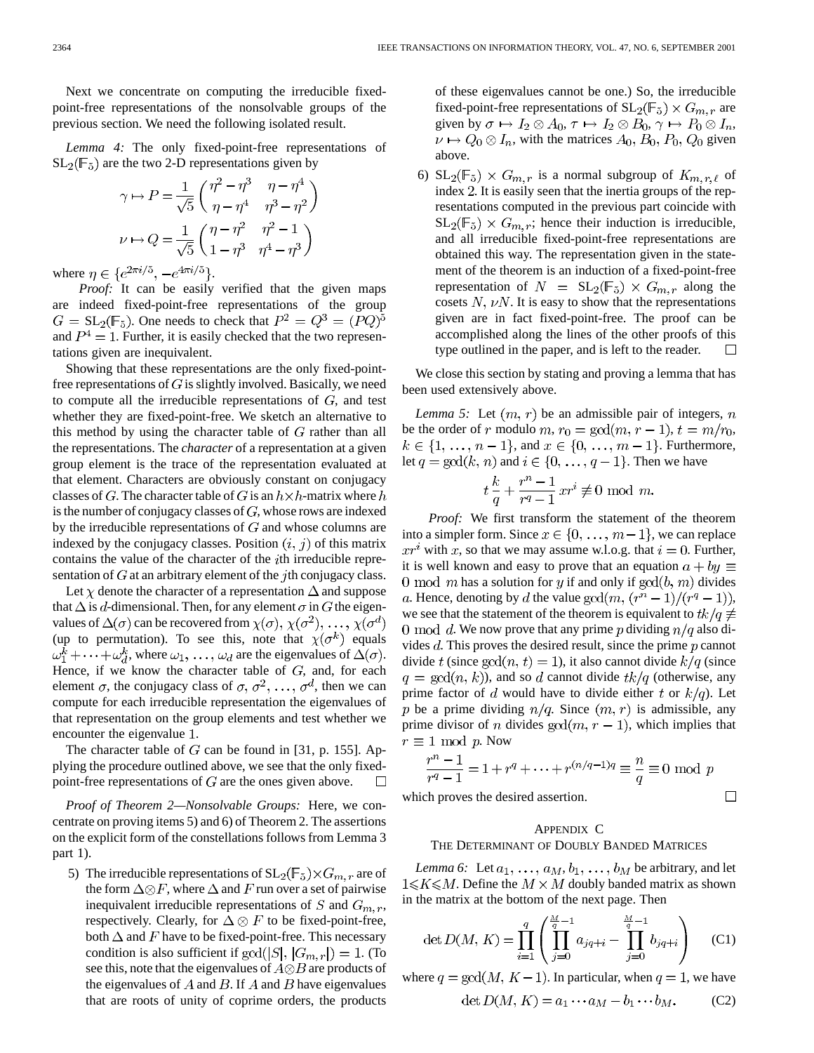Next we concentrate on computing the irreducible fixed-point-free representations of the nonsolvable groups of the previous section. We need the following isolated result.

*Lemma 4:* The only fixed-point-free representations of $SL_2(\mathbb{F}_5)$ are the two 2-D representations given by

$$\gamma \mapsto P = \frac{1}{\sqrt{5}} \begin{pmatrix} \eta^2 - \eta^3 & \eta - \eta^4 \\ \eta - \eta^4 & \eta^3 - \eta^2 \end{pmatrix}$$

$$\nu \mapsto Q = \frac{1}{\sqrt{5}} \begin{pmatrix} \eta - \eta^2 & \eta^2 - 1 \\ 1 - \eta^3 & \eta^4 - \eta^3 \end{pmatrix}$$

where $\eta \in \{e^{2\pi i/5}, -e^{4\pi i/5}\}$.

*Proof:* It can be easily verified that the given maps are indeed fixed-point-free representations of the group $G = SL_2(\mathbb{F}_5)$. One needs to check that $P^2 = Q^3 = (PQ)^5$ and $P^4 = 1$. Further, it is easily checked that the two representations given are inequivalent.

Showing that these representations are the only fixed-point-free representations of $G$ is slightly involved. Basically, we need to compute all the irreducible representations of $G$, and test whether they are fixed-point-free. We sketch an alternative to this method by using the character table of $G$ rather than all the representations. The *character* of a representation at a given group element is the trace of the representation evaluated at that element. Characters are obviously constant on conjugacy classes of $G$. The character table of $G$ is an $h \times h$-matrix where $h$ is the number of conjugacy classes of $G$, whose rows are indexed by the irreducible representations of $G$ and whose columns are indexed by the conjugacy classes. Position $(i, j)$ of this matrix contains the value of the character of the $i$th irreducible representation of $G$ at an arbitrary element of the $j$th conjugacy class.

Let $\chi$ denote the character of a representation $\Delta$ and suppose that $\Delta$ is $d$-dimensional. Then, for any element $\sigma$ in $G$ the eigenvalues of $\Delta(\sigma)$ can be recovered from $\chi(\sigma), \chi(\sigma^2), \ldots, \chi(\sigma^d)$ (up to permutation). To see this, note that $\chi(\sigma^k)$ equals $\omega_1^k + \cdots + \omega_d^k$, where $\omega_1, \ldots, \omega_d$ are the eigenvalues of $\Delta(\sigma)$. Hence, if we know the character table of $G$, and, for each element $\sigma$, the conjugacy class of $\sigma, \sigma^2, \ldots, \sigma^d$, then we can compute for each irreducible representation the eigenvalues of that representation on the group elements and test whether we encounter the eigenvalue 1.

The character table of $G$ can be found in [31, p. 155]. Applying the procedure outlined above, we see that the only fixed-point-free representations of $G$ are the ones given above. $\square$

*Proof of Theorem 2—Nonsolvable Groups:* Here, we concentrate on proving items 5) and 6) of Theorem 2. The assertions on the explicit form of the constellations follows from Lemma 3 part 1).

5) The irreducible representations of $SL_2(\mathbb{F}_5) \times G_{m,r}$ are of the form $\Delta \otimes F$, where $\Delta$ and $F$ run over a set of pairwise inequivalent irreducible representations of $S$ and $G_{m,r}$, respectively. Clearly, for $\Delta \otimes F$ to be fixed-point-free, both $\Delta$ and $F$ have to be fixed-point-free. This necessary condition is also sufficient if $\gcd(|S|, |G_{m,r}|) = 1$. (To see this, note that the eigenvalues of $A \otimes B$ are products of the eigenvalues of $A$ and $B$. If $A$ and $B$ have eigenvalues that are roots of unity of coprime orders, the products of these eigenvalues cannot be one.) So, the irreducible fixed-point-free representations of $SL_2(\mathbb{F}_5) \times G_{m,r}$ are given by $\sigma \mapsto I_2 \otimes A_0$, $\tau \mapsto I_2 \otimes B_0$, $\gamma \mapsto P_0 \otimes I_n$, $\nu \mapsto Q_0 \otimes I_n$, with the matrices $A_0$, $B_0$, $P_0$, $Q_0$ given above.

6) $SL_2(\mathbb{F}_5) \times G_{m,r}$ is a normal subgroup of $K_{m,r,\ell}$ of index 2. It is easily seen that the inertia groups of the representations computed in the previous part coincide with $SL_2(\mathbb{F}_5) \times G_{m,r}$; hence their induction is irreducible, and all irreducible fixed-point-free representations are obtained this way. The representation given in the statement of the theorem is an induction of a fixed-point-free representation of $N = SL_2(\mathbb{F}_5) \times G_{m,r}$ along the cosets $N$, $\nu N$. It is easy to show that the representations given are in fact fixed-point-free. The proof can be accomplished along the lines of the other proofs of this type outlined in the paper, and is left to the reader. $\square$

We close this section by stating and proving a lemma that has been used extensively above.

*Lemma 5:* Let $(m, r)$ be an admissible pair of integers, $n$ be the order of $r$ modulo $m$, $r_0 = \gcd(m, r-1)$, $t = m/r_0$, $k \in \{1, \ldots, n-1\}$, and $x \in \{0, \ldots, m-1\}$. Furthermore, let $q = \gcd(k, n)$ and $i \in \{0, \ldots, q-1\}$. Then we have

$$t\frac{k}{q} + \frac{r^n - 1}{r^q - 1} x r^i \not\equiv 0 \bmod m.$$

*Proof:* We first transform the statement of the theorem into a simpler form. Since $x \in \{0, \ldots, m-1\}$, we can replace $xr^i$ with $x$, so that we may assume w.l.o.g. that $i = 0$. Further, it is well known and easy to prove that an equation $a + by \equiv 0 \bmod m$ has a solution for $y$ if and only if $\gcd(b, m)$ divides $a$. Hence, denoting by $d$ the value $\gcd(m, (r^n - 1)/(r^q - 1))$, we see that the statement of the theorem is equivalent to $tk/q \not\equiv 0 \bmod d$. We now prove that any prime $p$ dividing $n/q$ also divides $d$. This proves the desired result, since the prime $p$ cannot divide $t$ (since $\gcd(n, t) = 1$), it also cannot divide $k/q$ (since $q = \gcd(n, k)$), and so $d$ cannot divide $tk/q$ (otherwise, any prime factor of $d$ would have to divide either $t$ or $k/q$). Let $p$ be a prime dividing $n/q$. Since $(m, r)$ is admissible, any prime divisor of $n$ divides $\gcd(m, r-1)$, which implies that $r \equiv 1 \bmod p$. Now

$$\frac{r^n - 1}{r^q - 1} = 1 + r^q + \cdots + r^{(n/q-1)q} \equiv \frac{n}{q} \equiv 0 \bmod p$$

which proves the desired assertion. $\square$

## Appendix C
## The Determinant of Doubly Banded Matrices

*Lemma 6:* Let $a_1, \ldots, a_M, b_1, \ldots, b_M$ be arbitrary, and let $1 \leqslant K \leqslant M$. Define the $M \times M$ doubly banded matrix as shown in the matrix at the bottom of the next page. Then

$$\det D(M, K) = \prod_{i=1}^{q} \left( \prod_{j=0}^{\frac{M}{q}-1} a_{jq+i} - \prod_{j=0}^{\frac{M}{q}-1} b_{jq+i} \right) \tag{C1}$$

where $q = \gcd(M, K-1)$. In particular, when $q = 1$, we have

$$\det D(M, K) = a_1 \cdots a_M - b_1 \cdots b_M. \tag{C2}$$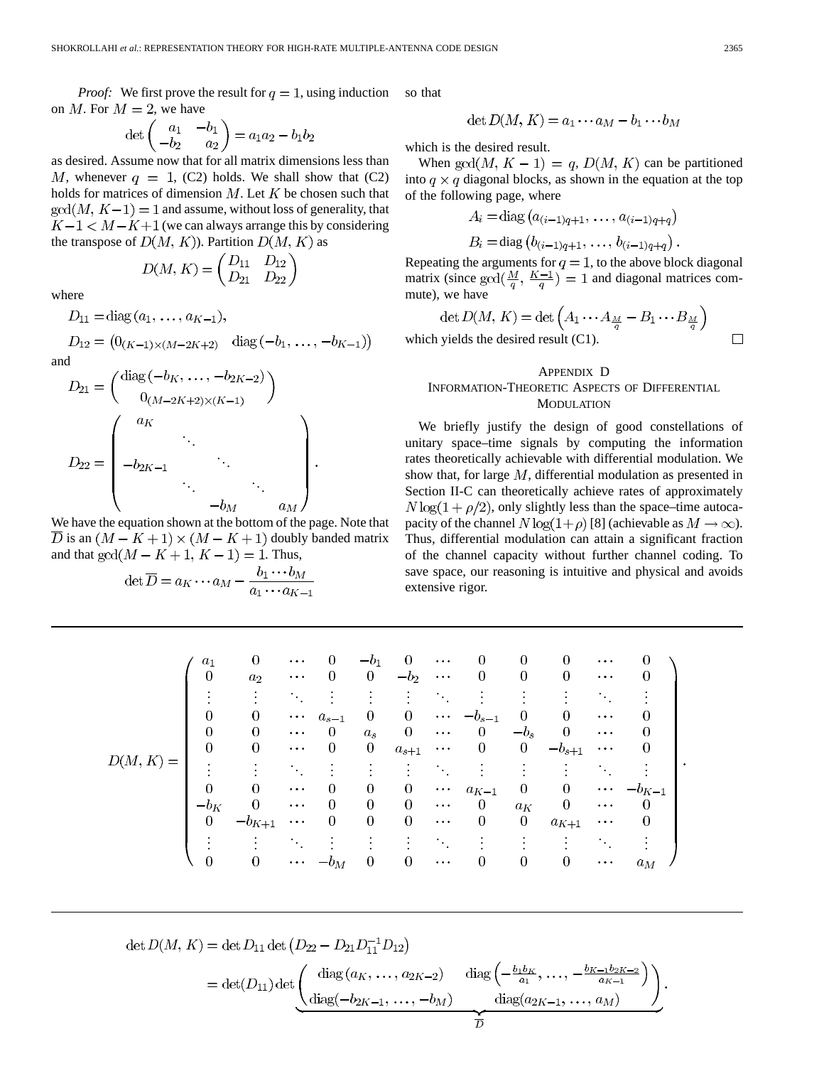*Proof:* We first prove the result for $q = 1$, using induction on $M$. For $M = 2$, we have

$$\det \begin{pmatrix} a_1 & -b_1 \\ -b_2 & a_2 \end{pmatrix} = a_1 a_2 - b_1 b_2$$

as desired. Assume now that for all matrix dimensions less than $M$, whenever $q = 1$, (C2) holds. We shall show that (C2) holds for matrices of dimension $M$. Let $K$ be chosen such that $\gcd(M, K-1) = 1$ and assume, without loss of generality, that $K-1 < M-K+1$ (we can always arrange this by considering the transpose of $D(M, K)$). Partition $D(M, K)$ as

$$D(M, K) = \begin{pmatrix} D_{11} & D_{12} \\ D_{21} & D_{22} \end{pmatrix}$$

where

$$D_{11} = \text{diag}\,(a_1, \ldots, a_{K-1}),$$

$$D_{12} = \begin{pmatrix} 0_{(K-1)\times(M-2K+2)} & \text{diag}\,(-b_1, \ldots, -b_{K-1}) \end{pmatrix}$$

and

$$D_{21} = \begin{pmatrix} \text{diag}\,(-b_K, \ldots, -b_{2K-2}) \\ 0_{(M-2K+2)\times(K-1)} \end{pmatrix}$$

$$D_{22} = \begin{pmatrix} a_K & & & & \\ & \ddots & & & \\ -b_{2K-1} & & \ddots & & \\ & \ddots & & \ddots & \\ & & -b_M & & a_M \end{pmatrix}.$$

We have the equation shown at the bottom of the page. Note that $\overline{D}$ is an $(M-K+1)\times(M-K+1)$ doubly banded matrix and that $\gcd(M-K+1, K-1) = 1$. Thus,

$$\det \overline{D} = a_K \cdots a_M - \frac{b_1 \cdots b_M}{a_1 \cdots a_{K-1}}$$

so that

$$\det D(M, K) = a_1 \cdots a_M - b_1 \cdots b_M$$

which is the desired result.

When $\gcd(M, K-1) = q$, $D(M, K)$ can be partitioned into $q \times q$ diagonal blocks, as shown in the equation at the top of the following page, where

$$A_i = \text{diag}\left(a_{(i-1)q+1}, \ldots, a_{(i-1)q+q}\right)$$

$$B_i = \text{diag}\left(b_{(i-1)q+1}, \ldots, b_{(i-1)q+q}\right).$$

Repeating the arguments for $q = 1$, to the above block diagonal matrix (since $\gcd(\frac{M}{q}, \frac{K-1}{q}) = 1$ and diagonal matrices commute), we have

$$\det D(M, K) = \det\left(A_1 \cdots A_{\frac{M}{q}} - B_1 \cdots B_{\frac{M}{q}}\right)$$

which yields the desired result (C1). □

## Appendix D
## Information-Theoretic Aspects of Differential Modulation

We briefly justify the design of good constellations of unitary space–time signals by computing the information rates theoretically achievable with differential modulation. We show that, for large $M$, differential modulation as presented in Section II-C can theoretically achieve rates of approximately $N \log(1 + \rho/2)$, only slightly less than the space–time autocapacity of the channel $N \log(1+\rho)$ [8] (achievable as $M \to \infty$). Thus, differential modulation can attain a significant fraction of the channel capacity without further channel coding. To save space, our reasoning is intuitive and physical and avoids extensive rigor.

---

$$D(M,K) = \begin{pmatrix}
a_1 & 0 & \cdots & 0 & -b_1 & 0 & \cdots & 0 & 0 & 0 & \cdots & 0 \\
0 & a_2 & \cdots & 0 & 0 & -b_2 & \cdots & 0 & 0 & 0 & \cdots & 0 \\
\vdots & \vdots & \ddots & \vdots & \vdots & \vdots & \ddots & \vdots & \vdots & \vdots & \ddots & \vdots \\
0 & 0 & \cdots & a_{s-1} & 0 & 0 & \cdots & -b_{s-1} & 0 & 0 & \cdots & 0 \\
0 & 0 & \cdots & 0 & a_s & 0 & \cdots & 0 & -b_s & 0 & \cdots & 0 \\
0 & 0 & \cdots & 0 & 0 & a_{s+1} & \cdots & 0 & 0 & -b_{s+1} & \cdots & 0 \\
\vdots & \vdots & \ddots & \vdots & \vdots & \vdots & \ddots & \vdots & \vdots & \vdots & \ddots & \vdots \\
0 & 0 & \cdots & 0 & 0 & 0 & \cdots & a_{K-1} & 0 & 0 & \cdots & -b_{K-1} \\
-b_K & 0 & \cdots & 0 & 0 & 0 & \cdots & 0 & a_K & 0 & \cdots & 0 \\
0 & -b_{K+1} & \cdots & 0 & 0 & 0 & \cdots & 0 & 0 & a_{K+1} & \cdots & 0 \\
\vdots & \vdots & \ddots & \vdots & \vdots & \vdots & \ddots & \vdots & \vdots & \vdots & \ddots & \vdots \\
0 & 0 & \cdots & -b_M & 0 & 0 & \cdots & 0 & 0 & 0 & \cdots & a_M
\end{pmatrix}.$$

---

$$\det D(M, K) = \det D_{11} \det\left(D_{22} - D_{21} D_{11}^{-1} D_{12}\right)$$

$$= \det(D_{11}) \det \underbrace{\begin{pmatrix} \text{diag}\,(a_K, \ldots, a_{2K-2}) & \text{diag}\left(-\frac{b_1 b_K}{a_1}, \ldots, -\frac{b_{K-1} b_{2K-2}}{a_{K-1}}\right) \\ \text{diag}(-b_{2K-1}, \ldots, -b_M) & \text{diag}(a_{2K-1}, \ldots, a_M) \end{pmatrix}}_{\overline{D}}.$$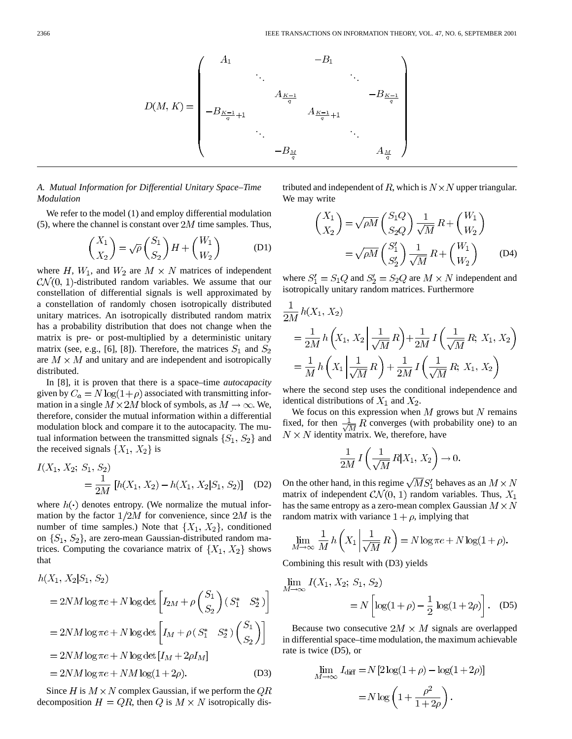$$
D(M, K) = \begin{pmatrix} A_1 & & & -B_1 & & \\ & \ddots & & & \ddots & \\ & & A_{\frac{K-1}{q}} & & & -B_{\frac{K-1}{q}} \\ -B_{\frac{K-1}{q}+1} & & & A_{\frac{K-1}{q}+1} & & \\ & \ddots & & & \ddots & \\ & & -B_{\frac{M}{q}} & & & A_{\frac{M}{q}} \end{pmatrix}
$$

### A. Mutual Information for Differential Unitary Space–Time Modulation

We refer to the model (1) and employ differential modulation (5), where the channel is constant over $2M$ time samples. Thus,

$$
\begin{pmatrix} X_1 \\ X_2 \end{pmatrix} = \sqrt{\rho} \begin{pmatrix} S_1 \\ S_2 \end{pmatrix} H + \begin{pmatrix} W_1 \\ W_2 \end{pmatrix} \tag{D1}
$$

where $H$, $W_1$, and $W_2$ are $M \times N$ matrices of independent $\mathcal{CN}(0, 1)$-distributed random variables. We assume that our constellation of differential signals is well approximated by a constellation of randomly chosen isotropically distributed unitary matrices. An isotropically distributed random matrix has a probability distribution that does not change when the matrix is pre- or post-multiplied by a deterministic unitary matrix (see, e.g., [6], [8]). Therefore, the matrices $S_1$ and $S_2$ are $M \times M$ and unitary and are independent and isotropically distributed.

In [8], it is proven that there is a space–time *autocapacity* given by $C_a = N \log(1+\rho)$ associated with transmitting information in a single $M \times 2M$ block of symbols, as $M \to \infty$. We, therefore, consider the mutual information within a differential modulation block and compare it to the autocapacity. The mutual information between the transmitted signals $\{S_1, S_2\}$ and the received signals $\{X_1, X_2\}$ is

$$
I(X_1, X_2;\, S_1, S_2) = \frac{1}{2M}\left[h(X_1, X_2) - h(X_1, X_2 | S_1, S_2)\right] \tag{D2}
$$

where $h(\cdot)$ denotes entropy. (We normalize the mutual information by the factor $1/2M$ for convenience, since $2M$ is the number of time samples.) Note that $\{X_1, X_2\}$, conditioned on $\{S_1, S_2\}$, are zero-mean Gaussian-distributed random matrices. Computing the covariance matrix of $\{X_1, X_2\}$ shows that

$$
\begin{aligned}
h(X_1, X_2 | S_1, S_2) &= 2NM \log \pi e + N \log\det\left[I_{2M} + \rho \begin{pmatrix} S_1 \\ S_2 \end{pmatrix} (S_1^* \quad S_2^*)\right] \\
&= 2NM \log \pi e + N \log\det\left[I_M + \rho (S_1^* \quad S_2^*) \begin{pmatrix} S_1 \\ S_2 \end{pmatrix}\right] \\
&= 2NM \log \pi e + N \log\det\left[I_M + 2\rho I_M\right] \\
&= 2NM \log \pi e + NM \log(1 + 2\rho).
\end{aligned} \tag{D3}
$$

Since $H$ is $M \times N$ complex Gaussian, if we perform the $QR$ decomposition $H = QR$, then $Q$ is $M \times N$ isotropically distributed and independent of $R$, which is $N \times N$ upper triangular. We may write

$$
\begin{aligned}
\begin{pmatrix} X_1 \\ X_2 \end{pmatrix} &= \sqrt{\rho M} \begin{pmatrix} S_1 Q \\ S_2 Q \end{pmatrix} \frac{1}{\sqrt{M}} R + \begin{pmatrix} W_1 \\ W_2 \end{pmatrix} \\
&= \sqrt{\rho M} \begin{pmatrix} S_1' \\ S_2' \end{pmatrix} \frac{1}{\sqrt{M}} R + \begin{pmatrix} W_1 \\ W_2 \end{pmatrix}
\end{aligned} \tag{D4}
$$

where $S_1' = S_1 Q$ and $S_2' = S_2 Q$ are $M \times N$ independent and isotropically unitary random matrices. Furthermore

$$
\begin{aligned}
\frac{1}{2M} h(X_1, X_2) &= \frac{1}{2M} h\left(X_1, X_2 \,\middle|\, \frac{1}{\sqrt{M}} R\right) + \frac{1}{2M} I\left(\frac{1}{\sqrt{M}} R;\, X_1, X_2\right) \\
&= \frac{1}{M} h\left(X_1 \,\middle|\, \frac{1}{\sqrt{M}} R\right) + \frac{1}{2M} I\left(\frac{1}{\sqrt{M}} R;\, X_1, X_2\right)
\end{aligned}
$$

where the second step uses the conditional independence and identical distributions of $X_1$ and $X_2$.

We focus on this expression when $M$ grows but $N$ remains fixed, for then $\frac{1}{\sqrt{M}} R$ converges (with probability one) to an $N \times N$ identity matrix. We, therefore, have

$$
\frac{1}{2M} I\left(\frac{1}{\sqrt{M}} R | X_1, X_2\right) \to 0.
$$

On the other hand, in this regime $\sqrt{M} S_1'$ behaves as an $M \times N$ matrix of independent $\mathcal{CN}(0, 1)$ random variables. Thus, $X_1$ has the same entropy as a zero-mean complex Gaussian $M \times N$ random matrix with variance $1 + \rho$, implying that

$$
\lim_{M \to \infty} \frac{1}{M} h\left(X_1 \,\middle|\, \frac{1}{\sqrt{M}} R\right) = N \log \pi e + N \log(1 + \rho).
$$

Combining this result with (D3) yields

$$
\lim_{M \to \infty} I(X_1, X_2;\, S_1, S_2) = N\left[\log(1+\rho) - \frac{1}{2}\log(1 + 2\rho)\right]. \tag{D5}
$$

Because two consecutive $2M \times M$ signals are overlapped in differential space–time modulation, the maximum achievable rate is twice (D5), or

$$
\begin{aligned}
\lim_{M \to \infty} I_{\text{diff}} &= N\left[2\log(1+\rho) - \log(1+2\rho)\right] \\
&= N \log\left(1 + \frac{\rho^2}{1 + 2\rho}\right).
\end{aligned}
$$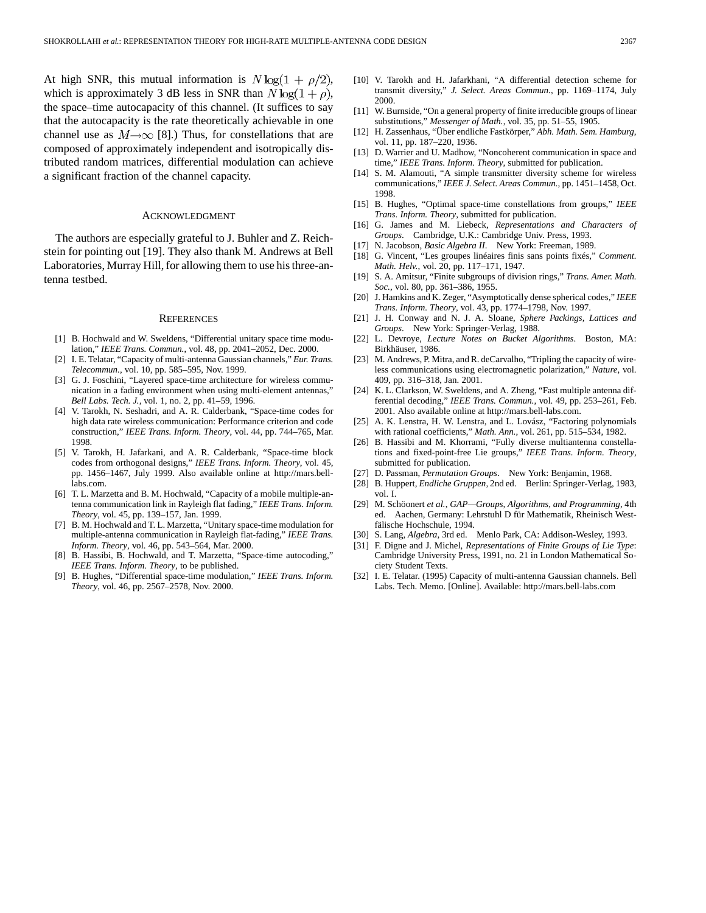At high SNR, this mutual information is $N \log(1+\rho/2)$, which is approximately 3 dB less in SNR than $N \log(1+\rho)$, the space–time autocapacity of this channel. (It suffices to say that the autocapacity is the rate theoretically achievable in one channel use as $M \to \infty$ [8].) Thus, for constellations that are composed of approximately independent and isotropically distributed random matrices, differential modulation can achieve a significant fraction of the channel capacity.

## ACKNOWLEDGMENT

The authors are especially grateful to J. Buhler and Z. Reichstein for pointing out [19]. They also thank M. Andrews at Bell Laboratories, Murray Hill, for allowing them to use his three-antenna testbed.

## REFERENCES

[1] B. Hochwald and W. Sweldens, "Differential unitary space time modulation," *IEEE Trans. Commun.*, vol. 48, pp. 2041–2052, Dec. 2000.

[2] I. E. Telatar, "Capacity of multi-antenna Gaussian channels," *Eur. Trans. Telecommun.*, vol. 10, pp. 585–595, Nov. 1999.

[3] G. J. Foschini, "Layered space-time architecture for wireless communication in a fading environment when using multi-element antennas," *Bell Labs. Tech. J.*, vol. 1, no. 2, pp. 41–59, 1996.

[4] V. Tarokh, N. Seshadri, and A. R. Calderbank, "Space-time codes for high data rate wireless communication: Performance criterion and code construction," *IEEE Trans. Inform. Theory*, vol. 44, pp. 744–765, Mar. 1998.

[5] V. Tarokh, H. Jafarkani, and A. R. Calderbank, "Space-time block codes from orthogonal designs," *IEEE Trans. Inform. Theory*, vol. 45, pp. 1456–1467, July 1999. Also available online at http://mars.bell-labs.com.

[6] T. L. Marzetta and B. M. Hochwald, "Capacity of a mobile multiple-antenna communication link in Rayleigh flat fading," *IEEE Trans. Inform. Theory*, vol. 45, pp. 139–157, Jan. 1999.

[7] B. M. Hochwald and T. L. Marzetta, "Unitary space-time modulation for multiple-antenna communication in Rayleigh flat-fading," *IEEE Trans. Inform. Theory*, vol. 46, pp. 543–564, Mar. 2000.

[8] B. Hassibi, B. Hochwald, and T. Marzetta, "Space-time autocoding," *IEEE Trans. Inform. Theory*, to be published.

[9] B. Hughes, "Differential space-time modulation," *IEEE Trans. Inform. Theory*, vol. 46, pp. 2567–2578, Nov. 2000.

[10] V. Tarokh and H. Jafarkhani, "A differential detection scheme for transmit diversity," *J. Select. Areas Commun.*, pp. 1169–1174, July 2000.

[11] W. Burnside, "On a general property of finite irreducible groups of linear substitutions," *Messenger of Math.*, vol. 35, pp. 51–55, 1905.

[12] H. Zassenhaus, "Über endliche Fastkörper," *Abh. Math. Sem. Hamburg*, vol. 11, pp. 187–220, 1936.

[13] D. Warrier and U. Madhow, "Noncoherent communication in space and time," *IEEE Trans. Inform. Theory*, submitted for publication.

[14] S. M. Alamouti, "A simple transmitter diversity scheme for wireless communications," *IEEE J. Select. Areas Commun.*, pp. 1451–1458, Oct. 1998.

[15] B. Hughes, "Optimal space-time constellations from groups," *IEEE Trans. Inform. Theory*, submitted for publication.

[16] G. James and M. Liebeck, *Representations and Characters of Groups*. Cambridge, U.K.: Cambridge Univ. Press, 1993.

[17] N. Jacobson, *Basic Algebra II*. New York: Freeman, 1989.

[18] G. Vincent, "Les groupes linéaires finis sans points fixés," *Comment. Math. Helv.*, vol. 20, pp. 117–171, 1947.

[19] S. A. Amitsur, "Finite subgroups of division rings," *Trans. Amer. Math. Soc.*, vol. 80, pp. 361–386, 1955.

[20] J. Hamkins and K. Zeger, "Asymptotically dense spherical codes," *IEEE Trans. Inform. Theory*, vol. 43, pp. 1774–1798, Nov. 1997.

[21] J. H. Conway and N. J. A. Sloane, *Sphere Packings, Lattices and Groups*. New York: Springer-Verlag, 1988.

[22] L. Devroye, *Lecture Notes on Bucket Algorithms*. Boston, MA: Birkhäuser, 1986.

[23] M. Andrews, P. Mitra, and R. deCarvalho, "Tripling the capacity of wireless communications using electromagnetic polarization," *Nature*, vol. 409, pp. 316–318, Jan. 2001.

[24] K. L. Clarkson, W. Sweldens, and A. Zheng, "Fast multiple antenna differential decoding," *IEEE Trans. Commun.*, vol. 49, pp. 253–261, Feb. 2001. Also available online at http://mars.bell-labs.com.

[25] A. K. Lenstra, H. W. Lenstra, and L. Lovász, "Factoring polynomials with rational coefficients," *Math. Ann.*, vol. 261, pp. 515–534, 1982.

[26] B. Hassibi and M. Khorrami, "Fully diverse multiantenna constellations and fixed-point-free Lie groups," *IEEE Trans. Inform. Theory*, submitted for publication.

[27] D. Passman, *Permutation Groups*. New York: Benjamin, 1968.

[28] B. Huppert, *Endliche Gruppen*, 2nd ed. Berlin: Springer-Verlag, 1983, vol. I.

[29] M. Schöonert *et al.*, *GAP—Groups, Algorithms, and Programming*, 4th ed. Aachen, Germany: Lehrstuhl D für Mathematik, Rheinisch Westfälische Hochschule, 1994.

[30] S. Lang, *Algebra*, 3rd ed. Menlo Park, CA: Addison-Wesley, 1993.

[31] F. Digne and J. Michel, *Representations of Finite Groups of Lie Type*: Cambridge University Press, 1991, no. 21 in London Mathematical Society Student Texts.

[32] I. E. Telatar. (1995) Capacity of multi-antenna Gaussian channels. Bell Labs. Tech. Memo. [Online]. Available: http://mars.bell-labs.com